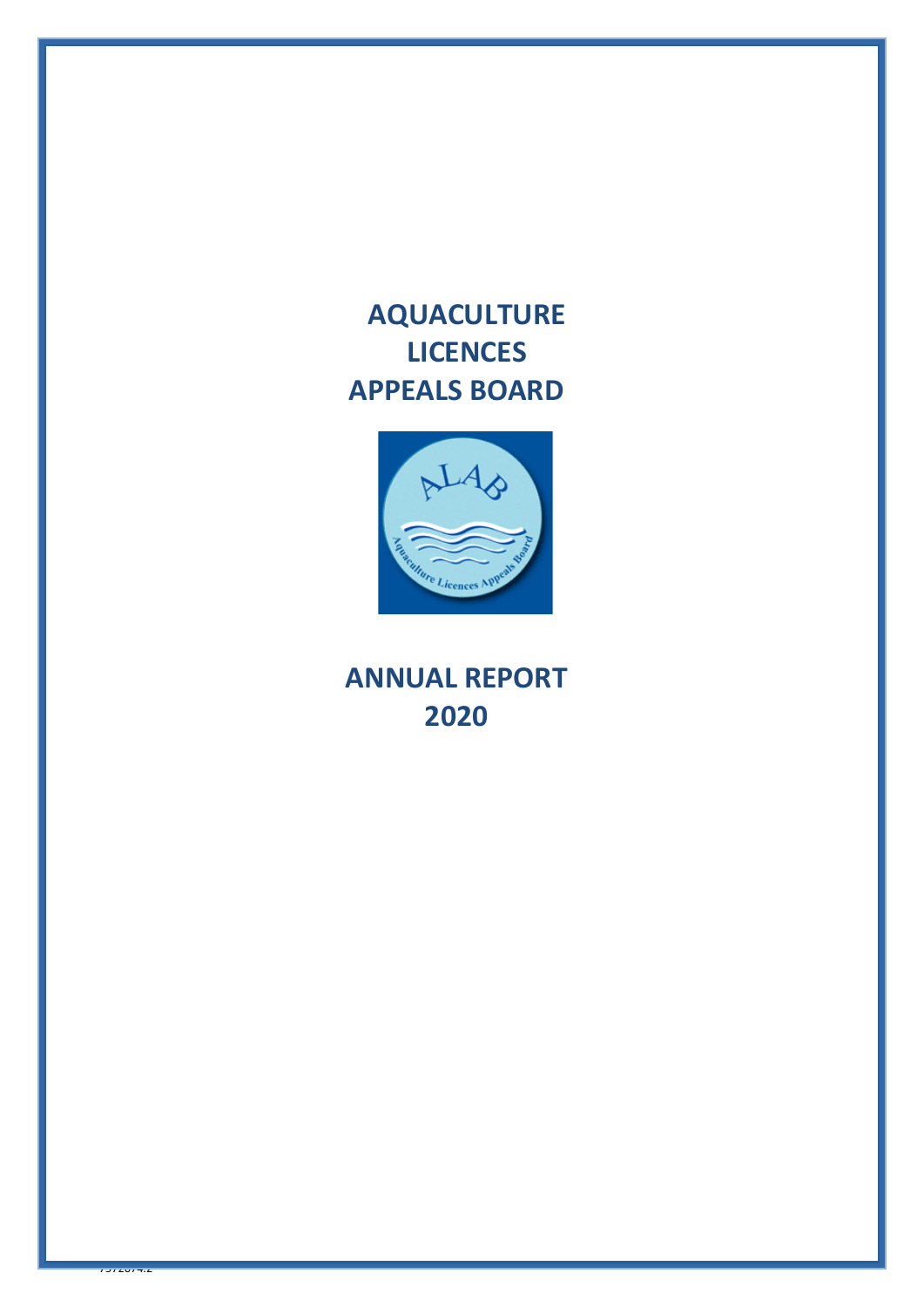# AQUACULTURE LICENCES APPEALS BOARD

# ANNUAL REPORT 2020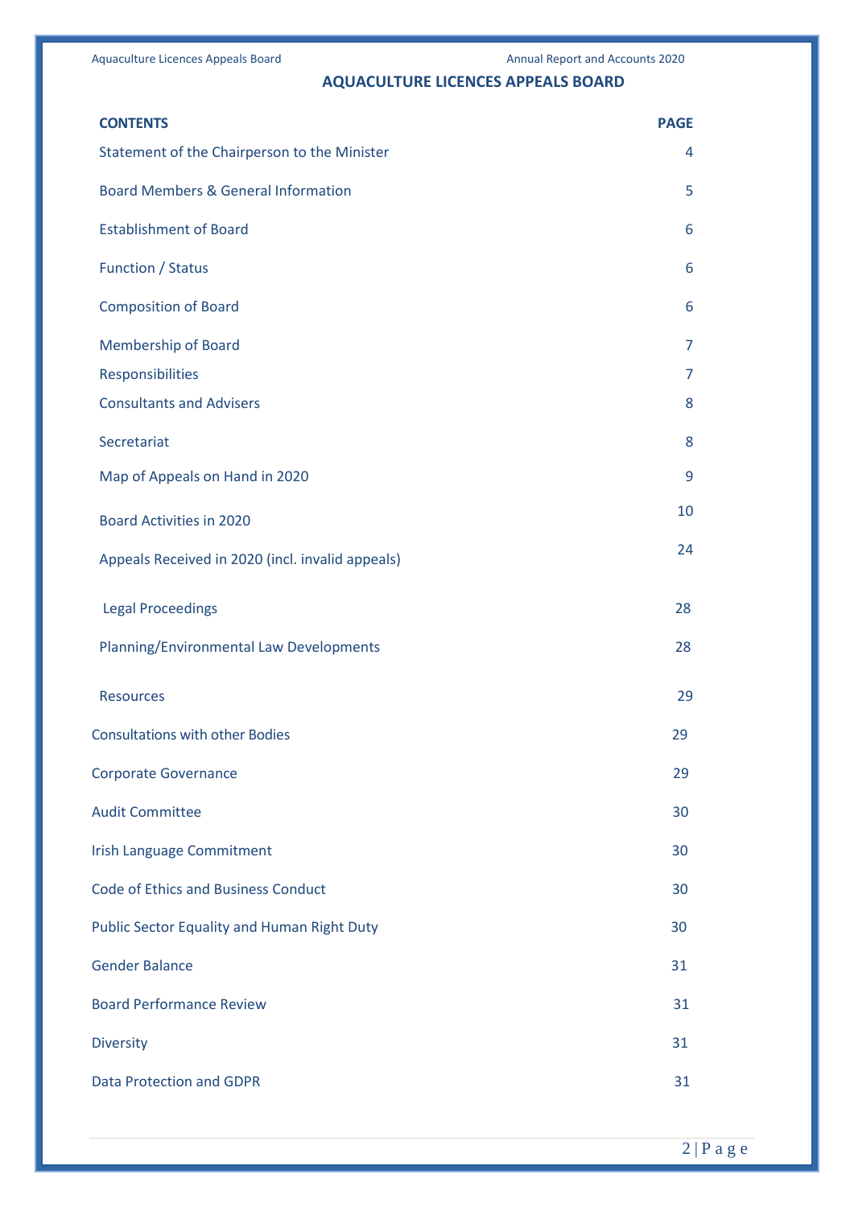# AQUACULTURE LICENCES APPEALS BOARD

| CONTENTS | PAGE |
|---|---|
| Statement of the Chairperson to the Minister | 4 |
| Board Members & General Information | 5 |
| Establishment of Board | 6 |
| Function / Status | 6 |
| Composition of Board | 6 |
| Membership of Board | 7 |
| Responsibilities | 7 |
| Consultants and Advisers | 8 |
| Secretariat | 8 |
| Map of Appeals on Hand in 2020 | 9 |
| Board Activities in 2020 | 10 |
| Appeals Received in 2020 (incl. invalid appeals) | 24 |
| Legal Proceedings | 28 |
| Planning/Environmental Law Developments | 28 |
| Resources | 29 |
| Consultations with other Bodies | 29 |
| Corporate Governance | 29 |
| Audit Committee | 30 |
| Irish Language Commitment | 30 |
| Code of Ethics and Business Conduct | 30 |
| Public Sector Equality and Human Right Duty | 30 |
| Gender Balance | 31 |
| Board Performance Review | 31 |
| Diversity | 31 |
| Data Protection and GDPR | 31 |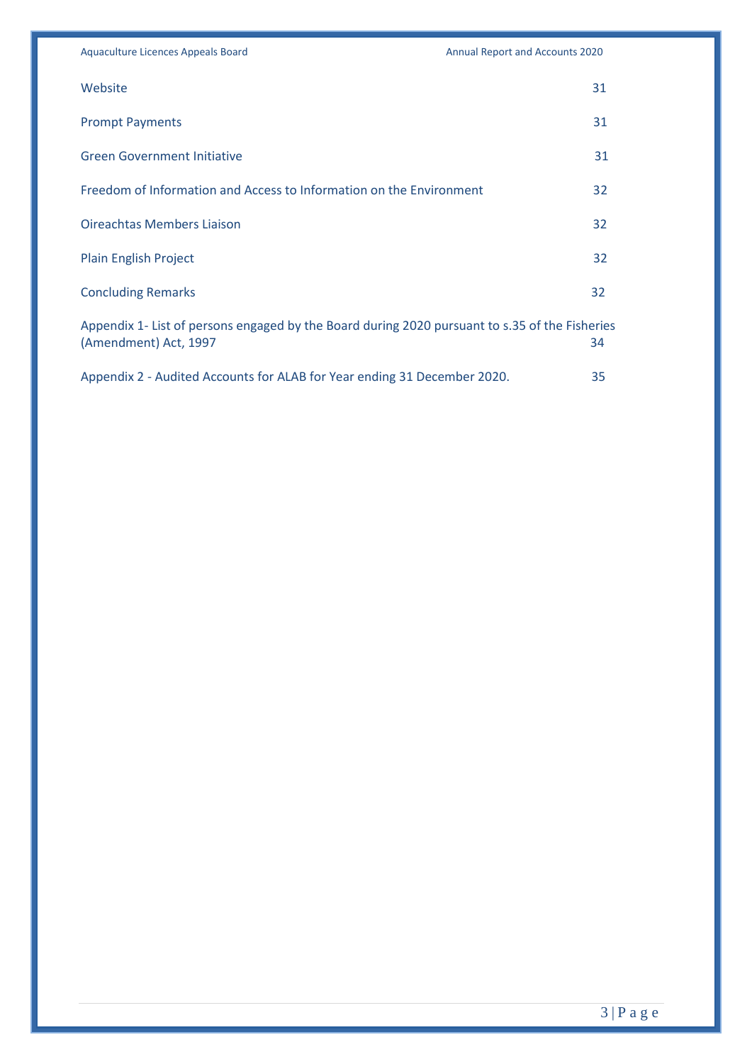| | |
|---|---|
| Website | 31 |
| Prompt Payments | 31 |
| Green Government Initiative | 31 |
| Freedom of Information and Access to Information on the Environment | 32 |
| Oireachtas Members Liaison | 32 |
| Plain English Project | 32 |
| Concluding Remarks | 32 |
| Appendix 1- List of persons engaged by the Board during 2020 pursuant to s.35 of the Fisheries (Amendment) Act, 1997 | 34 |
| Appendix 2 - Audited Accounts for ALAB for Year ending 31 December 2020. | 35 |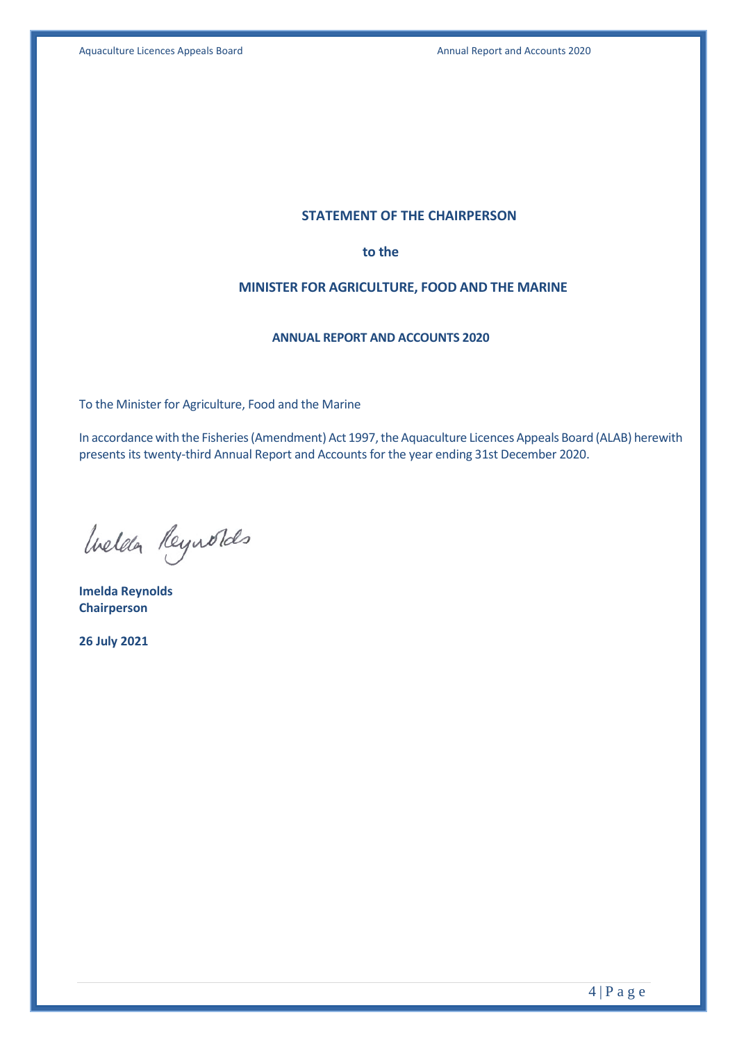## STATEMENT OF THE CHAIRPERSON

**to the**

## MINISTER FOR AGRICULTURE, FOOD AND THE MARINE

### ANNUAL REPORT AND ACCOUNTS 2020

To the Minister for Agriculture, Food and the Marine

In accordance with the Fisheries (Amendment) Act 1997, the Aquaculture Licences Appeals Board (ALAB) herewith presents its twenty-third Annual Report and Accounts for the year ending 31st December 2020.

Imelda Reynolds

**Imelda Reynolds**
**Chairperson**

**26 July 2021**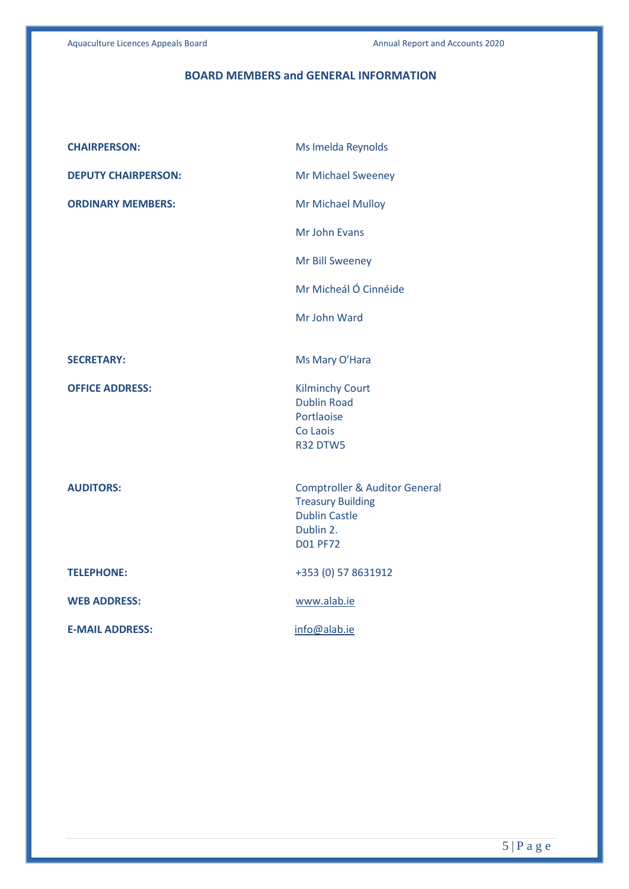## BOARD MEMBERS and GENERAL INFORMATION

| | |
|---|---|
| **CHAIRPERSON:** | Ms Imelda Reynolds |
| **DEPUTY CHAIRPERSON:** | Mr Michael Sweeney |
| **ORDINARY MEMBERS:** | Mr Michael Mulloy |
| | Mr John Evans |
| | Mr Bill Sweeney |
| | Mr Micheál Ó Cinnéide |
| | Mr John Ward |
| **SECRETARY:** | Ms Mary O'Hara |
| **OFFICE ADDRESS:** | Kilminchy Court<br>Dublin Road<br>Portlaoise<br>Co Laois<br>R32 DTW5 |
| **AUDITORS:** | Comptroller & Auditor General<br>Treasury Building<br>Dublin Castle<br>Dublin 2.<br>D01 PF72 |
| **TELEPHONE:** | +353 (0) 57 8631912 |
| **WEB ADDRESS:** | www.alab.ie |
| **E-MAIL ADDRESS:** | info@alab.ie |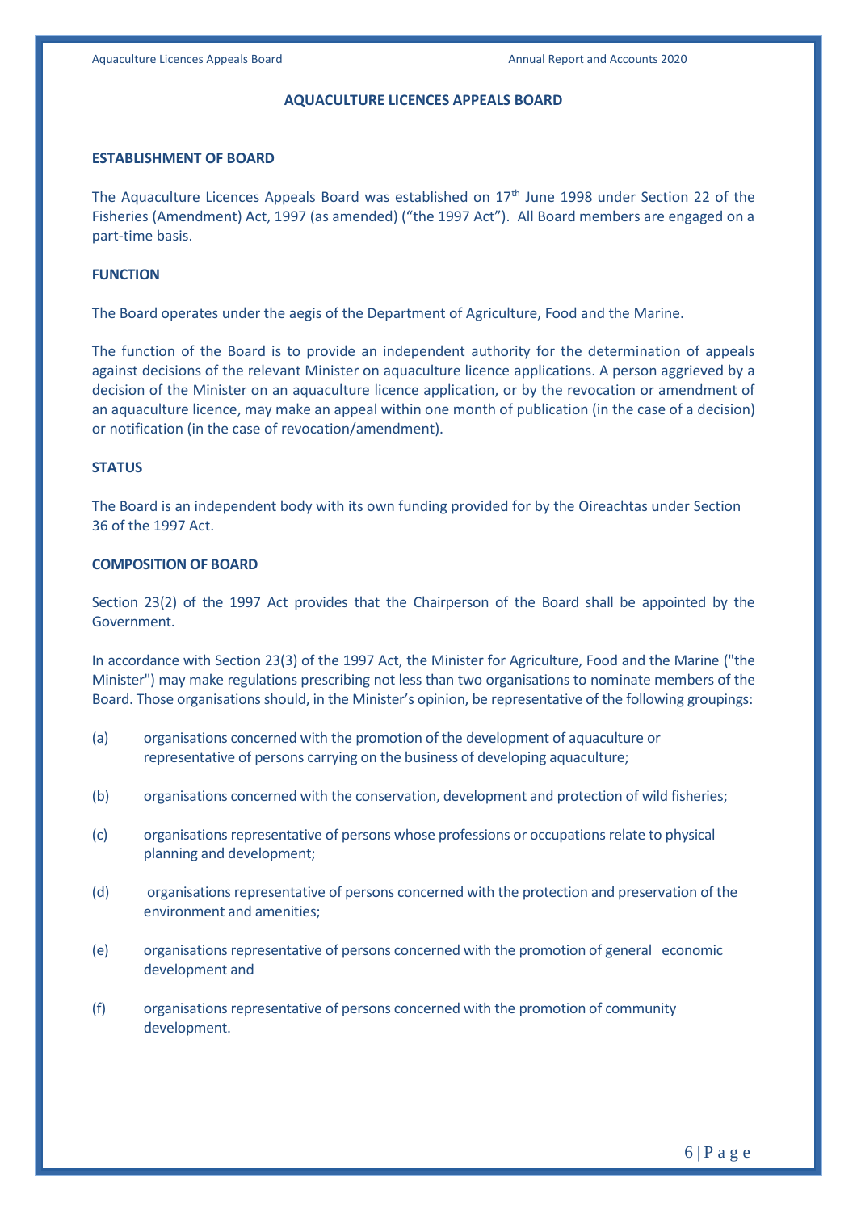# AQUACULTURE LICENCES APPEALS BOARD

## ESTABLISHMENT OF BOARD

The Aquaculture Licences Appeals Board was established on 17th June 1998 under Section 22 of the Fisheries (Amendment) Act, 1997 (as amended) ("the 1997 Act"). All Board members are engaged on a part-time basis.

## FUNCTION

The Board operates under the aegis of the Department of Agriculture, Food and the Marine.

The function of the Board is to provide an independent authority for the determination of appeals against decisions of the relevant Minister on aquaculture licence applications. A person aggrieved by a decision of the Minister on an aquaculture licence application, or by the revocation or amendment of an aquaculture licence, may make an appeal within one month of publication (in the case of a decision) or notification (in the case of revocation/amendment).

## STATUS

The Board is an independent body with its own funding provided for by the Oireachtas under Section 36 of the 1997 Act.

## COMPOSITION OF BOARD

Section 23(2) of the 1997 Act provides that the Chairperson of the Board shall be appointed by the Government.

In accordance with Section 23(3) of the 1997 Act, the Minister for Agriculture, Food and the Marine ("the Minister") may make regulations prescribing not less than two organisations to nominate members of the Board. Those organisations should, in the Minister's opinion, be representative of the following groupings:

(a) organisations concerned with the promotion of the development of aquaculture or representative of persons carrying on the business of developing aquaculture;

(b) organisations concerned with the conservation, development and protection of wild fisheries;

(c) organisations representative of persons whose professions or occupations relate to physical planning and development;

(d) organisations representative of persons concerned with the protection and preservation of the environment and amenities;

(e) organisations representative of persons concerned with the promotion of general economic development and

(f) organisations representative of persons concerned with the promotion of community development.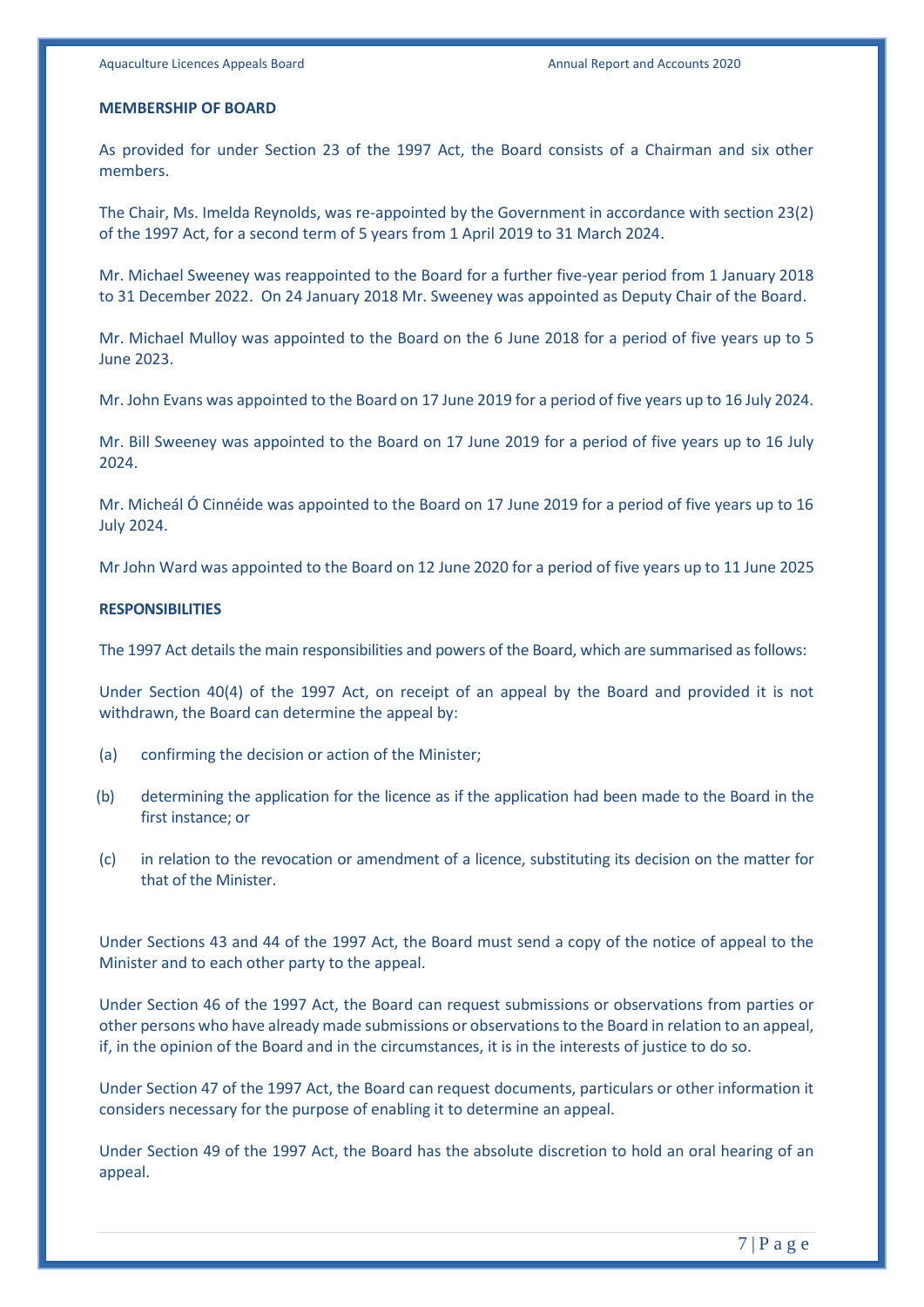**MEMBERSHIP OF BOARD**

As provided for under Section 23 of the 1997 Act, the Board consists of a Chairman and six other members.

The Chair, Ms. Imelda Reynolds, was re-appointed by the Government in accordance with section 23(2) of the 1997 Act, for a second term of 5 years from 1 April 2019 to 31 March 2024.

Mr. Michael Sweeney was reappointed to the Board for a further five-year period from 1 January 2018 to 31 December 2022. On 24 January 2018 Mr. Sweeney was appointed as Deputy Chair of the Board.

Mr. Michael Mulloy was appointed to the Board on the 6 June 2018 for a period of five years up to 5 June 2023.

Mr. John Evans was appointed to the Board on 17 June 2019 for a period of five years up to 16 July 2024.

Mr. Bill Sweeney was appointed to the Board on 17 June 2019 for a period of five years up to 16 July 2024.

Mr. Micheál Ó Cinnéide was appointed to the Board on 17 June 2019 for a period of five years up to 16 July 2024.

Mr John Ward was appointed to the Board on 12 June 2020 for a period of five years up to 11 June 2025

**RESPONSIBILITIES**

The 1997 Act details the main responsibilities and powers of the Board, which are summarised as follows:

Under Section 40(4) of the 1997 Act, on receipt of an appeal by the Board and provided it is not withdrawn, the Board can determine the appeal by:

(a) confirming the decision or action of the Minister;

(b) determining the application for the licence as if the application had been made to the Board in the first instance; or

(c) in relation to the revocation or amendment of a licence, substituting its decision on the matter for that of the Minister.

Under Sections 43 and 44 of the 1997 Act, the Board must send a copy of the notice of appeal to the Minister and to each other party to the appeal.

Under Section 46 of the 1997 Act, the Board can request submissions or observations from parties or other persons who have already made submissions or observations to the Board in relation to an appeal, if, in the opinion of the Board and in the circumstances, it is in the interests of justice to do so.

Under Section 47 of the 1997 Act, the Board can request documents, particulars or other information it considers necessary for the purpose of enabling it to determine an appeal.

Under Section 49 of the 1997 Act, the Board has the absolute discretion to hold an oral hearing of an appeal.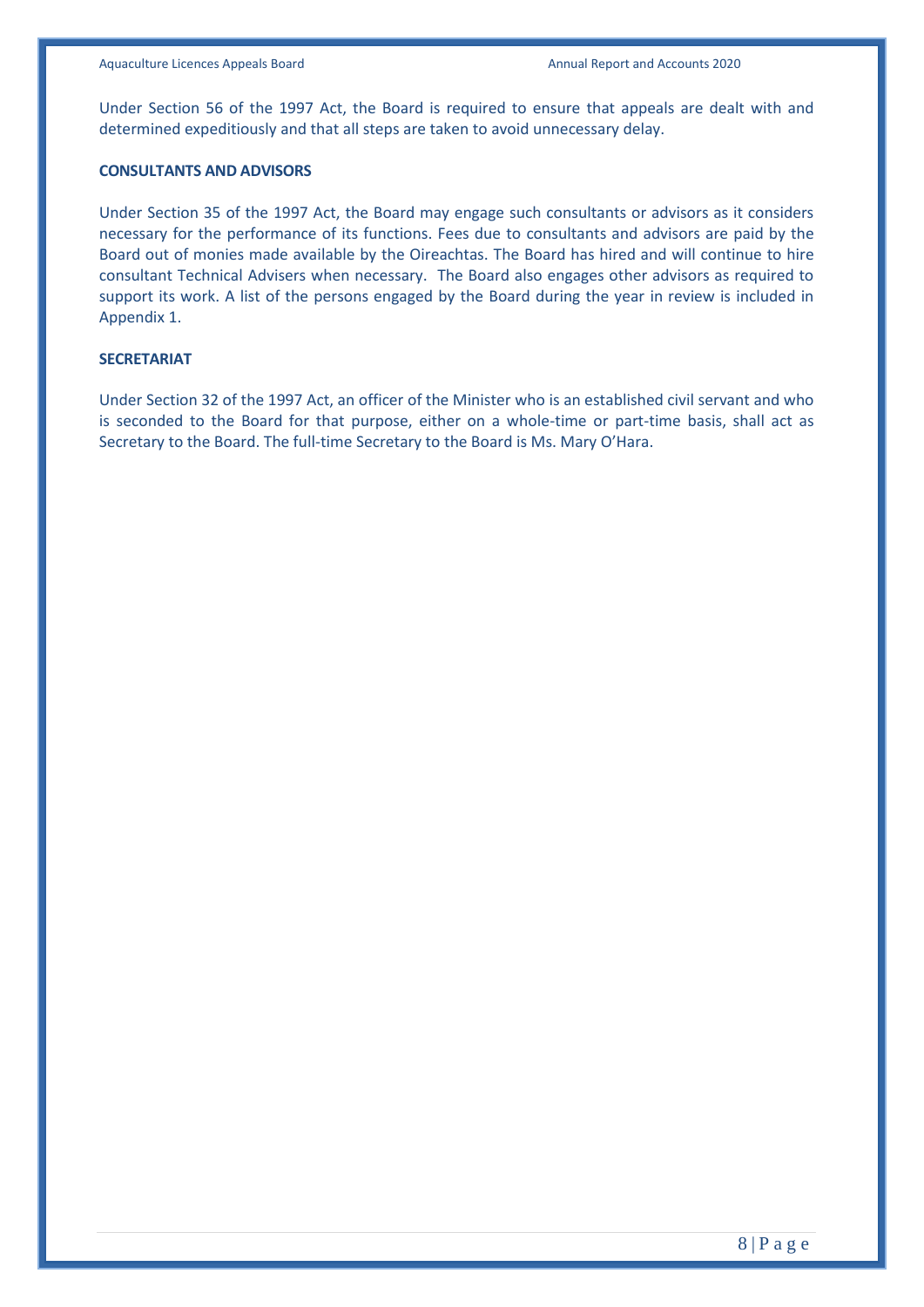Under Section 56 of the 1997 Act, the Board is required to ensure that appeals are dealt with and determined expeditiously and that all steps are taken to avoid unnecessary delay.

**CONSULTANTS AND ADVISORS**

Under Section 35 of the 1997 Act, the Board may engage such consultants or advisors as it considers necessary for the performance of its functions. Fees due to consultants and advisors are paid by the Board out of monies made available by the Oireachtas. The Board has hired and will continue to hire consultant Technical Advisers when necessary. The Board also engages other advisors as required to support its work. A list of the persons engaged by the Board during the year in review is included in Appendix 1.

**SECRETARIAT**

Under Section 32 of the 1997 Act, an officer of the Minister who is an established civil servant and who is seconded to the Board for that purpose, either on a whole-time or part-time basis, shall act as Secretary to the Board. The full-time Secretary to the Board is Ms. Mary O'Hara.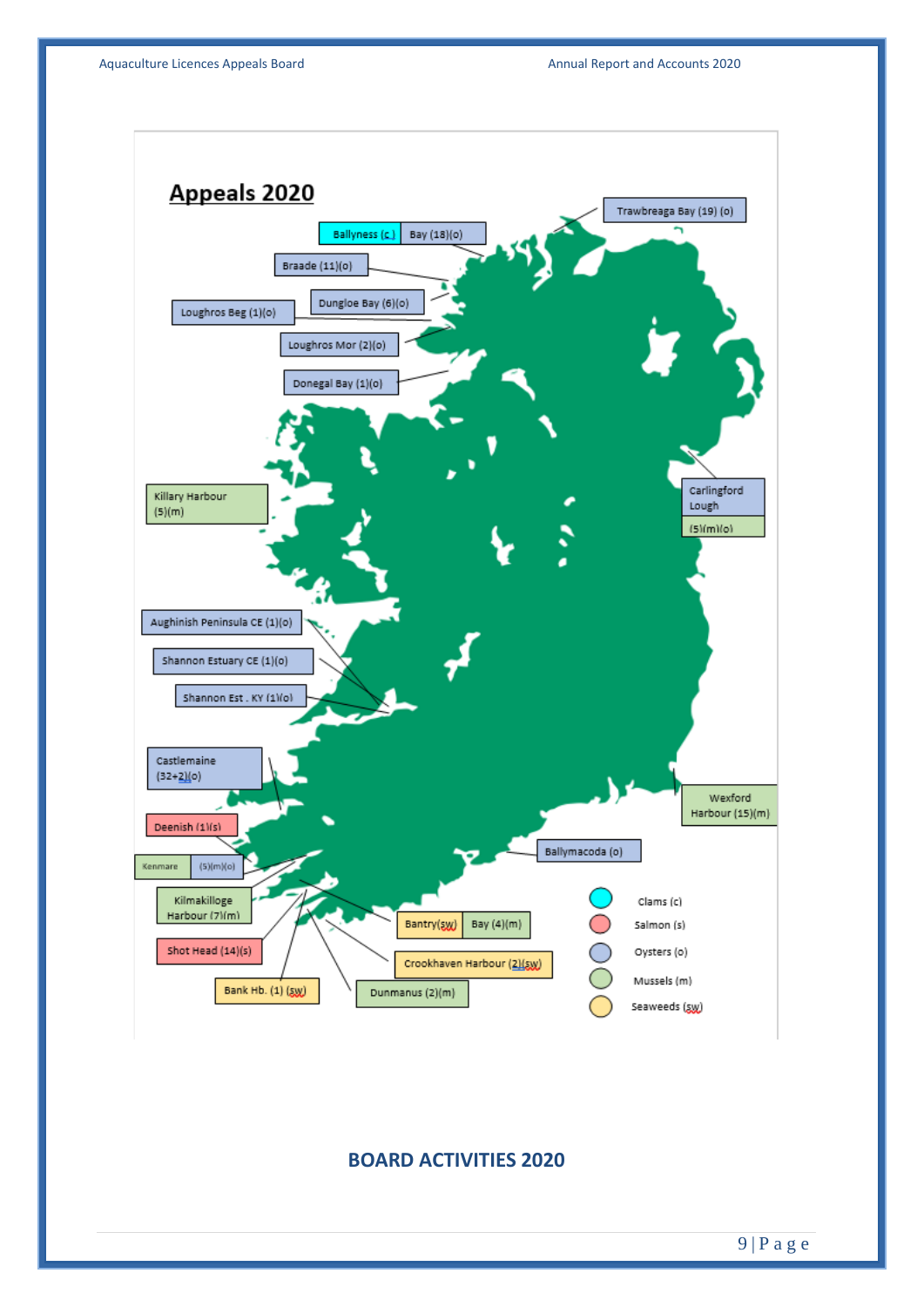## Appeals 2020

Trawbreaga Bay (19) (o)

Ballyness (c) Bay (18)(o)

Braade (11)(o)

Dungloe Bay (6)(o)

Loughros Beg (1)(o)

Loughros Mor (2)(o)

Donegal Bay (1)(o)

Killary Harbour (5)(m)

Carlingford Lough (5)(m)(o)

Aughinish Peninsula CE (1)(o)

Shannon Estuary CE (1)(o)

Shannon Est . KY (1)(o)

Castlemaine (32+2)(o)

Wexford Harbour (15)(m)

Deenish (1)(s)

Kenmare (5)(m)(o)

Ballymacoda (o)

Kilmakilloge Harbour (7)(m)

Bantry(sw) Bay (4)(m)

Shot Head (14)(s)

Crookhaven Harbour (2)(sw)

Bank Hb. (1) (sw)

Dunmanus (2)(m)

Clams (c)

Salmon (s)

Oysters (o)

Mussels (m)

Seaweeds (sw)

## BOARD ACTIVITIES 2020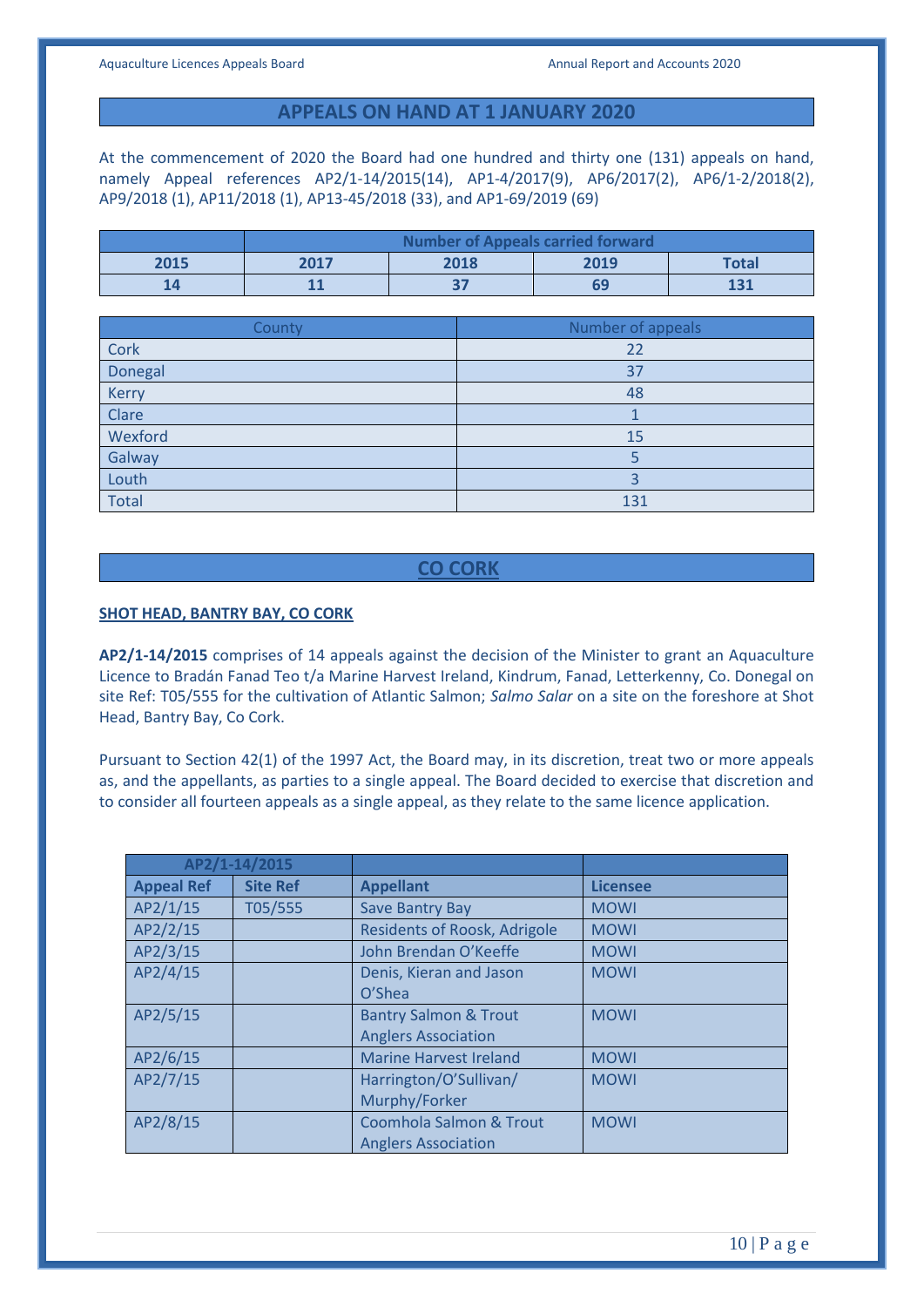## APPEALS ON HAND AT 1 JANUARY 2020

At the commencement of 2020 the Board had one hundred and thirty one (131) appeals on hand, namely Appeal references AP2/1-14/2015(14), AP1-4/2017(9), AP6/2017(2), AP6/1-2/2018(2), AP9/2018 (1), AP11/2018 (1), AP13-45/2018 (33), and AP1-69/2019 (69)

| | Number of Appeals carried forward | | | |
|---|---|---|---|---|
| **2015** | **2017** | **2018** | **2019** | **Total** |
| **14** | **11** | **37** | **69** | **131** |

| County | Number of appeals |
|---|---|
| Cork | 22 |
| Donegal | 37 |
| Kerry | 48 |
| Clare | 1 |
| Wexford | 15 |
| Galway | 5 |
| Louth | 3 |
| Total | 131 |

## CO CORK

**SHOT HEAD, BANTRY BAY, CO CORK**

**AP2/1-14/2015** comprises of 14 appeals against the decision of the Minister to grant an Aquaculture Licence to Bradán Fanad Teo t/a Marine Harvest Ireland, Kindrum, Fanad, Letterkenny, Co. Donegal on site Ref: T05/555 for the cultivation of Atlantic Salmon; *Salmo Salar* on a site on the foreshore at Shot Head, Bantry Bay, Co Cork.

Pursuant to Section 42(1) of the 1997 Act, the Board may, in its discretion, treat two or more appeals as, and the appellants, as parties to a single appeal. The Board decided to exercise that discretion and to consider all fourteen appeals as a single appeal, as they relate to the same licence application.

| AP2/1-14/2015 | | | |
|---|---|---|---|
| **Appeal Ref** | **Site Ref** | **Appellant** | **Licensee** |
| AP2/1/15 | T05/555 | Save Bantry Bay | MOWI |
| AP2/2/15 | | Residents of Roosk, Adrigole | MOWI |
| AP2/3/15 | | John Brendan O'Keeffe | MOWI |
| AP2/4/15 | | Denis, Kieran and Jason O'Shea | MOWI |
| AP2/5/15 | | Bantry Salmon & Trout Anglers Association | MOWI |
| AP2/6/15 | | Marine Harvest Ireland | MOWI |
| AP2/7/15 | | Harrington/O'Sullivan/ Murphy/Forker | MOWI |
| AP2/8/15 | | Coomhola Salmon & Trout Anglers Association | MOWI |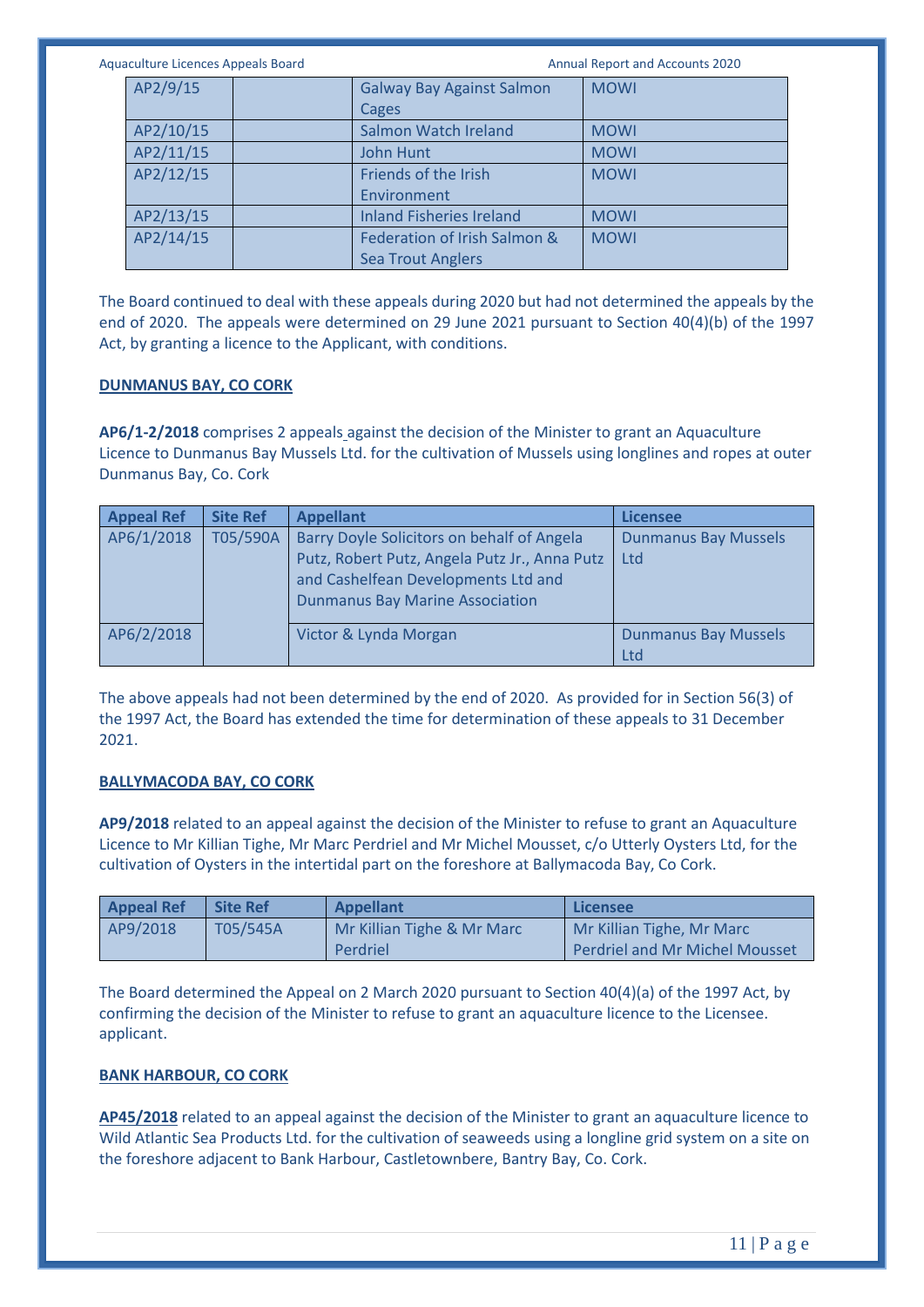| AP2/9/15 | | Galway Bay Against Salmon Cages | MOWI |
|---|---|---|---|
| AP2/10/15 | | Salmon Watch Ireland | MOWI |
| AP2/11/15 | | John Hunt | MOWI |
| AP2/12/15 | | Friends of the Irish Environment | MOWI |
| AP2/13/15 | | Inland Fisheries Ireland | MOWI |
| AP2/14/15 | | Federation of Irish Salmon & Sea Trout Anglers | MOWI |

The Board continued to deal with these appeals during 2020 but had not determined the appeals by the end of 2020. The appeals were determined on 29 June 2021 pursuant to Section 40(4)(b) of the 1997 Act, by granting a licence to the Applicant, with conditions.

**DUNMANUS BAY, CO CORK**

**AP6/1-2/2018** comprises 2 appeals against the decision of the Minister to grant an Aquaculture Licence to Dunmanus Bay Mussels Ltd. for the cultivation of Mussels using longlines and ropes at outer Dunmanus Bay, Co. Cork

| Appeal Ref | Site Ref | Appellant | Licensee |
|---|---|---|---|
| AP6/1/2018 | T05/590A | Barry Doyle Solicitors on behalf of Angela Putz, Robert Putz, Angela Putz Jr., Anna Putz and Cashelfean Developments Ltd and Dunmanus Bay Marine Association | Dunmanus Bay Mussels Ltd |
| AP6/2/2018 | | Victor & Lynda Morgan | Dunmanus Bay Mussels Ltd |

The above appeals had not been determined by the end of 2020. As provided for in Section 56(3) of the 1997 Act, the Board has extended the time for determination of these appeals to 31 December 2021.

**BALLYMACODA BAY, CO CORK**

**AP9/2018** related to an appeal against the decision of the Minister to refuse to grant an Aquaculture Licence to Mr Killian Tighe, Mr Marc Perdriel and Mr Michel Mousset, c/o Utterly Oysters Ltd, for the cultivation of Oysters in the intertidal part on the foreshore at Ballymacoda Bay, Co Cork.

| Appeal Ref | Site Ref | Appellant | Licensee |
|---|---|---|---|
| AP9/2018 | T05/545A | Mr Killian Tighe & Mr Marc Perdriel | Mr Killian Tighe, Mr Marc Perdriel and Mr Michel Mousset |

The Board determined the Appeal on 2 March 2020 pursuant to Section 40(4)(a) of the 1997 Act, by confirming the decision of the Minister to refuse to grant an aquaculture licence to the Licensee. applicant.

**BANK HARBOUR, CO CORK**

**AP45/2018** related to an appeal against the decision of the Minister to grant an aquaculture licence to Wild Atlantic Sea Products Ltd. for the cultivation of seaweeds using a longline grid system on a site on the foreshore adjacent to Bank Harbour, Castletownbere, Bantry Bay, Co. Cork.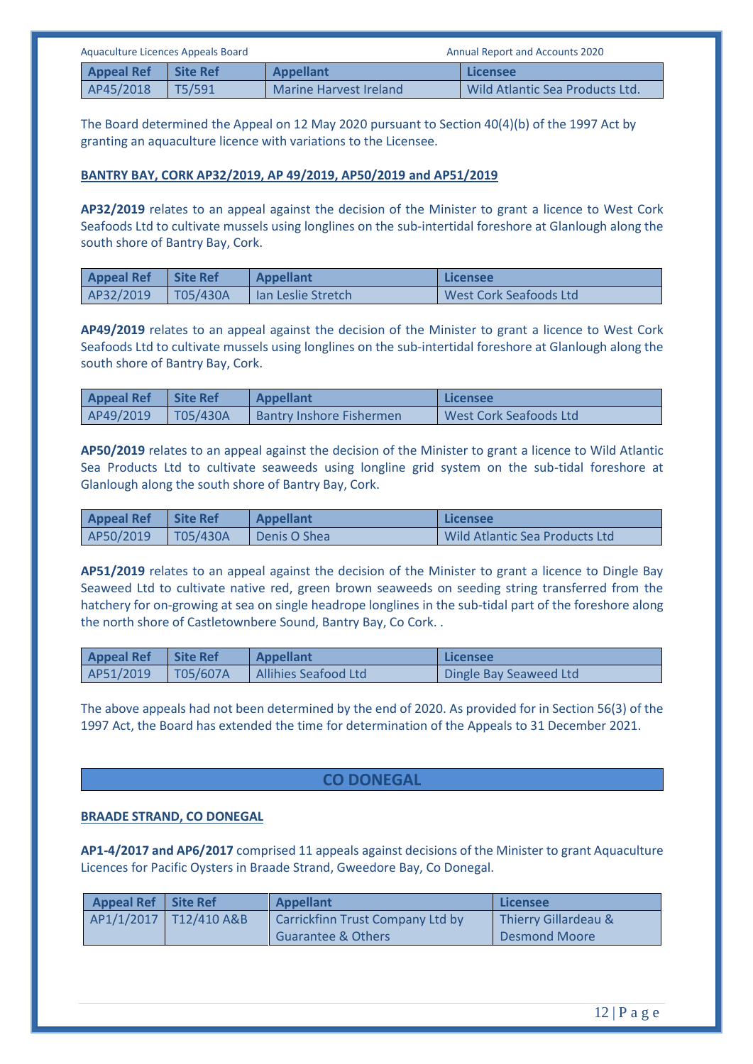| Appeal Ref | Site Ref | Appellant | Licensee |
|---|---|---|---|
| AP45/2018 | T5/591 | Marine Harvest Ireland | Wild Atlantic Sea Products Ltd. |

The Board determined the Appeal on 12 May 2020 pursuant to Section 40(4)(b) of the 1997 Act by granting an aquaculture licence with variations to the Licensee.

**BANTRY BAY, CORK AP32/2019, AP 49/2019, AP50/2019 and AP51/2019**

**AP32/2019** relates to an appeal against the decision of the Minister to grant a licence to West Cork Seafoods Ltd to cultivate mussels using longlines on the sub-intertidal foreshore at Glanlough along the south shore of Bantry Bay, Cork.

| Appeal Ref | Site Ref | Appellant | Licensee |
|---|---|---|---|
| AP32/2019 | T05/430A | Ian Leslie Stretch | West Cork Seafoods Ltd |

**AP49/2019** relates to an appeal against the decision of the Minister to grant a licence to West Cork Seafoods Ltd to cultivate mussels using longlines on the sub-intertidal foreshore at Glanlough along the south shore of Bantry Bay, Cork.

| Appeal Ref | Site Ref | Appellant | Licensee |
|---|---|---|---|
| AP49/2019 | T05/430A | Bantry Inshore Fishermen | West Cork Seafoods Ltd |

**AP50/2019** relates to an appeal against the decision of the Minister to grant a licence to Wild Atlantic Sea Products Ltd to cultivate seaweeds using longline grid system on the sub-tidal foreshore at Glanlough along the south shore of Bantry Bay, Cork.

| Appeal Ref | Site Ref | Appellant | Licensee |
|---|---|---|---|
| AP50/2019 | T05/430A | Denis O Shea | Wild Atlantic Sea Products Ltd |

**AP51/2019** relates to an appeal against the decision of the Minister to grant a licence to Dingle Bay Seaweed Ltd to cultivate native red, green brown seaweeds on seeding string transferred from the hatchery for on-growing at sea on single headrope longlines in the sub-tidal part of the foreshore along the north shore of Castletownbere Sound, Bantry Bay, Co Cork. .

| Appeal Ref | Site Ref | Appellant | Licensee |
|---|---|---|---|
| AP51/2019 | T05/607A | Allihies Seafood Ltd | Dingle Bay Seaweed Ltd |

The above appeals had not been determined by the end of 2020. As provided for in Section 56(3) of the 1997 Act, the Board has extended the time for determination of the Appeals to 31 December 2021.

## CO DONEGAL

**BRAADE STRAND, CO DONEGAL**

**AP1-4/2017 and AP6/2017** comprised 11 appeals against decisions of the Minister to grant Aquaculture Licences for Pacific Oysters in Braade Strand, Gweedore Bay, Co Donegal.

| Appeal Ref | Site Ref | Appellant | Licensee |
|---|---|---|---|
| AP1/1/2017 | T12/410 A&B | Carrickfinn Trust Company Ltd by Guarantee & Others | Thierry Gillardeau & Desmond Moore |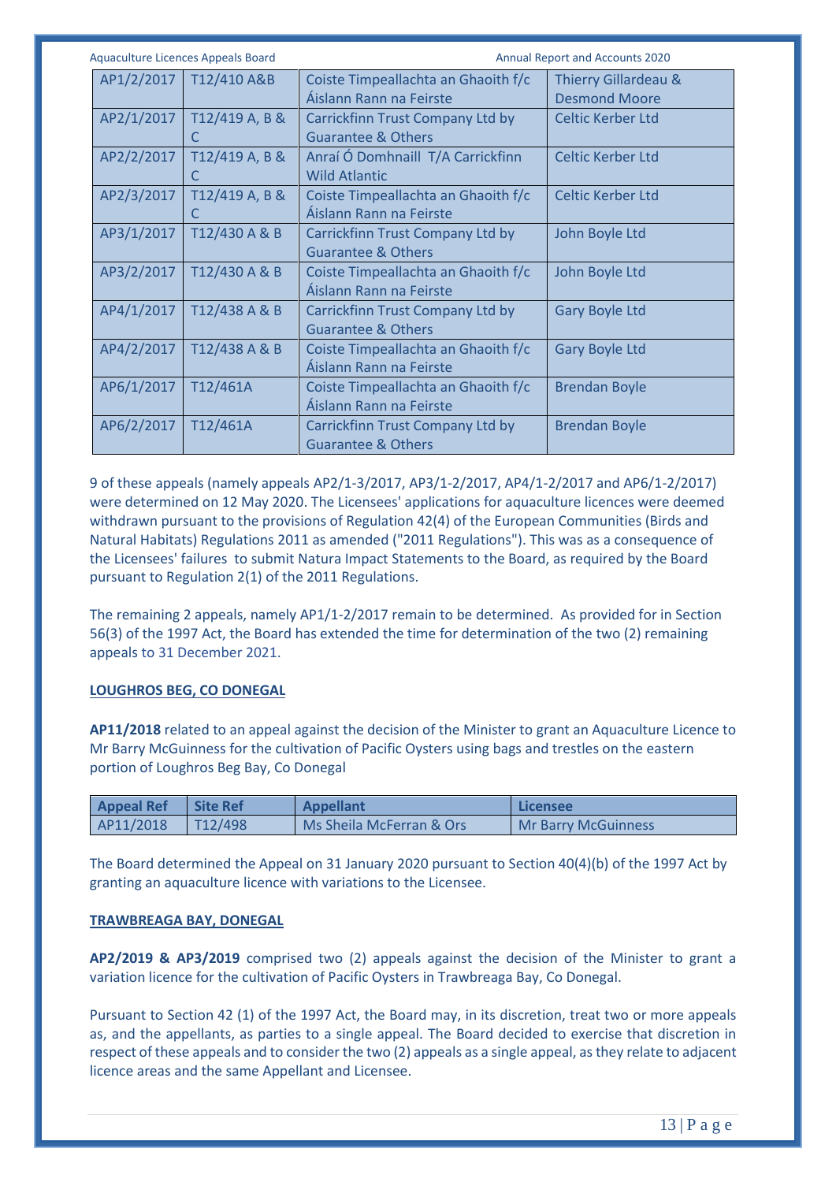| | | | |
|---|---|---|---|
| AP1/2/2017 | T12/410 A&B | Coiste Timpeallachta an Ghaoith f/c Áislann Rann na Feirste | Thierry Gillardeau & Desmond Moore |
| AP2/1/2017 | T12/419 A, B & C | Carrickfinn Trust Company Ltd by Guarantee & Others | Celtic Kerber Ltd |
| AP2/2/2017 | T12/419 A, B & C | Anraí Ó Domhnaill T/A Carrickfinn Wild Atlantic | Celtic Kerber Ltd |
| AP2/3/2017 | T12/419 A, B & C | Coiste Timpeallachta an Ghaoith f/c Áislann Rann na Feirste | Celtic Kerber Ltd |
| AP3/1/2017 | T12/430 A & B | Carrickfinn Trust Company Ltd by Guarantee & Others | John Boyle Ltd |
| AP3/2/2017 | T12/430 A & B | Coiste Timpeallachta an Ghaoith f/c Áislann Rann na Feirste | John Boyle Ltd |
| AP4/1/2017 | T12/438 A & B | Carrickfinn Trust Company Ltd by Guarantee & Others | Gary Boyle Ltd |
| AP4/2/2017 | T12/438 A & B | Coiste Timpeallachta an Ghaoith f/c Áislann Rann na Feirste | Gary Boyle Ltd |
| AP6/1/2017 | T12/461A | Coiste Timpeallachta an Ghaoith f/c Áislann Rann na Feirste | Brendan Boyle |
| AP6/2/2017 | T12/461A | Carrickfinn Trust Company Ltd by Guarantee & Others | Brendan Boyle |

9 of these appeals (namely appeals AP2/1-3/2017, AP3/1-2/2017, AP4/1-2/2017 and AP6/1-2/2017) were determined on 12 May 2020. The Licensees' applications for aquaculture licences were deemed withdrawn pursuant to the provisions of Regulation 42(4) of the European Communities (Birds and Natural Habitats) Regulations 2011 as amended ("2011 Regulations"). This was as a consequence of the Licensees' failures to submit Natura Impact Statements to the Board, as required by the Board pursuant to Regulation 2(1) of the 2011 Regulations.

The remaining 2 appeals, namely AP1/1-2/2017 remain to be determined. As provided for in Section 56(3) of the 1997 Act, the Board has extended the time for determination of the two (2) remaining appeals to 31 December 2021.

**LOUGHROS BEG, CO DONEGAL**

**AP11/2018** related to an appeal against the decision of the Minister to grant an Aquaculture Licence to Mr Barry McGuinness for the cultivation of Pacific Oysters using bags and trestles on the eastern portion of Loughros Beg Bay, Co Donegal

| Appeal Ref | Site Ref | Appellant | Licensee |
|---|---|---|---|
| AP11/2018 | T12/498 | Ms Sheila McFerran & Ors | Mr Barry McGuinness |

The Board determined the Appeal on 31 January 2020 pursuant to Section 40(4)(b) of the 1997 Act by granting an aquaculture licence with variations to the Licensee.

**TRAWBREAGA BAY, DONEGAL**

**AP2/2019 & AP3/2019** comprised two (2) appeals against the decision of the Minister to grant a variation licence for the cultivation of Pacific Oysters in Trawbreaga Bay, Co Donegal.

Pursuant to Section 42 (1) of the 1997 Act, the Board may, in its discretion, treat two or more appeals as, and the appellants, as parties to a single appeal. The Board decided to exercise that discretion in respect of these appeals and to consider the two (2) appeals as a single appeal, as they relate to adjacent licence areas and the same Appellant and Licensee.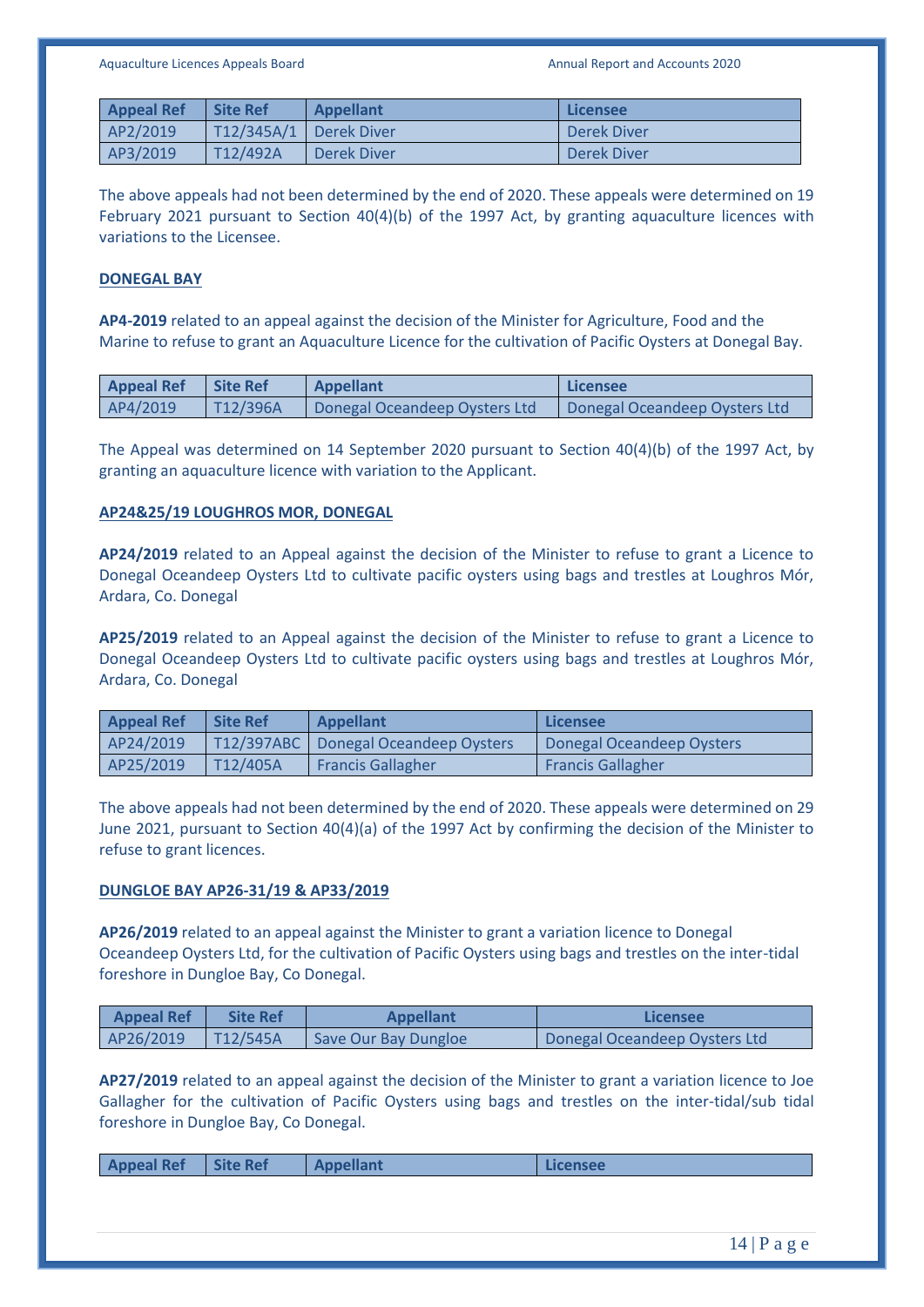| Appeal Ref | Site Ref | Appellant | Licensee |
|---|---|---|---|
| AP2/2019 | T12/345A/1 | Derek Diver | Derek Diver |
| AP3/2019 | T12/492A | Derek Diver | Derek Diver |

The above appeals had not been determined by the end of 2020. These appeals were determined on 19 February 2021 pursuant to Section 40(4)(b) of the 1997 Act, by granting aquaculture licences with variations to the Licensee.

**DONEGAL BAY**

**AP4-2019** related to an appeal against the decision of the Minister for Agriculture, Food and the Marine to refuse to grant an Aquaculture Licence for the cultivation of Pacific Oysters at Donegal Bay.

| Appeal Ref | Site Ref | Appellant | Licensee |
|---|---|---|---|
| AP4/2019 | T12/396A | Donegal Oceandeep Oysters Ltd | Donegal Oceandeep Oysters Ltd |

The Appeal was determined on 14 September 2020 pursuant to Section 40(4)(b) of the 1997 Act, by granting an aquaculture licence with variation to the Applicant.

**AP24&25/19 LOUGHROS MOR, DONEGAL**

**AP24/2019** related to an Appeal against the decision of the Minister to refuse to grant a Licence to Donegal Oceandeep Oysters Ltd to cultivate pacific oysters using bags and trestles at Loughros Mór, Ardara, Co. Donegal

**AP25/2019** related to an Appeal against the decision of the Minister to refuse to grant a Licence to Donegal Oceandeep Oysters Ltd to cultivate pacific oysters using bags and trestles at Loughros Mór, Ardara, Co. Donegal

| Appeal Ref | Site Ref | Appellant | Licensee |
|---|---|---|---|
| AP24/2019 | T12/397ABC | Donegal Oceandeep Oysters | Donegal Oceandeep Oysters |
| AP25/2019 | T12/405A | Francis Gallagher | Francis Gallagher |

The above appeals had not been determined by the end of 2020. These appeals were determined on 29 June 2021, pursuant to Section 40(4)(a) of the 1997 Act by confirming the decision of the Minister to refuse to grant licences.

**DUNGLOE BAY AP26-31/19 & AP33/2019**

**AP26/2019** related to an appeal against the Minister to grant a variation licence to Donegal Oceandeep Oysters Ltd, for the cultivation of Pacific Oysters using bags and trestles on the inter-tidal foreshore in Dungloe Bay, Co Donegal.

| Appeal Ref | Site Ref | Appellant | Licensee |
|---|---|---|---|
| AP26/2019 | T12/545A | Save Our Bay Dungloe | Donegal Oceandeep Oysters Ltd |

**AP27/2019** related to an appeal against the decision of the Minister to grant a variation licence to Joe Gallagher for the cultivation of Pacific Oysters using bags and trestles on the inter-tidal/sub tidal foreshore in Dungloe Bay, Co Donegal.

| Appeal Ref | Site Ref | Appellant | Licensee |
|---|---|---|---|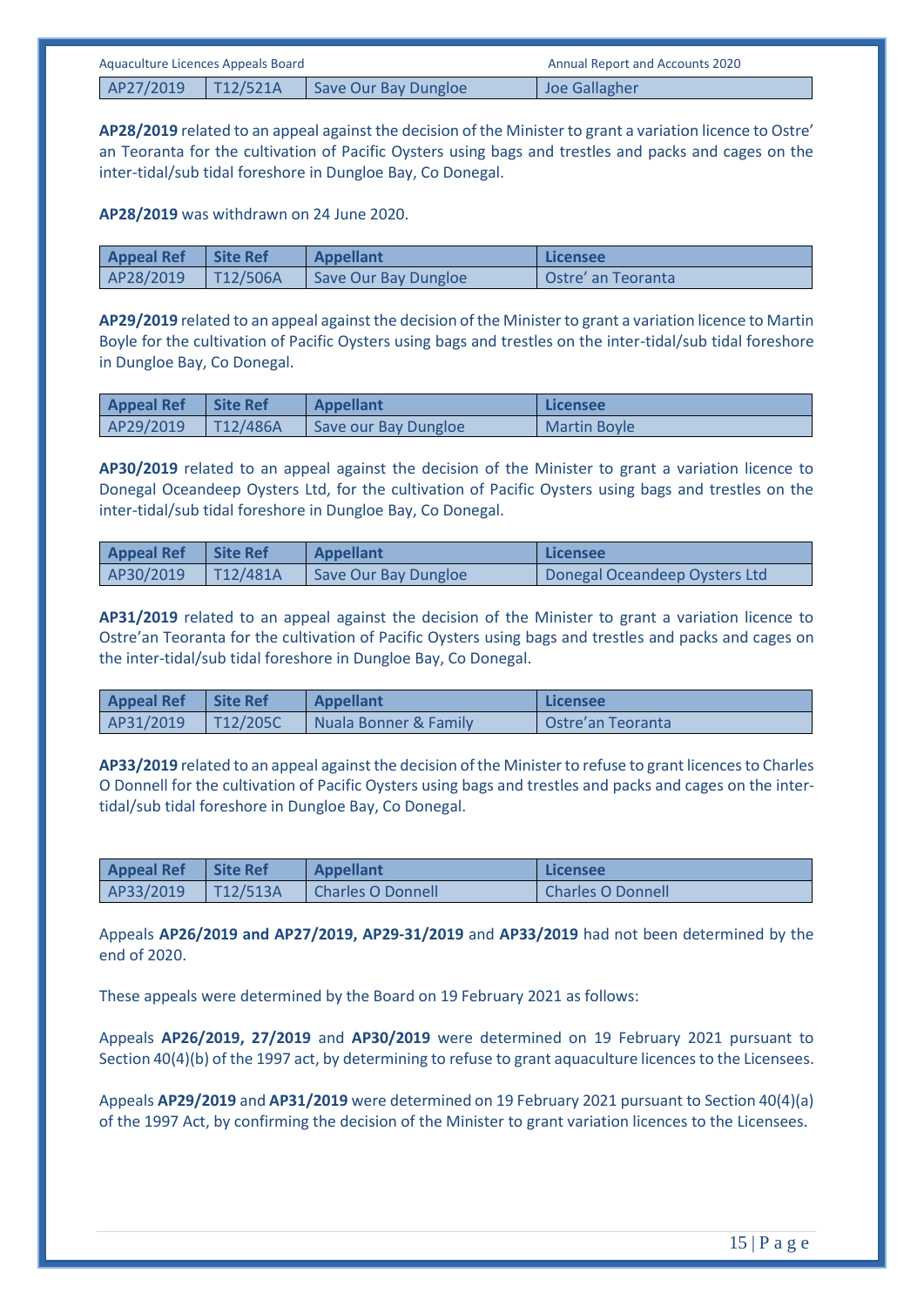| AP27/2019 | T12/521A | Save Our Bay Dungloe | Joe Gallagher |
|---|---|---|---|

**AP28/2019** related to an appeal against the decision of the Minister to grant a variation licence to Ostre' an Teoranta for the cultivation of Pacific Oysters using bags and trestles and packs and cages on the inter-tidal/sub tidal foreshore in Dungloe Bay, Co Donegal.

**AP28/2019** was withdrawn on 24 June 2020.

| Appeal Ref | Site Ref | Appellant | Licensee |
|---|---|---|---|
| AP28/2019 | T12/506A | Save Our Bay Dungloe | Ostre' an Teoranta |

**AP29/2019** related to an appeal against the decision of the Minister to grant a variation licence to Martin Boyle for the cultivation of Pacific Oysters using bags and trestles on the inter-tidal/sub tidal foreshore in Dungloe Bay, Co Donegal.

| Appeal Ref | Site Ref | Appellant | Licensee |
|---|---|---|---|
| AP29/2019 | T12/486A | Save our Bay Dungloe | Martin Boyle |

**AP30/2019** related to an appeal against the decision of the Minister to grant a variation licence to Donegal Oceandeep Oysters Ltd, for the cultivation of Pacific Oysters using bags and trestles on the inter-tidal/sub tidal foreshore in Dungloe Bay, Co Donegal.

| Appeal Ref | Site Ref | Appellant | Licensee |
|---|---|---|---|
| AP30/2019 | T12/481A | Save Our Bay Dungloe | Donegal Oceandeep Oysters Ltd |

**AP31/2019** related to an appeal against the decision of the Minister to grant a variation licence to Ostre'an Teoranta for the cultivation of Pacific Oysters using bags and trestles and packs and cages on the inter-tidal/sub tidal foreshore in Dungloe Bay, Co Donegal.

| Appeal Ref | Site Ref | Appellant | Licensee |
|---|---|---|---|
| AP31/2019 | T12/205C | Nuala Bonner & Family | Ostre'an Teoranta |

**AP33/2019** related to an appeal against the decision of the Minister to refuse to grant licences to Charles O Donnell for the cultivation of Pacific Oysters using bags and trestles and packs and cages on the inter-tidal/sub tidal foreshore in Dungloe Bay, Co Donegal.

| Appeal Ref | Site Ref | Appellant | Licensee |
|---|---|---|---|
| AP33/2019 | T12/513A | Charles O Donnell | Charles O Donnell |

Appeals **AP26/2019 and AP27/2019, AP29-31/2019** and **AP33/2019** had not been determined by the end of 2020.

These appeals were determined by the Board on 19 February 2021 as follows:

Appeals **AP26/2019, 27/2019** and **AP30/2019** were determined on 19 February 2021 pursuant to Section 40(4)(b) of the 1997 act, by determining to refuse to grant aquaculture licences to the Licensees.

Appeals **AP29/2019** and **AP31/2019** were determined on 19 February 2021 pursuant to Section 40(4)(a) of the 1997 Act, by confirming the decision of the Minister to grant variation licences to the Licensees.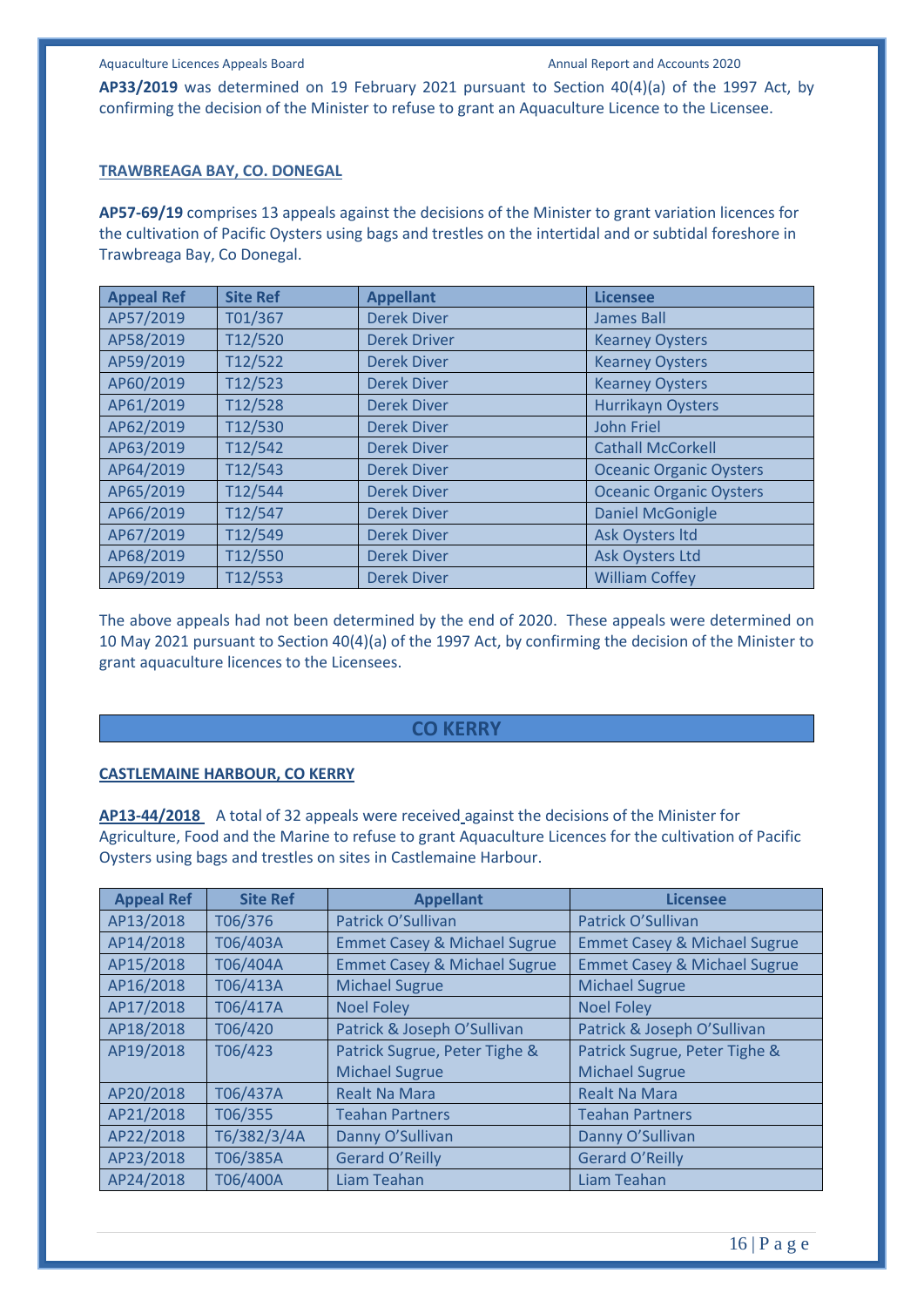**AP33/2019** was determined on 19 February 2021 pursuant to Section 40(4)(a) of the 1997 Act, by confirming the decision of the Minister to refuse to grant an Aquaculture Licence to the Licensee.

**TRAWBREAGA BAY, CO. DONEGAL**

**AP57-69/19** comprises 13 appeals against the decisions of the Minister to grant variation licences for the cultivation of Pacific Oysters using bags and trestles on the intertidal and or subtidal foreshore in Trawbreaga Bay, Co Donegal.

| Appeal Ref | Site Ref | Appellant | Licensee |
|---|---|---|---|
| AP57/2019 | T01/367 | Derek Diver | James Ball |
| AP58/2019 | T12/520 | Derek Driver | Kearney Oysters |
| AP59/2019 | T12/522 | Derek Diver | Kearney Oysters |
| AP60/2019 | T12/523 | Derek Diver | Kearney Oysters |
| AP61/2019 | T12/528 | Derek Diver | Hurrikayn Oysters |
| AP62/2019 | T12/530 | Derek Diver | John Friel |
| AP63/2019 | T12/542 | Derek Diver | Cathall McCorkell |
| AP64/2019 | T12/543 | Derek Diver | Oceanic Organic Oysters |
| AP65/2019 | T12/544 | Derek Diver | Oceanic Organic Oysters |
| AP66/2019 | T12/547 | Derek Diver | Daniel McGonigle |
| AP67/2019 | T12/549 | Derek Diver | Ask Oysters ltd |
| AP68/2019 | T12/550 | Derek Diver | Ask Oysters Ltd |
| AP69/2019 | T12/553 | Derek Diver | William Coffey |

The above appeals had not been determined by the end of 2020. These appeals were determined on 10 May 2021 pursuant to Section 40(4)(a) of the 1997 Act, by confirming the decision of the Minister to grant aquaculture licences to the Licensees.

## CO KERRY

**CASTLEMAINE HARBOUR, CO KERRY**

**AP13-44/2018** A total of 32 appeals were received against the decisions of the Minister for Agriculture, Food and the Marine to refuse to grant Aquaculture Licences for the cultivation of Pacific Oysters using bags and trestles on sites in Castlemaine Harbour.

| Appeal Ref | Site Ref | Appellant | Licensee |
|---|---|---|---|
| AP13/2018 | T06/376 | Patrick O'Sullivan | Patrick O'Sullivan |
| AP14/2018 | T06/403A | Emmet Casey & Michael Sugrue | Emmet Casey & Michael Sugrue |
| AP15/2018 | T06/404A | Emmet Casey & Michael Sugrue | Emmet Casey & Michael Sugrue |
| AP16/2018 | T06/413A | Michael Sugrue | Michael Sugrue |
| AP17/2018 | T06/417A | Noel Foley | Noel Foley |
| AP18/2018 | T06/420 | Patrick & Joseph O'Sullivan | Patrick & Joseph O'Sullivan |
| AP19/2018 | T06/423 | Patrick Sugrue, Peter Tighe & Michael Sugrue | Patrick Sugrue, Peter Tighe & Michael Sugrue |
| AP20/2018 | T06/437A | Realt Na Mara | Realt Na Mara |
| AP21/2018 | T06/355 | Teahan Partners | Teahan Partners |
| AP22/2018 | T6/382/3/4A | Danny O'Sullivan | Danny O'Sullivan |
| AP23/2018 | T06/385A | Gerard O'Reilly | Gerard O'Reilly |
| AP24/2018 | T06/400A | Liam Teahan | Liam Teahan |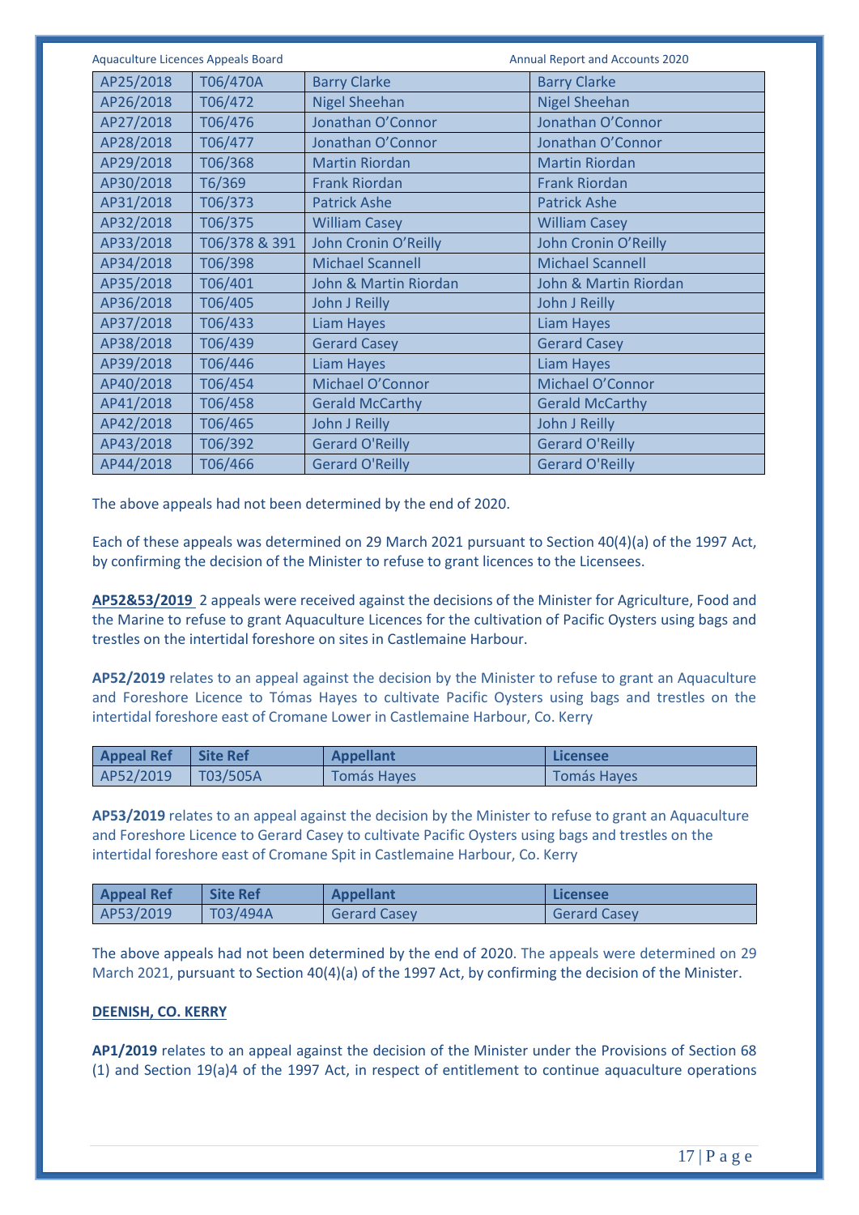| | | | |
|---|---|---|---|
| AP25/2018 | T06/470A | Barry Clarke | Barry Clarke |
| AP26/2018 | T06/472 | Nigel Sheehan | Nigel Sheehan |
| AP27/2018 | T06/476 | Jonathan O'Connor | Jonathan O'Connor |
| AP28/2018 | T06/477 | Jonathan O'Connor | Jonathan O'Connor |
| AP29/2018 | T06/368 | Martin Riordan | Martin Riordan |
| AP30/2018 | T6/369 | Frank Riordan | Frank Riordan |
| AP31/2018 | T06/373 | Patrick Ashe | Patrick Ashe |
| AP32/2018 | T06/375 | William Casey | William Casey |
| AP33/2018 | T06/378 & 391 | John Cronin O'Reilly | John Cronin O'Reilly |
| AP34/2018 | T06/398 | Michael Scannell | Michael Scannell |
| AP35/2018 | T06/401 | John & Martin Riordan | John & Martin Riordan |
| AP36/2018 | T06/405 | John J Reilly | John J Reilly |
| AP37/2018 | T06/433 | Liam Hayes | Liam Hayes |
| AP38/2018 | T06/439 | Gerard Casey | Gerard Casey |
| AP39/2018 | T06/446 | Liam Hayes | Liam Hayes |
| AP40/2018 | T06/454 | Michael O'Connor | Michael O'Connor |
| AP41/2018 | T06/458 | Gerald McCarthy | Gerald McCarthy |
| AP42/2018 | T06/465 | John J Reilly | John J Reilly |
| AP43/2018 | T06/392 | Gerard O'Reilly | Gerard O'Reilly |
| AP44/2018 | T06/466 | Gerard O'Reilly | Gerard O'Reilly |

The above appeals had not been determined by the end of 2020.

Each of these appeals was determined on 29 March 2021 pursuant to Section 40(4)(a) of the 1997 Act, by confirming the decision of the Minister to refuse to grant licences to the Licensees.

**AP52&53/2019** 2 appeals were received against the decisions of the Minister for Agriculture, Food and the Marine to refuse to grant Aquaculture Licences for the cultivation of Pacific Oysters using bags and trestles on the intertidal foreshore on sites in Castlemaine Harbour.

**AP52/2019** relates to an appeal against the decision by the Minister to refuse to grant an Aquaculture and Foreshore Licence to Tómas Hayes to cultivate Pacific Oysters using bags and trestles on the intertidal foreshore east of Cromane Lower in Castlemaine Harbour, Co. Kerry

| Appeal Ref | Site Ref | Appellant | Licensee |
|---|---|---|---|
| AP52/2019 | T03/505A | Tomás Hayes | Tomás Hayes |

**AP53/2019** relates to an appeal against the decision by the Minister to refuse to grant an Aquaculture and Foreshore Licence to Gerard Casey to cultivate Pacific Oysters using bags and trestles on the intertidal foreshore east of Cromane Spit in Castlemaine Harbour, Co. Kerry

| Appeal Ref | Site Ref | Appellant | Licensee |
|---|---|---|---|
| AP53/2019 | T03/494A | Gerard Casey | Gerard Casey |

The above appeals had not been determined by the end of 2020. The appeals were determined on 29 March 2021, pursuant to Section 40(4)(a) of the 1997 Act, by confirming the decision of the Minister.

**DEENISH, CO. KERRY**

**AP1/2019** relates to an appeal against the decision of the Minister under the Provisions of Section 68 (1) and Section 19(a)4 of the 1997 Act, in respect of entitlement to continue aquaculture operations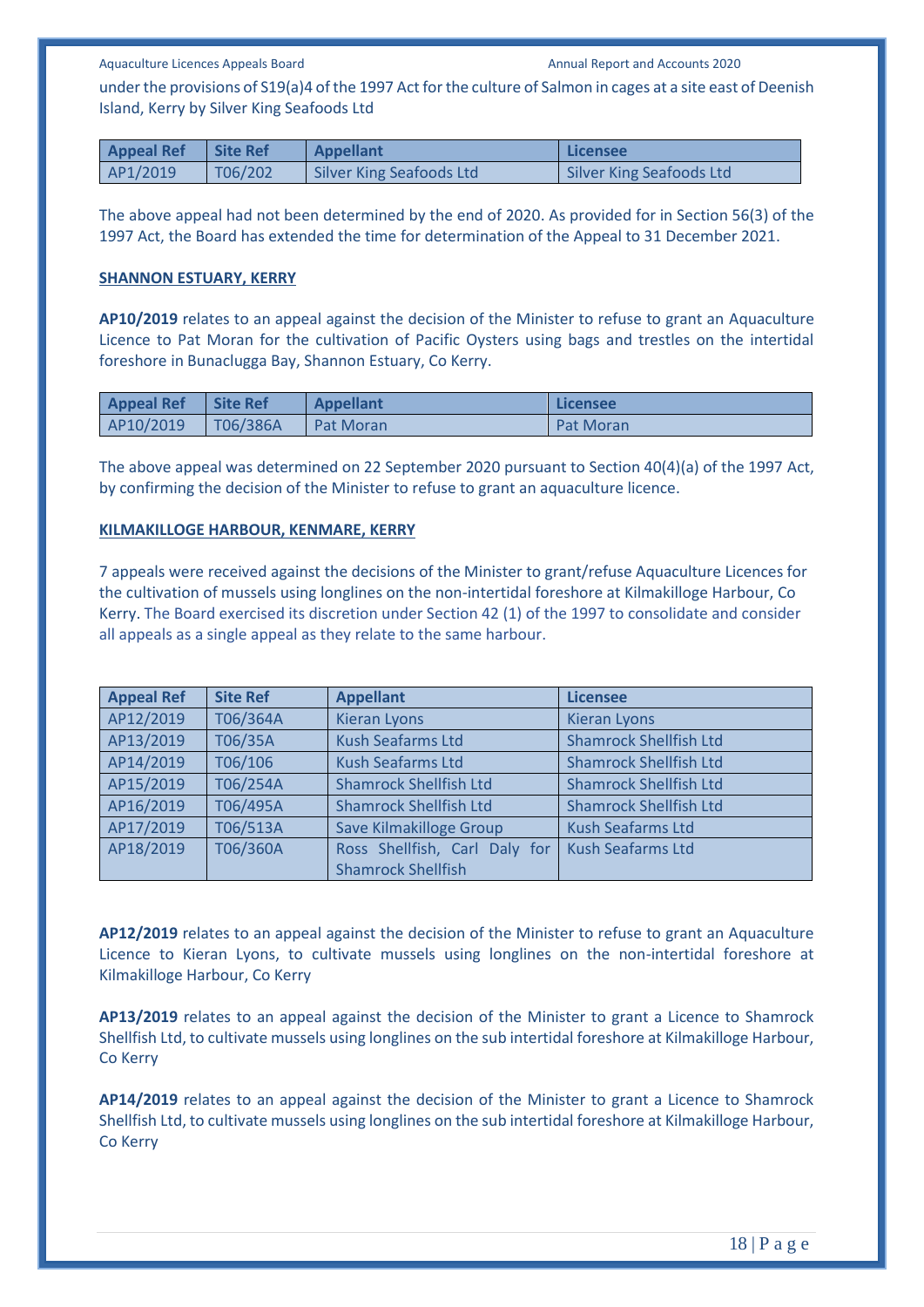under the provisions of S19(a)4 of the 1997 Act for the culture of Salmon in cages at a site east of Deenish Island, Kerry by Silver King Seafoods Ltd

| Appeal Ref | Site Ref | Appellant | Licensee |
|---|---|---|---|
| AP1/2019 | T06/202 | Silver King Seafoods Ltd | Silver King Seafoods Ltd |

The above appeal had not been determined by the end of 2020. As provided for in Section 56(3) of the 1997 Act, the Board has extended the time for determination of the Appeal to 31 December 2021.

**SHANNON ESTUARY, KERRY**

**AP10/2019** relates to an appeal against the decision of the Minister to refuse to grant an Aquaculture Licence to Pat Moran for the cultivation of Pacific Oysters using bags and trestles on the intertidal foreshore in Bunaclugga Bay, Shannon Estuary, Co Kerry.

| Appeal Ref | Site Ref | Appellant | Licensee |
|---|---|---|---|
| AP10/2019 | T06/386A | Pat Moran | Pat Moran |

The above appeal was determined on 22 September 2020 pursuant to Section 40(4)(a) of the 1997 Act, by confirming the decision of the Minister to refuse to grant an aquaculture licence.

**KILMAKILLOGE HARBOUR, KENMARE, KERRY**

7 appeals were received against the decisions of the Minister to grant/refuse Aquaculture Licences for the cultivation of mussels using longlines on the non-intertidal foreshore at Kilmakilloge Harbour, Co Kerry. The Board exercised its discretion under Section 42 (1) of the 1997 to consolidate and consider all appeals as a single appeal as they relate to the same harbour.

| Appeal Ref | Site Ref | Appellant | Licensee |
|---|---|---|---|
| AP12/2019 | T06/364A | Kieran Lyons | Kieran Lyons |
| AP13/2019 | T06/35A | Kush Seafarms Ltd | Shamrock Shellfish Ltd |
| AP14/2019 | T06/106 | Kush Seafarms Ltd | Shamrock Shellfish Ltd |
| AP15/2019 | T06/254A | Shamrock Shellfish Ltd | Shamrock Shellfish Ltd |
| AP16/2019 | T06/495A | Shamrock Shellfish Ltd | Shamrock Shellfish Ltd |
| AP17/2019 | T06/513A | Save Kilmakillogе Group | Kush Seafarms Ltd |
| AP18/2019 | T06/360A | Ross Shellfish, Carl Daly for Shamrock Shellfish | Kush Seafarms Ltd |

**AP12/2019** relates to an appeal against the decision of the Minister to refuse to grant an Aquaculture Licence to Kieran Lyons, to cultivate mussels using longlines on the non-intertidal foreshore at Kilmakilloge Harbour, Co Kerry

**AP13/2019** relates to an appeal against the decision of the Minister to grant a Licence to Shamrock Shellfish Ltd, to cultivate mussels using longlines on the sub intertidal foreshore at Kilmakilloge Harbour, Co Kerry

**AP14/2019** relates to an appeal against the decision of the Minister to grant a Licence to Shamrock Shellfish Ltd, to cultivate mussels using longlines on the sub intertidal foreshore at Kilmakilloge Harbour, Co Kerry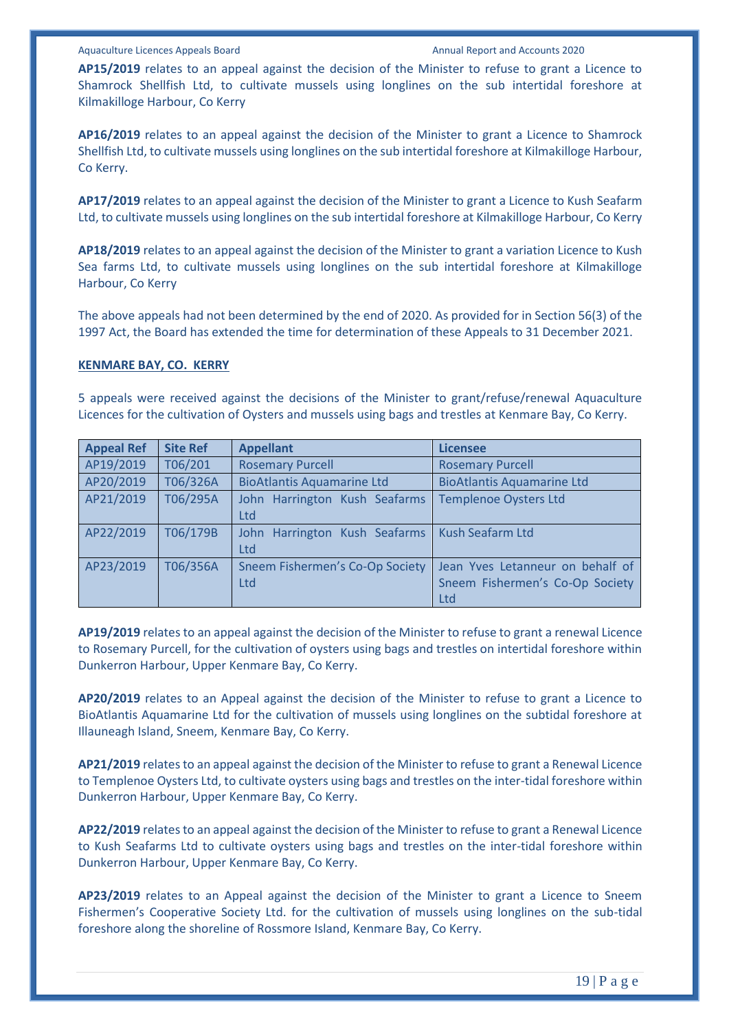**AP15/2019** relates to an appeal against the decision of the Minister to refuse to grant a Licence to Shamrock Shellfish Ltd, to cultivate mussels using longlines on the sub intertidal foreshore at Kilmakilloge Harbour, Co Kerry

**AP16/2019** relates to an appeal against the decision of the Minister to grant a Licence to Shamrock Shellfish Ltd, to cultivate mussels using longlines on the sub intertidal foreshore at Kilmakilloge Harbour, Co Kerry.

**AP17/2019** relates to an appeal against the decision of the Minister to grant a Licence to Kush Seafarm Ltd, to cultivate mussels using longlines on the sub intertidal foreshore at Kilmakilloge Harbour, Co Kerry

**AP18/2019** relates to an appeal against the decision of the Minister to grant a variation Licence to Kush Sea farms Ltd, to cultivate mussels using longlines on the sub intertidal foreshore at Kilmakilloge Harbour, Co Kerry

The above appeals had not been determined by the end of 2020. As provided for in Section 56(3) of the 1997 Act, the Board has extended the time for determination of these Appeals to 31 December 2021.

**KENMARE BAY, CO. KERRY**

5 appeals were received against the decisions of the Minister to grant/refuse/renewal Aquaculture Licences for the cultivation of Oysters and mussels using bags and trestles at Kenmare Bay, Co Kerry.

| Appeal Ref | Site Ref | Appellant | Licensee |
|---|---|---|---|
| AP19/2019 | T06/201 | Rosemary Purcell | Rosemary Purcell |
| AP20/2019 | T06/326A | BioAtlantis Aquamarine Ltd | BioAtlantis Aquamarine Ltd |
| AP21/2019 | T06/295A | John Harrington Kush Seafarms Ltd | Templenoe Oysters Ltd |
| AP22/2019 | T06/179B | John Harrington Kush Seafarms Ltd | Kush Seafarm Ltd |
| AP23/2019 | T06/356A | Sneem Fishermen's Co-Op Society Ltd | Jean Yves Letanneur on behalf of Sneem Fishermen's Co-Op Society Ltd |

**AP19/2019** relates to an appeal against the decision of the Minister to refuse to grant a renewal Licence to Rosemary Purcell, for the cultivation of oysters using bags and trestles on intertidal foreshore within Dunkerron Harbour, Upper Kenmare Bay, Co Kerry.

**AP20/2019** relates to an Appeal against the decision of the Minister to refuse to grant a Licence to BioAtlantis Aquamarine Ltd for the cultivation of mussels using longlines on the subtidal foreshore at Illauneagh Island, Sneem, Kenmare Bay, Co Kerry.

**AP21/2019** relates to an appeal against the decision of the Minister to refuse to grant a Renewal Licence to Templenoe Oysters Ltd, to cultivate oysters using bags and trestles on the inter-tidal foreshore within Dunkerron Harbour, Upper Kenmare Bay, Co Kerry.

**AP22/2019** relates to an appeal against the decision of the Minister to refuse to grant a Renewal Licence to Kush Seafarms Ltd to cultivate oysters using bags and trestles on the inter-tidal foreshore within Dunkerron Harbour, Upper Kenmare Bay, Co Kerry.

**AP23/2019** relates to an Appeal against the decision of the Minister to grant a Licence to Sneem Fishermen's Cooperative Society Ltd. for the cultivation of mussels using longlines on the sub-tidal foreshore along the shoreline of Rossmore Island, Kenmare Bay, Co Kerry.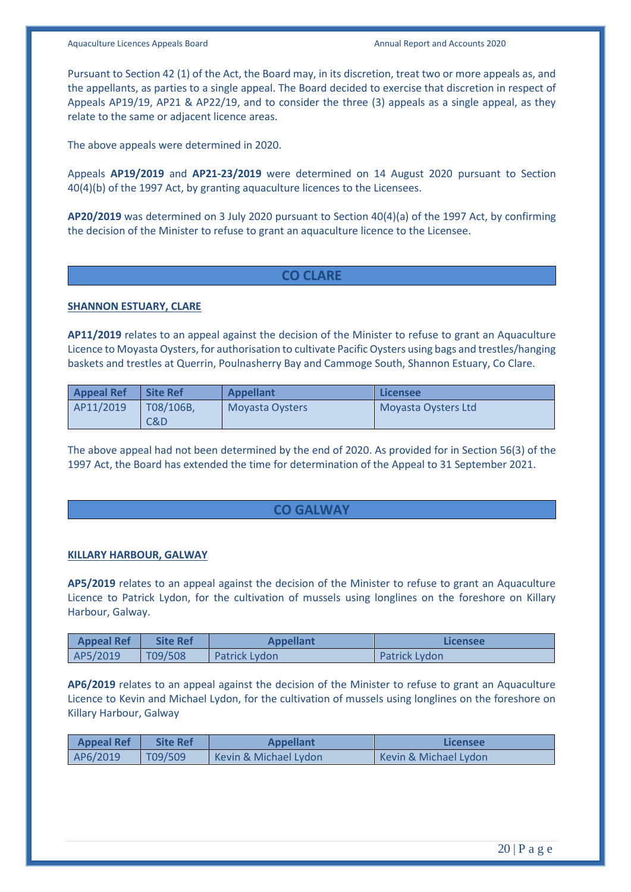Pursuant to Section 42 (1) of the Act, the Board may, in its discretion, treat two or more appeals as, and the appellants, as parties to a single appeal. The Board decided to exercise that discretion in respect of Appeals AP19/19, AP21 & AP22/19, and to consider the three (3) appeals as a single appeal, as they relate to the same or adjacent licence areas.

The above appeals were determined in 2020.

Appeals **AP19/2019** and **AP21-23/2019** were determined on 14 August 2020 pursuant to Section 40(4)(b) of the 1997 Act, by granting aquaculture licences to the Licensees.

**AP20/2019** was determined on 3 July 2020 pursuant to Section 40(4)(a) of the 1997 Act, by confirming the decision of the Minister to refuse to grant an aquaculture licence to the Licensee.

## CO CLARE

### SHANNON ESTUARY, CLARE

**AP11/2019** relates to an appeal against the decision of the Minister to refuse to grant an Aquaculture Licence to Moyasta Oysters, for authorisation to cultivate Pacific Oysters using bags and trestles/hanging baskets and trestles at Querrin, Poulnasherry Bay and Cammoge South, Shannon Estuary, Co Clare.

| Appeal Ref | Site Ref | Appellant | Licensee |
|---|---|---|---|
| AP11/2019 | T08/106B, C&D | Moyasta Oysters | Moyasta Oysters Ltd |

The above appeal had not been determined by the end of 2020. As provided for in Section 56(3) of the 1997 Act, the Board has extended the time for determination of the Appeal to 31 September 2021.

## CO GALWAY

### KILLARY HARBOUR, GALWAY

**AP5/2019** relates to an appeal against the decision of the Minister to refuse to grant an Aquaculture Licence to Patrick Lydon, for the cultivation of mussels using longlines on the foreshore on Killary Harbour, Galway.

| Appeal Ref | Site Ref | Appellant | Licensee |
|---|---|---|---|
| AP5/2019 | T09/508 | Patrick Lydon | Patrick Lydon |

**AP6/2019** relates to an appeal against the decision of the Minister to refuse to grant an Aquaculture Licence to Kevin and Michael Lydon, for the cultivation of mussels using longlines on the foreshore on Killary Harbour, Galway

| Appeal Ref | Site Ref | Appellant | Licensee |
|---|---|---|---|
| AP6/2019 | T09/509 | Kevin & Michael Lydon | Kevin & Michael Lydon |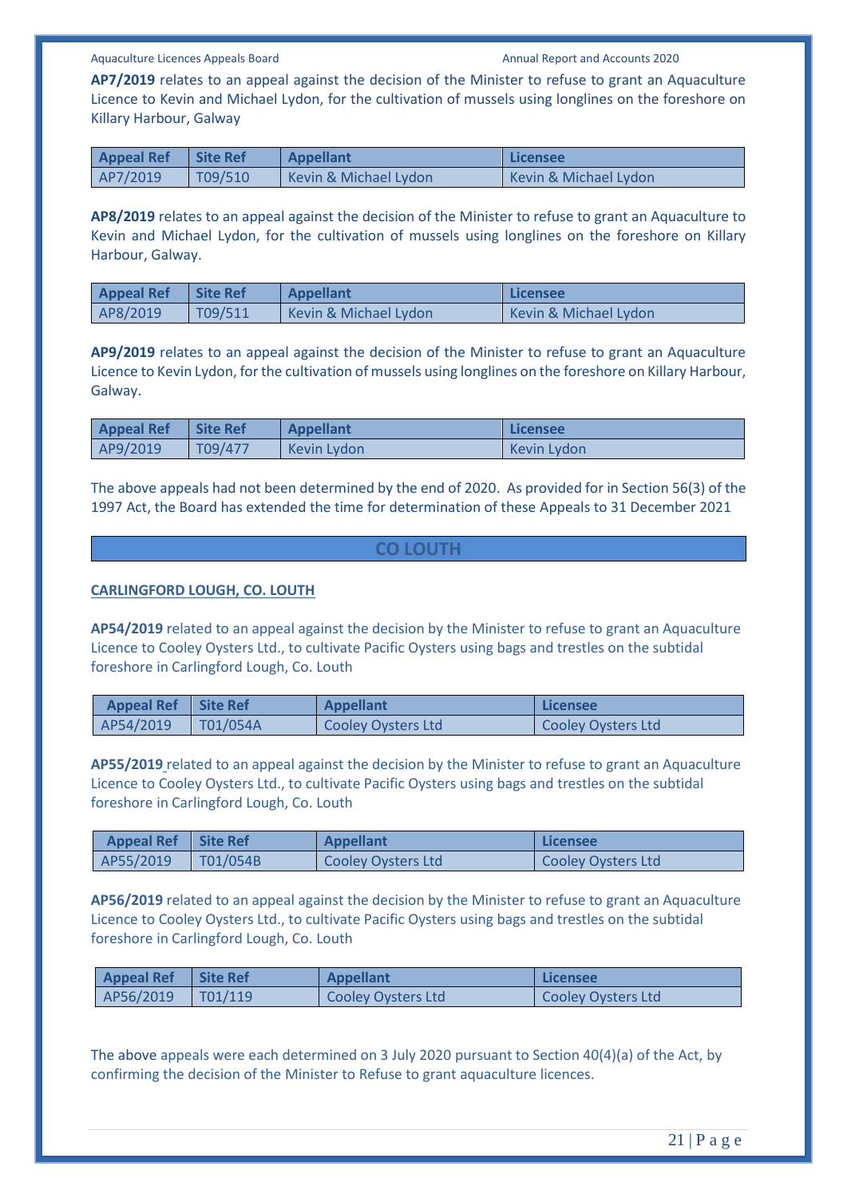**AP7/2019** relates to an appeal against the decision of the Minister to refuse to grant an Aquaculture Licence to Kevin and Michael Lydon, for the cultivation of mussels using longlines on the foreshore on Killary Harbour, Galway

| Appeal Ref | Site Ref | Appellant | Licensee |
|---|---|---|---|
| AP7/2019 | T09/510 | Kevin & Michael Lydon | Kevin & Michael Lydon |

**AP8/2019** relates to an appeal against the decision of the Minister to refuse to grant an Aquaculture to Kevin and Michael Lydon, for the cultivation of mussels using longlines on the foreshore on Killary Harbour, Galway.

| Appeal Ref | Site Ref | Appellant | Licensee |
|---|---|---|---|
| AP8/2019 | T09/511 | Kevin & Michael Lydon | Kevin & Michael Lydon |

**AP9/2019** relates to an appeal against the decision of the Minister to refuse to grant an Aquaculture Licence to Kevin Lydon, for the cultivation of mussels using longlines on the foreshore on Killary Harbour, Galway.

| Appeal Ref | Site Ref | Appellant | Licensee |
|---|---|---|---|
| AP9/2019 | T09/477 | Kevin Lydon | Kevin Lydon |

The above appeals had not been determined by the end of 2020. As provided for in Section 56(3) of the 1997 Act, the Board has extended the time for determination of these Appeals to 31 December 2021

## CO LOUTH

**CARLINGFORD LOUGH, CO. LOUTH**

**AP54/2019** related to an appeal against the decision by the Minister to refuse to grant an Aquaculture Licence to Cooley Oysters Ltd., to cultivate Pacific Oysters using bags and trestles on the subtidal foreshore in Carlingford Lough, Co. Louth

| Appeal Ref | Site Ref | Appellant | Licensee |
|---|---|---|---|
| AP54/2019 | T01/054A | Cooley Oysters Ltd | Cooley Oysters Ltd |

**AP55/2019** related to an appeal against the decision by the Minister to refuse to grant an Aquaculture Licence to Cooley Oysters Ltd., to cultivate Pacific Oysters using bags and trestles on the subtidal foreshore in Carlingford Lough, Co. Louth

| Appeal Ref | Site Ref | Appellant | Licensee |
|---|---|---|---|
| AP55/2019 | T01/054B | Cooley Oysters Ltd | Cooley Oysters Ltd |

**AP56/2019** related to an appeal against the decision by the Minister to refuse to grant an Aquaculture Licence to Cooley Oysters Ltd., to cultivate Pacific Oysters using bags and trestles on the subtidal foreshore in Carlingford Lough, Co. Louth

| Appeal Ref | Site Ref | Appellant | Licensee |
|---|---|---|---|
| AP56/2019 | T01/119 | Cooley Oysters Ltd | Cooley Oysters Ltd |

The above appeals were each determined on 3 July 2020 pursuant to Section 40(4)(a) of the Act, by confirming the decision of the Minister to Refuse to grant aquaculture licences.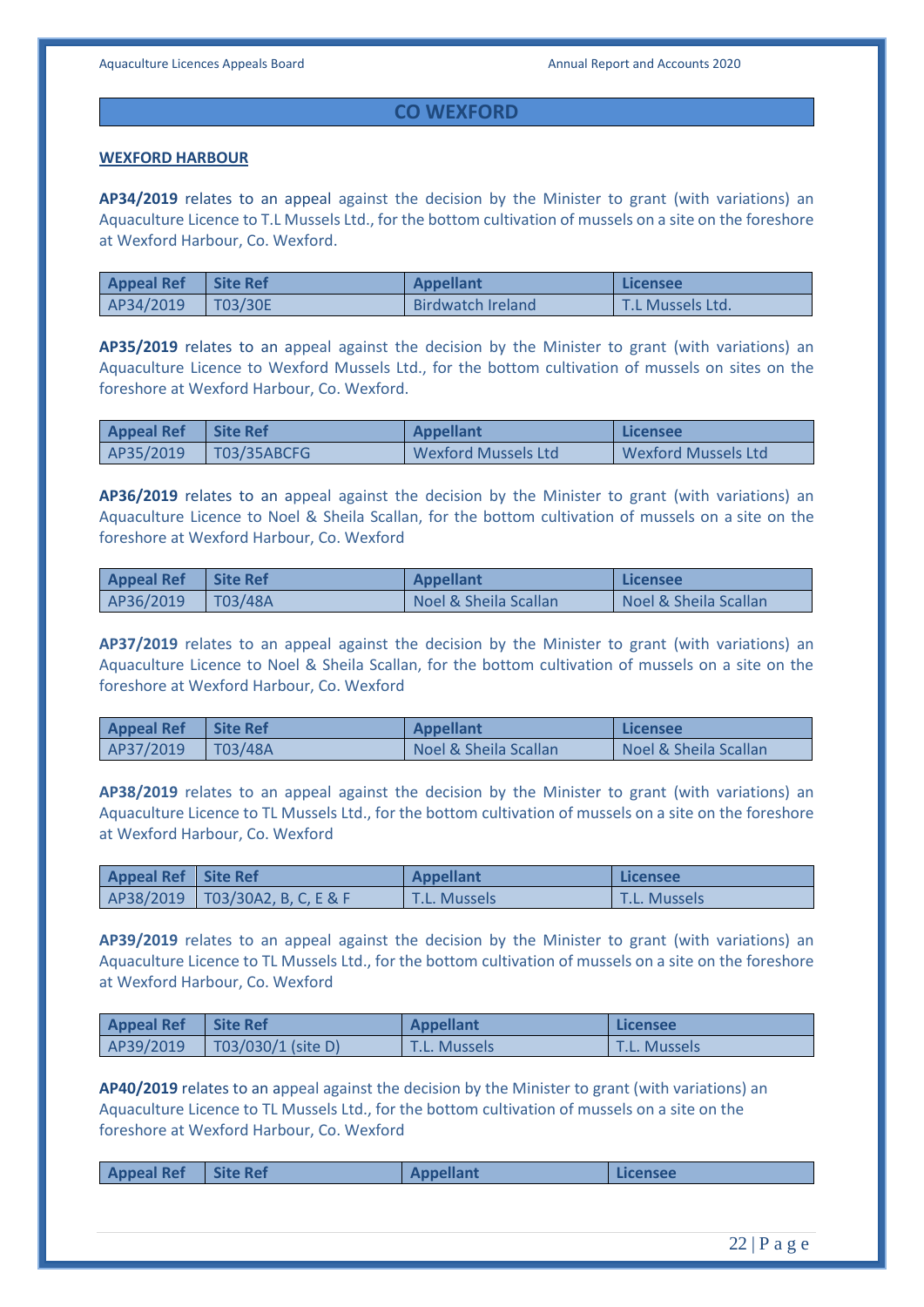## CO WEXFORD

**WEXFORD HARBOUR**

**AP34/2019** relates to an appeal against the decision by the Minister to grant (with variations) an Aquaculture Licence to T.L Mussels Ltd., for the bottom cultivation of mussels on a site on the foreshore at Wexford Harbour, Co. Wexford.

| Appeal Ref | Site Ref | Appellant | Licensee |
|---|---|---|---|
| AP34/2019 | T03/30E | Birdwatch Ireland | T.L Mussels Ltd. |

**AP35/2019** relates to an appeal against the decision by the Minister to grant (with variations) an Aquaculture Licence to Wexford Mussels Ltd., for the bottom cultivation of mussels on sites on the foreshore at Wexford Harbour, Co. Wexford.

| Appeal Ref | Site Ref | Appellant | Licensee |
|---|---|---|---|
| AP35/2019 | T03/35ABCFG | Wexford Mussels Ltd | Wexford Mussels Ltd |

**AP36/2019** relates to an appeal against the decision by the Minister to grant (with variations) an Aquaculture Licence to Noel & Sheila Scallan, for the bottom cultivation of mussels on a site on the foreshore at Wexford Harbour, Co. Wexford

| Appeal Ref | Site Ref | Appellant | Licensee |
|---|---|---|---|
| AP36/2019 | T03/48A | Noel & Sheila Scallan | Noel & Sheila Scallan |

**AP37/2019** relates to an appeal against the decision by the Minister to grant (with variations) an Aquaculture Licence to Noel & Sheila Scallan, for the bottom cultivation of mussels on a site on the foreshore at Wexford Harbour, Co. Wexford

| Appeal Ref | Site Ref | Appellant | Licensee |
|---|---|---|---|
| AP37/2019 | T03/48A | Noel & Sheila Scallan | Noel & Sheila Scallan |

**AP38/2019** relates to an appeal against the decision by the Minister to grant (with variations) an Aquaculture Licence to TL Mussels Ltd., for the bottom cultivation of mussels on a site on the foreshore at Wexford Harbour, Co. Wexford

| Appeal Ref | Site Ref | Appellant | Licensee |
|---|---|---|---|
| AP38/2019 | T03/30A2, B, C, E & F | T.L. Mussels | T.L. Mussels |

**AP39/2019** relates to an appeal against the decision by the Minister to grant (with variations) an Aquaculture Licence to TL Mussels Ltd., for the bottom cultivation of mussels on a site on the foreshore at Wexford Harbour, Co. Wexford

| Appeal Ref | Site Ref | Appellant | Licensee |
|---|---|---|---|
| AP39/2019 | T03/030/1 (site D) | T.L. Mussels | T.L. Mussels |

**AP40/2019** relates to an appeal against the decision by the Minister to grant (with variations) an Aquaculture Licence to TL Mussels Ltd., for the bottom cultivation of mussels on a site on the foreshore at Wexford Harbour, Co. Wexford

| Appeal Ref | Site Ref | Appellant | Licensee |
|---|---|---|---|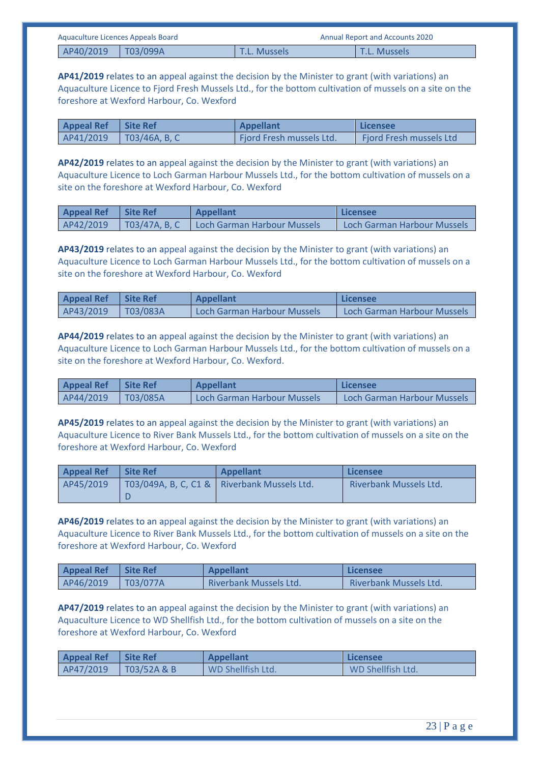| AP40/2019 | T03/099A | T.L. Mussels | T.L. Mussels |
|---|---|---|---|

**AP41/2019** relates to an appeal against the decision by the Minister to grant (with variations) an Aquaculture Licence to Fjord Fresh Mussels Ltd., for the bottom cultivation of mussels on a site on the foreshore at Wexford Harbour, Co. Wexford

| Appeal Ref | Site Ref | Appellant | Licensee |
|---|---|---|---|
| AP41/2019 | T03/46A, B, C | Fjord Fresh mussels Ltd. | Fjord Fresh mussels Ltd |

**AP42/2019** relates to an appeal against the decision by the Minister to grant (with variations) an Aquaculture Licence to Loch Garman Harbour Mussels Ltd., for the bottom cultivation of mussels on a site on the foreshore at Wexford Harbour, Co. Wexford

| Appeal Ref | Site Ref | Appellant | Licensee |
|---|---|---|---|
| AP42/2019 | T03/47A, B, C | Loch Garman Harbour Mussels | Loch Garman Harbour Mussels |

**AP43/2019** relates to an appeal against the decision by the Minister to grant (with variations) an Aquaculture Licence to Loch Garman Harbour Mussels Ltd., for the bottom cultivation of mussels on a site on the foreshore at Wexford Harbour, Co. Wexford

| Appeal Ref | Site Ref | Appellant | Licensee |
|---|---|---|---|
| AP43/2019 | T03/083A | Loch Garman Harbour Mussels | Loch Garman Harbour Mussels |

**AP44/2019** relates to an appeal against the decision by the Minister to grant (with variations) an Aquaculture Licence to Loch Garman Harbour Mussels Ltd., for the bottom cultivation of mussels on a site on the foreshore at Wexford Harbour, Co. Wexford.

| Appeal Ref | Site Ref | Appellant | Licensee |
|---|---|---|---|
| AP44/2019 | T03/085A | Loch Garman Harbour Mussels | Loch Garman Harbour Mussels |

**AP45/2019** relates to an appeal against the decision by the Minister to grant (with variations) an Aquaculture Licence to River Bank Mussels Ltd., for the bottom cultivation of mussels on a site on the foreshore at Wexford Harbour, Co. Wexford

| Appeal Ref | Site Ref | Appellant | Licensee |
|---|---|---|---|
| AP45/2019 | T03/049A, B, C, C1 & D | Riverbank Mussels Ltd. | Riverbank Mussels Ltd. |

**AP46/2019** relates to an appeal against the decision by the Minister to grant (with variations) an Aquaculture Licence to River Bank Mussels Ltd., for the bottom cultivation of mussels on a site on the foreshore at Wexford Harbour, Co. Wexford

| Appeal Ref | Site Ref | Appellant | Licensee |
|---|---|---|---|
| AP46/2019 | T03/077A | Riverbank Mussels Ltd. | Riverbank Mussels Ltd. |

**AP47/2019** relates to an appeal against the decision by the Minister to grant (with variations) an Aquaculture Licence to WD Shellfish Ltd., for the bottom cultivation of mussels on a site on the foreshore at Wexford Harbour, Co. Wexford

| Appeal Ref | Site Ref | Appellant | Licensee |
|---|---|---|---|
| AP47/2019 | T03/52A & B | WD Shellfish Ltd. | WD Shellfish Ltd. |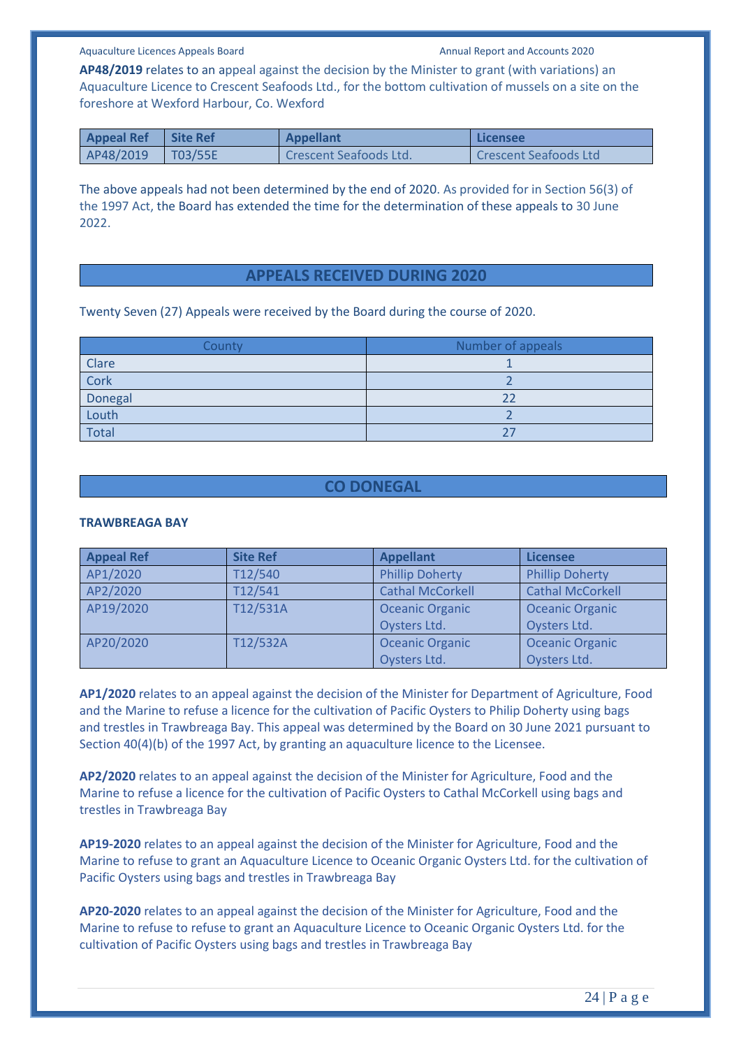**AP48/2019** relates to an appeal against the decision by the Minister to grant (with variations) an Aquaculture Licence to Crescent Seafoods Ltd., for the bottom cultivation of mussels on a site on the foreshore at Wexford Harbour, Co. Wexford

| Appeal Ref | Site Ref | Appellant | Licensee |
|---|---|---|---|
| AP48/2019 | T03/55E | Crescent Seafoods Ltd. | Crescent Seafoods Ltd |

The above appeals had not been determined by the end of 2020. As provided for in Section 56(3) of the 1997 Act, the Board has extended the time for the determination of these appeals to 30 June 2022.

## APPEALS RECEIVED DURING 2020

Twenty Seven (27) Appeals were received by the Board during the course of 2020.

| County | Number of appeals |
|---|---|
| Clare | 1 |
| Cork | 2 |
| Donegal | 22 |
| Louth | 2 |
| Total | 27 |

## CO DONEGAL

### TRAWBREAGA BAY

| Appeal Ref | Site Ref | Appellant | Licensee |
|---|---|---|---|
| AP1/2020 | T12/540 | Phillip Doherty | Phillip Doherty |
| AP2/2020 | T12/541 | Cathal McCorkell | Cathal McCorkell |
| AP19/2020 | T12/531A | Oceanic Organic Oysters Ltd. | Oceanic Organic Oysters Ltd. |
| AP20/2020 | T12/532A | Oceanic Organic Oysters Ltd. | Oceanic Organic Oysters Ltd. |

**AP1/2020** relates to an appeal against the decision of the Minister for Department of Agriculture, Food and the Marine to refuse a licence for the cultivation of Pacific Oysters to Philip Doherty using bags and trestles in Trawbreaga Bay. This appeal was determined by the Board on 30 June 2021 pursuant to Section 40(4)(b) of the 1997 Act, by granting an aquaculture licence to the Licensee.

**AP2/2020** relates to an appeal against the decision of the Minister for Agriculture, Food and the Marine to refuse a licence for the cultivation of Pacific Oysters to Cathal McCorkell using bags and trestles in Trawbreaga Bay

**AP19-2020** relates to an appeal against the decision of the Minister for Agriculture, Food and the Marine to refuse to grant an Aquaculture Licence to Oceanic Organic Oysters Ltd. for the cultivation of Pacific Oysters using bags and trestles in Trawbreaga Bay

**AP20-2020** relates to an appeal against the decision of the Minister for Agriculture, Food and the Marine to refuse to refuse to grant an Aquaculture Licence to Oceanic Organic Oysters Ltd. for the cultivation of Pacific Oysters using bags and trestles in Trawbreaga Bay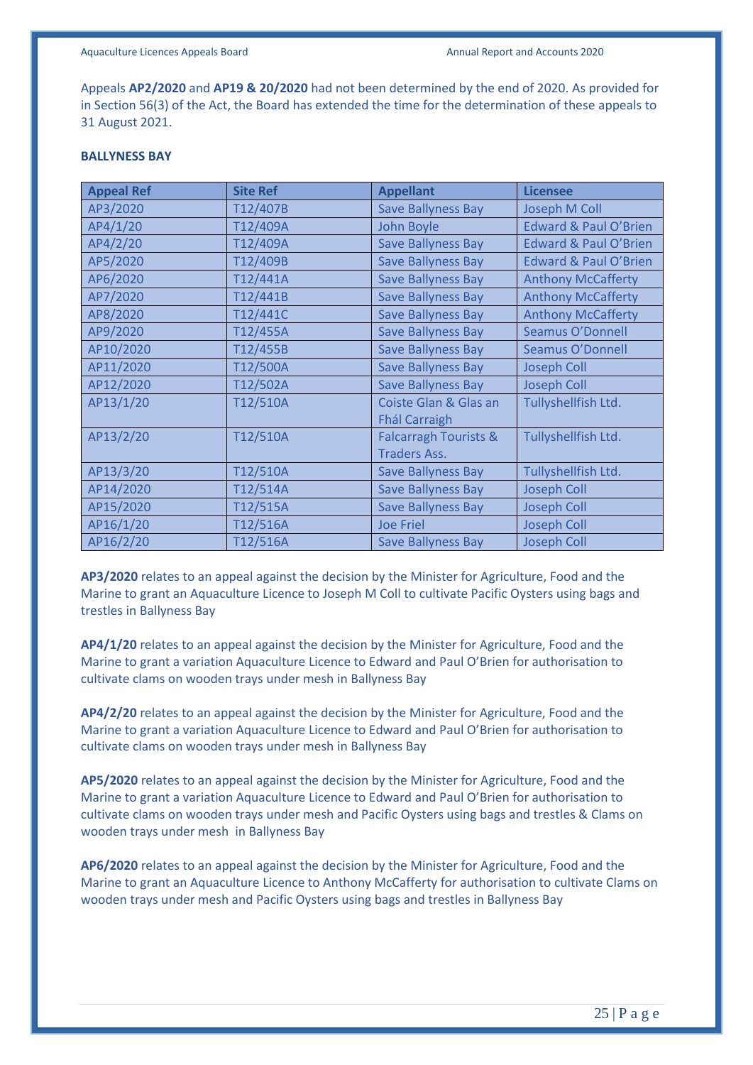Appeals **AP2/2020** and **AP19 & 20/2020** had not been determined by the end of 2020. As provided for in Section 56(3) of the Act, the Board has extended the time for the determination of these appeals to 31 August 2021.

**BALLYNESS BAY**

| Appeal Ref | Site Ref | Appellant | Licensee |
|---|---|---|---|
| AP3/2020 | T12/407B | Save Ballyness Bay | Joseph M Coll |
| AP4/1/20 | T12/409A | John Boyle | Edward & Paul O'Brien |
| AP4/2/20 | T12/409A | Save Ballyness Bay | Edward & Paul O'Brien |
| AP5/2020 | T12/409B | Save Ballyness Bay | Edward & Paul O'Brien |
| AP6/2020 | T12/441A | Save Ballyness Bay | Anthony McCafferty |
| AP7/2020 | T12/441B | Save Ballyness Bay | Anthony McCafferty |
| AP8/2020 | T12/441C | Save Ballyness Bay | Anthony McCafferty |
| AP9/2020 | T12/455A | Save Ballyness Bay | Seamus O'Donnell |
| AP10/2020 | T12/455B | Save Ballyness Bay | Seamus O'Donnell |
| AP11/2020 | T12/500A | Save Ballyness Bay | Joseph Coll |
| AP12/2020 | T12/502A | Save Ballyness Bay | Joseph Coll |
| AP13/1/20 | T12/510A | Coiste Glan & Glas an Fhál Carraigh | Tullyshellfish Ltd. |
| AP13/2/20 | T12/510A | Falcarragh Tourists & Traders Ass. | Tullyshellfish Ltd. |
| AP13/3/20 | T12/510A | Save Ballyness Bay | Tullyshellfish Ltd. |
| AP14/2020 | T12/514A | Save Ballyness Bay | Joseph Coll |
| AP15/2020 | T12/515A | Save Ballyness Bay | Joseph Coll |
| AP16/1/20 | T12/516A | Joe Friel | Joseph Coll |
| AP16/2/20 | T12/516A | Save Ballyness Bay | Joseph Coll |

**AP3/2020** relates to an appeal against the decision by the Minister for Agriculture, Food and the Marine to grant an Aquaculture Licence to Joseph M Coll to cultivate Pacific Oysters using bags and trestles in Ballyness Bay

**AP4/1/20** relates to an appeal against the decision by the Minister for Agriculture, Food and the Marine to grant a variation Aquaculture Licence to Edward and Paul O'Brien for authorisation to cultivate clams on wooden trays under mesh in Ballyness Bay

**AP4/2/20** relates to an appeal against the decision by the Minister for Agriculture, Food and the Marine to grant a variation Aquaculture Licence to Edward and Paul O'Brien for authorisation to cultivate clams on wooden trays under mesh in Ballyness Bay

**AP5/2020** relates to an appeal against the decision by the Minister for Agriculture, Food and the Marine to grant a variation Aquaculture Licence to Edward and Paul O'Brien for authorisation to cultivate clams on wooden trays under mesh and Pacific Oysters using bags and trestles & Clams on wooden trays under mesh in Ballyness Bay

**AP6/2020** relates to an appeal against the decision by the Minister for Agriculture, Food and the Marine to grant an Aquaculture Licence to Anthony McCafferty for authorisation to cultivate Clams on wooden trays under mesh and Pacific Oysters using bags and trestles in Ballyness Bay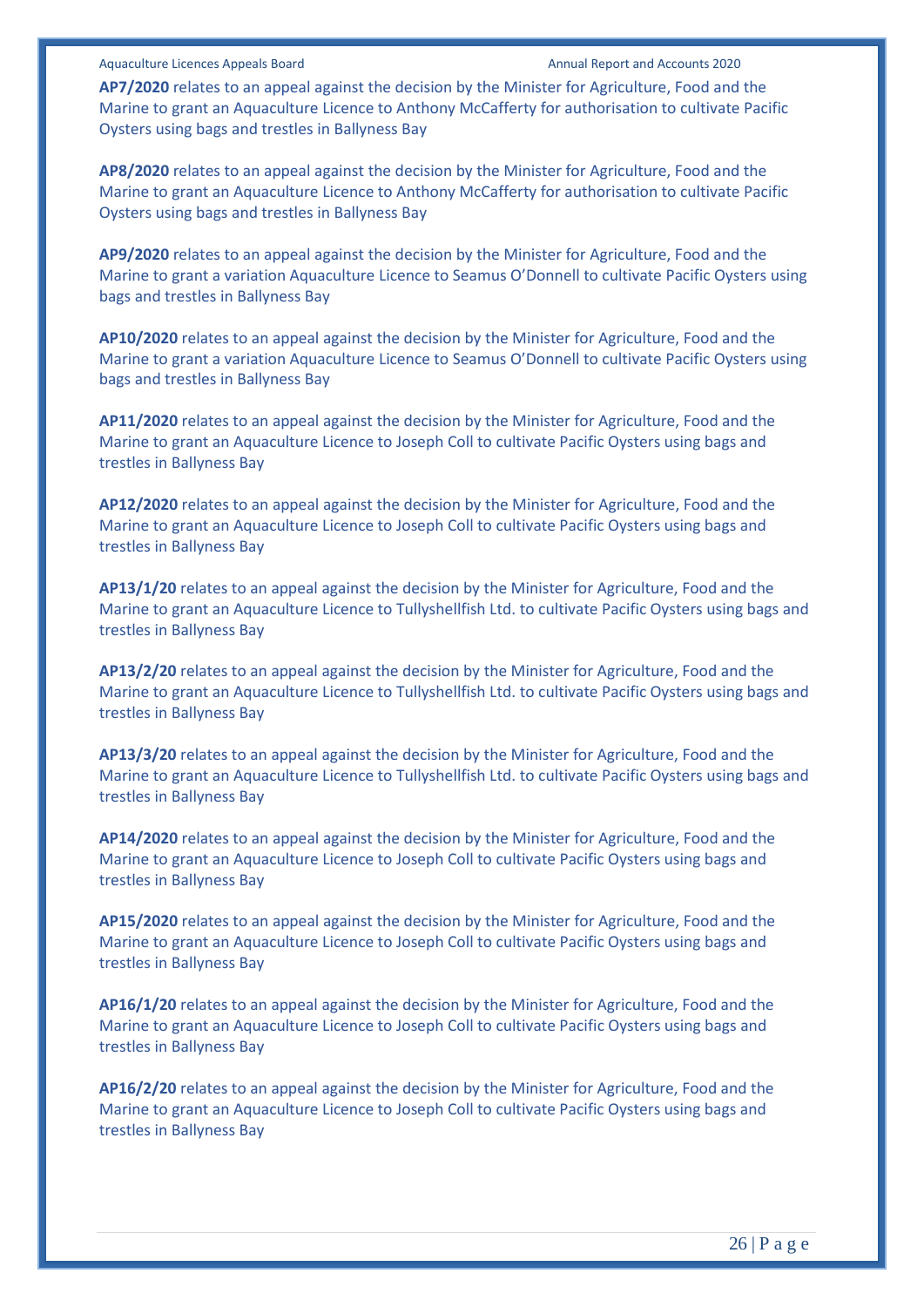**AP7/2020** relates to an appeal against the decision by the Minister for Agriculture, Food and the Marine to grant an Aquaculture Licence to Anthony McCafferty for authorisation to cultivate Pacific Oysters using bags and trestles in Ballyness Bay

**AP8/2020** relates to an appeal against the decision by the Minister for Agriculture, Food and the Marine to grant an Aquaculture Licence to Anthony McCafferty for authorisation to cultivate Pacific Oysters using bags and trestles in Ballyness Bay

**AP9/2020** relates to an appeal against the decision by the Minister for Agriculture, Food and the Marine to grant a variation Aquaculture Licence to Seamus O'Donnell to cultivate Pacific Oysters using bags and trestles in Ballyness Bay

**AP10/2020** relates to an appeal against the decision by the Minister for Agriculture, Food and the Marine to grant a variation Aquaculture Licence to Seamus O'Donnell to cultivate Pacific Oysters using bags and trestles in Ballyness Bay

**AP11/2020** relates to an appeal against the decision by the Minister for Agriculture, Food and the Marine to grant an Aquaculture Licence to Joseph Coll to cultivate Pacific Oysters using bags and trestles in Ballyness Bay

**AP12/2020** relates to an appeal against the decision by the Minister for Agriculture, Food and the Marine to grant an Aquaculture Licence to Joseph Coll to cultivate Pacific Oysters using bags and trestles in Ballyness Bay

**AP13/1/20** relates to an appeal against the decision by the Minister for Agriculture, Food and the Marine to grant an Aquaculture Licence to Tullyshellfish Ltd. to cultivate Pacific Oysters using bags and trestles in Ballyness Bay

**AP13/2/20** relates to an appeal against the decision by the Minister for Agriculture, Food and the Marine to grant an Aquaculture Licence to Tullyshellfish Ltd. to cultivate Pacific Oysters using bags and trestles in Ballyness Bay

**AP13/3/20** relates to an appeal against the decision by the Minister for Agriculture, Food and the Marine to grant an Aquaculture Licence to Tullyshellfish Ltd. to cultivate Pacific Oysters using bags and trestles in Ballyness Bay

**AP14/2020** relates to an appeal against the decision by the Minister for Agriculture, Food and the Marine to grant an Aquaculture Licence to Joseph Coll to cultivate Pacific Oysters using bags and trestles in Ballyness Bay

**AP15/2020** relates to an appeal against the decision by the Minister for Agriculture, Food and the Marine to grant an Aquaculture Licence to Joseph Coll to cultivate Pacific Oysters using bags and trestles in Ballyness Bay

**AP16/1/20** relates to an appeal against the decision by the Minister for Agriculture, Food and the Marine to grant an Aquaculture Licence to Joseph Coll to cultivate Pacific Oysters using bags and trestles in Ballyness Bay

**AP16/2/20** relates to an appeal against the decision by the Minister for Agriculture, Food and the Marine to grant an Aquaculture Licence to Joseph Coll to cultivate Pacific Oysters using bags and trestles in Ballyness Bay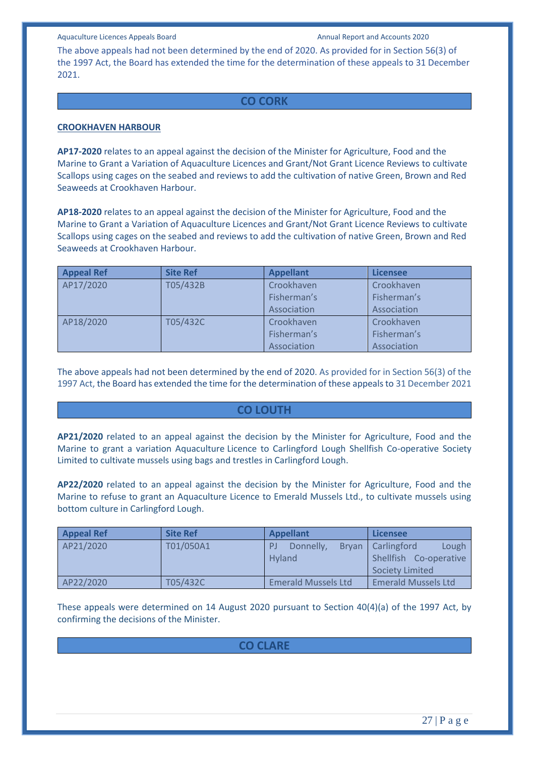The above appeals had not been determined by the end of 2020. As provided for in Section 56(3) of the 1997 Act, the Board has extended the time for the determination of these appeals to 31 December 2021.

## CO CORK

### CROOKHAVEN HARBOUR

**AP17-2020** relates to an appeal against the decision of the Minister for Agriculture, Food and the Marine to Grant a Variation of Aquaculture Licences and Grant/Not Grant Licence Reviews to cultivate Scallops using cages on the seabed and reviews to add the cultivation of native Green, Brown and Red Seaweeds at Crookhaven Harbour.

**AP18-2020** relates to an appeal against the decision of the Minister for Agriculture, Food and the Marine to Grant a Variation of Aquaculture Licences and Grant/Not Grant Licence Reviews to cultivate Scallops using cages on the seabed and reviews to add the cultivation of native Green, Brown and Red Seaweeds at Crookhaven Harbour.

| Appeal Ref | Site Ref | Appellant | Licensee |
|---|---|---|---|
| AP17/2020 | T05/432B | Crookhaven Fisherman's Association | Crookhaven Fisherman's Association |
| AP18/2020 | T05/432C | Crookhaven Fisherman's Association | Crookhaven Fisherman's Association |

The above appeals had not been determined by the end of 2020. As provided for in Section 56(3) of the 1997 Act, the Board has extended the time for the determination of these appeals to 31 December 2021

## CO LOUTH

**AP21/2020** related to an appeal against the decision by the Minister for Agriculture, Food and the Marine to grant a variation Aquaculture Licence to Carlingford Lough Shellfish Co-operative Society Limited to cultivate mussels using bags and trestles in Carlingford Lough.

**AP22/2020** related to an appeal against the decision by the Minister for Agriculture, Food and the Marine to refuse to grant an Aquaculture Licence to Emerald Mussels Ltd., to cultivate mussels using bottom culture in Carlingford Lough.

| Appeal Ref | Site Ref | Appellant | Licensee |
|---|---|---|---|
| AP21/2020 | T01/050A1 | PJ Donnelly, Bryan Hyland | Carlingford Lough Shellfish Co-operative Society Limited |
| AP22/2020 | T05/432C | Emerald Mussels Ltd | Emerald Mussels Ltd |

These appeals were determined on 14 August 2020 pursuant to Section 40(4)(a) of the 1997 Act, by confirming the decisions of the Minister.

## CO CLARE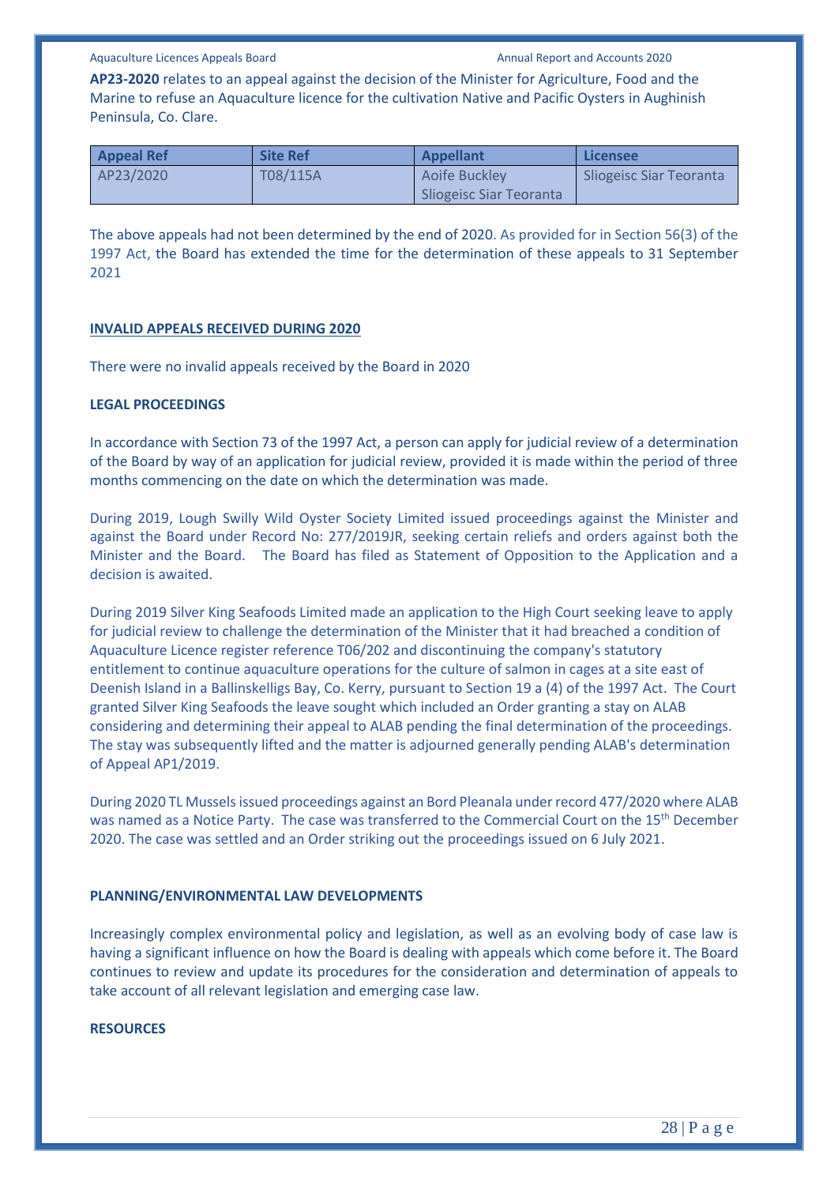**AP23-2020** relates to an appeal against the decision of the Minister for Agriculture, Food and the Marine to refuse an Aquaculture licence for the cultivation Native and Pacific Oysters in Aughinish Peninsula, Co. Clare.

| Appeal Ref | Site Ref | Appellant | Licensee |
|---|---|---|---|
| AP23/2020 | T08/115A | Aoife Buckley<br>Sliogeisc Siar Teoranta | Sliogeisc Siar Teoranta |

The above appeals had not been determined by the end of 2020. As provided for in Section 56(3) of the 1997 Act, the Board has extended the time for the determination of these appeals to 31 September 2021

**INVALID APPEALS RECEIVED DURING 2020**

There were no invalid appeals received by the Board in 2020

**LEGAL PROCEEDINGS**

In accordance with Section 73 of the 1997 Act, a person can apply for judicial review of a determination of the Board by way of an application for judicial review, provided it is made within the period of three months commencing on the date on which the determination was made.

During 2019, Lough Swilly Wild Oyster Society Limited issued proceedings against the Minister and against the Board under Record No: 277/2019JR, seeking certain reliefs and orders against both the Minister and the Board. The Board has filed as Statement of Opposition to the Application and a decision is awaited.

During 2019 Silver King Seafoods Limited made an application to the High Court seeking leave to apply for judicial review to challenge the determination of the Minister that it had breached a condition of Aquaculture Licence register reference T06/202 and discontinuing the company's statutory entitlement to continue aquaculture operations for the culture of salmon in cages at a site east of Deenish Island in a Ballinskelligs Bay, Co. Kerry, pursuant to Section 19 a (4) of the 1997 Act. The Court granted Silver King Seafoods the leave sought which included an Order granting a stay on ALAB considering and determining their appeal to ALAB pending the final determination of the proceedings. The stay was subsequently lifted and the matter is adjourned generally pending ALAB's determination of Appeal AP1/2019.

During 2020 TL Mussels issued proceedings against an Bord Pleanala under record 477/2020 where ALAB was named as a Notice Party. The case was transferred to the Commercial Court on the 15th December 2020. The case was settled and an Order striking out the proceedings issued on 6 July 2021.

**PLANNING/ENVIRONMENTAL LAW DEVELOPMENTS**

Increasingly complex environmental policy and legislation, as well as an evolving body of case law is having a significant influence on how the Board is dealing with appeals which come before it. The Board continues to review and update its procedures for the consideration and determination of appeals to take account of all relevant legislation and emerging case law.

**RESOURCES**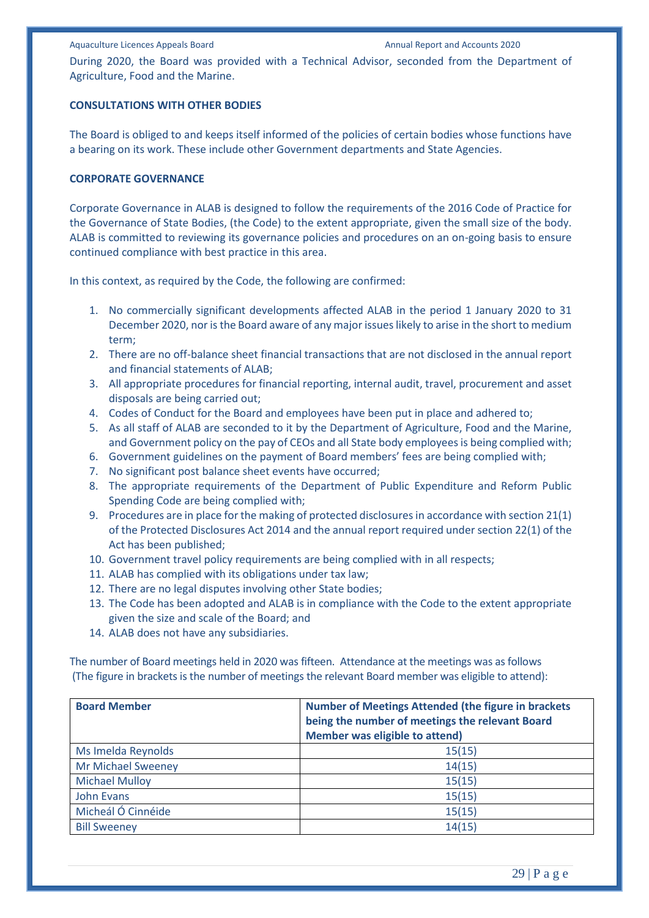During 2020, the Board was provided with a Technical Advisor, seconded from the Department of Agriculture, Food and the Marine.

**CONSULTATIONS WITH OTHER BODIES**

The Board is obliged to and keeps itself informed of the policies of certain bodies whose functions have a bearing on its work. These include other Government departments and State Agencies.

**CORPORATE GOVERNANCE**

Corporate Governance in ALAB is designed to follow the requirements of the 2016 Code of Practice for the Governance of State Bodies, (the Code) to the extent appropriate, given the small size of the body. ALAB is committed to reviewing its governance policies and procedures on an on-going basis to ensure continued compliance with best practice in this area.

In this context, as required by the Code, the following are confirmed:

1. No commercially significant developments affected ALAB in the period 1 January 2020 to 31 December 2020, nor is the Board aware of any major issues likely to arise in the short to medium term;
2. There are no off-balance sheet financial transactions that are not disclosed in the annual report and financial statements of ALAB;
3. All appropriate procedures for financial reporting, internal audit, travel, procurement and asset disposals are being carried out;
4. Codes of Conduct for the Board and employees have been put in place and adhered to;
5. As all staff of ALAB are seconded to it by the Department of Agriculture, Food and the Marine, and Government policy on the pay of CEOs and all State body employees is being complied with;
6. Government guidelines on the payment of Board members' fees are being complied with;
7. No significant post balance sheet events have occurred;
8. The appropriate requirements of the Department of Public Expenditure and Reform Public Spending Code are being complied with;
9. Procedures are in place for the making of protected disclosures in accordance with section 21(1) of the Protected Disclosures Act 2014 and the annual report required under section 22(1) of the Act has been published;
10. Government travel policy requirements are being complied with in all respects;
11. ALAB has complied with its obligations under tax law;
12. There are no legal disputes involving other State bodies;
13. The Code has been adopted and ALAB is in compliance with the Code to the extent appropriate given the size and scale of the Board; and
14. ALAB does not have any subsidiaries.

The number of Board meetings held in 2020 was fifteen. Attendance at the meetings was as follows (The figure in brackets is the number of meetings the relevant Board member was eligible to attend):

| Board Member | Number of Meetings Attended (the figure in brackets being the number of meetings the relevant Board Member was eligible to attend) |
|---|---|
| Ms Imelda Reynolds | 15(15) |
| Mr Michael Sweeney | 14(15) |
| Michael Mulloy | 15(15) |
| John Evans | 15(15) |
| Micheál Ó Cinnéide | 15(15) |
| Bill Sweeney | 14(15) |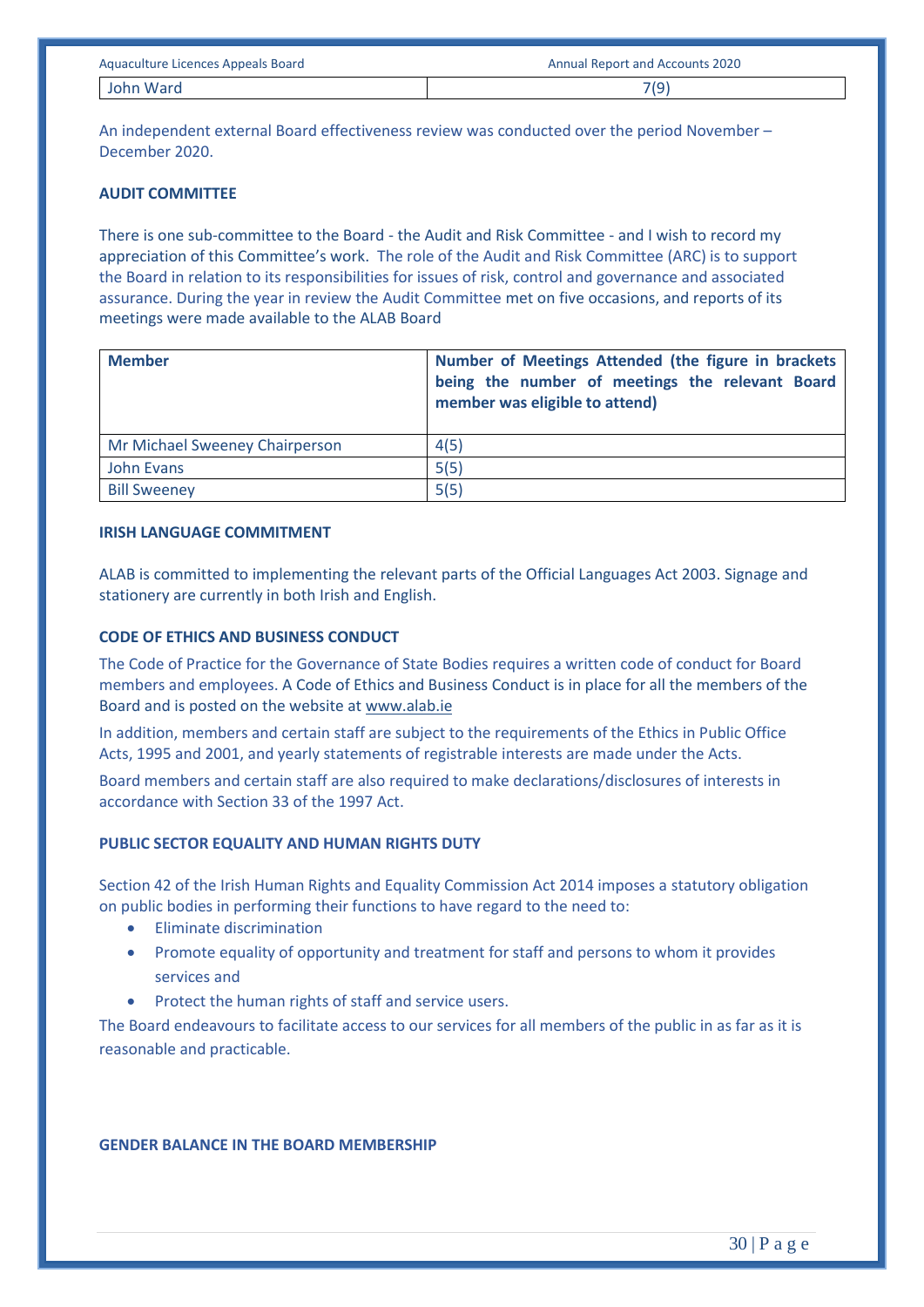| John Ward | 7(9) |
|---|---|

An independent external Board effectiveness review was conducted over the period November – December 2020.

**AUDIT COMMITTEE**

There is one sub-committee to the Board - the Audit and Risk Committee - and I wish to record my appreciation of this Committee's work. The role of the Audit and Risk Committee (ARC) is to support the Board in relation to its responsibilities for issues of risk, control and governance and associated assurance. During the year in review the Audit Committee met on five occasions, and reports of its meetings were made available to the ALAB Board

| Member | Number of Meetings Attended (the figure in brackets being the number of meetings the relevant Board member was eligible to attend) |
|---|---|
| Mr Michael Sweeney Chairperson | 4(5) |
| John Evans | 5(5) |
| Bill Sweeney | 5(5) |

**IRISH LANGUAGE COMMITMENT**

ALAB is committed to implementing the relevant parts of the Official Languages Act 2003. Signage and stationery are currently in both Irish and English.

**CODE OF ETHICS AND BUSINESS CONDUCT**

The Code of Practice for the Governance of State Bodies requires a written code of conduct for Board members and employees. A Code of Ethics and Business Conduct is in place for all the members of the Board and is posted on the website at www.alab.ie

In addition, members and certain staff are subject to the requirements of the Ethics in Public Office Acts, 1995 and 2001, and yearly statements of registrable interests are made under the Acts.

Board members and certain staff are also required to make declarations/disclosures of interests in accordance with Section 33 of the 1997 Act.

**PUBLIC SECTOR EQUALITY AND HUMAN RIGHTS DUTY**

Section 42 of the Irish Human Rights and Equality Commission Act 2014 imposes a statutory obligation on public bodies in performing their functions to have regard to the need to:

- Eliminate discrimination
- Promote equality of opportunity and treatment for staff and persons to whom it provides services and
- Protect the human rights of staff and service users.

The Board endeavours to facilitate access to our services for all members of the public in as far as it is reasonable and practicable.

**GENDER BALANCE IN THE BOARD MEMBERSHIP**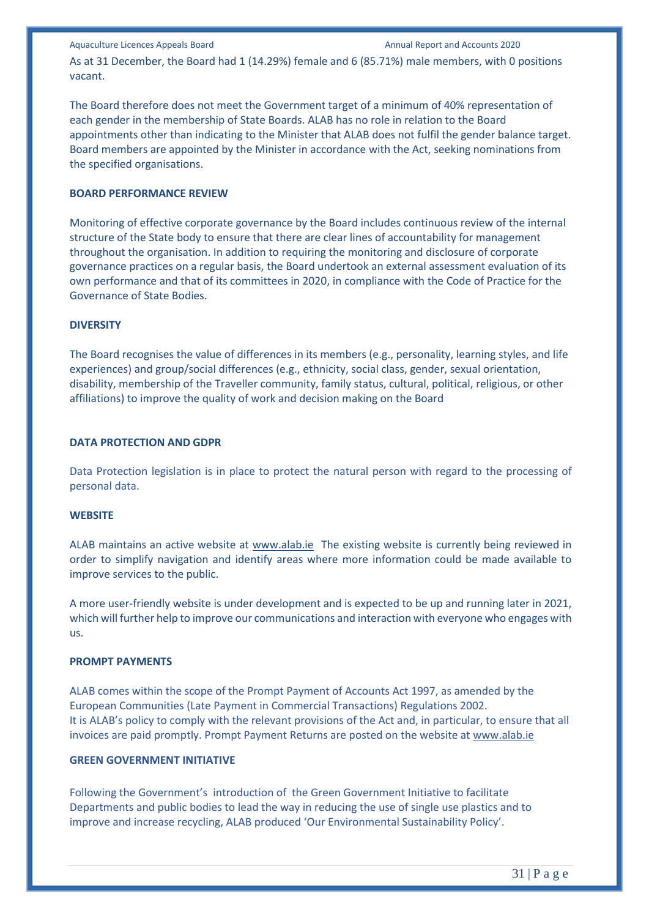As at 31 December, the Board had 1 (14.29%) female and 6 (85.71%) male members, with 0 positions vacant.

The Board therefore does not meet the Government target of a minimum of 40% representation of each gender in the membership of State Boards. ALAB has no role in relation to the Board appointments other than indicating to the Minister that ALAB does not fulfil the gender balance target. Board members are appointed by the Minister in accordance with the Act, seeking nominations from the specified organisations.

**BOARD PERFORMANCE REVIEW**

Monitoring of effective corporate governance by the Board includes continuous review of the internal structure of the State body to ensure that there are clear lines of accountability for management throughout the organisation. In addition to requiring the monitoring and disclosure of corporate governance practices on a regular basis, the Board undertook an external assessment evaluation of its own performance and that of its committees in 2020, in compliance with the Code of Practice for the Governance of State Bodies.

**DIVERSITY**

The Board recognises the value of differences in its members (e.g., personality, learning styles, and life experiences) and group/social differences (e.g., ethnicity, social class, gender, sexual orientation, disability, membership of the Traveller community, family status, cultural, political, religious, or other affiliations) to improve the quality of work and decision making on the Board

**DATA PROTECTION AND GDPR**

Data Protection legislation is in place to protect the natural person with regard to the processing of personal data.

**WEBSITE**

ALAB maintains an active website at www.alab.ie The existing website is currently being reviewed in order to simplify navigation and identify areas where more information could be made available to improve services to the public.

A more user-friendly website is under development and is expected to be up and running later in 2021, which will further help to improve our communications and interaction with everyone who engages with us.

**PROMPT PAYMENTS**

ALAB comes within the scope of the Prompt Payment of Accounts Act 1997, as amended by the European Communities (Late Payment in Commercial Transactions) Regulations 2002.
It is ALAB's policy to comply with the relevant provisions of the Act and, in particular, to ensure that all invoices are paid promptly. Prompt Payment Returns are posted on the website at www.alab.ie

**GREEN GOVERNMENT INITIATIVE**

Following the Government's introduction of the Green Government Initiative to facilitate Departments and public bodies to lead the way in reducing the use of single use plastics and to improve and increase recycling, ALAB produced 'Our Environmental Sustainability Policy'.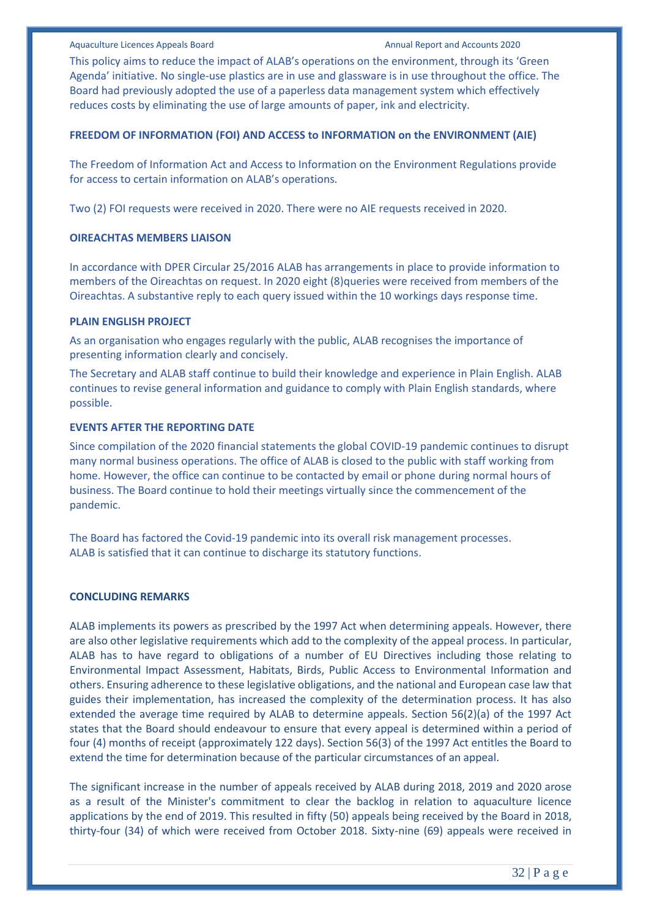This policy aims to reduce the impact of ALAB's operations on the environment, through its 'Green Agenda' initiative. No single-use plastics are in use and glassware is in use throughout the office. The Board had previously adopted the use of a paperless data management system which effectively reduces costs by eliminating the use of large amounts of paper, ink and electricity.

**FREEDOM OF INFORMATION (FOI) AND ACCESS to INFORMATION on the ENVIRONMENT (AIE)**

The Freedom of Information Act and Access to Information on the Environment Regulations provide for access to certain information on ALAB's operations.

Two (2) FOI requests were received in 2020. There were no AIE requests received in 2020.

**OIREACHTAS MEMBERS LIAISON**

In accordance with DPER Circular 25/2016 ALAB has arrangements in place to provide information to members of the Oireachtas on request. In 2020 eight (8)queries were received from members of the Oireachtas. A substantive reply to each query issued within the 10 workings days response time.

**PLAIN ENGLISH PROJECT**

As an organisation who engages regularly with the public, ALAB recognises the importance of presenting information clearly and concisely.

The Secretary and ALAB staff continue to build their knowledge and experience in Plain English. ALAB continues to revise general information and guidance to comply with Plain English standards, where possible.

**EVENTS AFTER THE REPORTING DATE**

Since compilation of the 2020 financial statements the global COVID-19 pandemic continues to disrupt many normal business operations. The office of ALAB is closed to the public with staff working from home. However, the office can continue to be contacted by email or phone during normal hours of business. The Board continue to hold their meetings virtually since the commencement of the pandemic.

The Board has factored the Covid-19 pandemic into its overall risk management processes. ALAB is satisfied that it can continue to discharge its statutory functions.

**CONCLUDING REMARKS**

ALAB implements its powers as prescribed by the 1997 Act when determining appeals. However, there are also other legislative requirements which add to the complexity of the appeal process. In particular, ALAB has to have regard to obligations of a number of EU Directives including those relating to Environmental Impact Assessment, Habitats, Birds, Public Access to Environmental Information and others. Ensuring adherence to these legislative obligations, and the national and European case law that guides their implementation, has increased the complexity of the determination process. It has also extended the average time required by ALAB to determine appeals. Section 56(2)(a) of the 1997 Act states that the Board should endeavour to ensure that every appeal is determined within a period of four (4) months of receipt (approximately 122 days). Section 56(3) of the 1997 Act entitles the Board to extend the time for determination because of the particular circumstances of an appeal.

The significant increase in the number of appeals received by ALAB during 2018, 2019 and 2020 arose as a result of the Minister's commitment to clear the backlog in relation to aquaculture licence applications by the end of 2019. This resulted in fifty (50) appeals being received by the Board in 2018, thirty-four (34) of which were received from October 2018. Sixty-nine (69) appeals were received in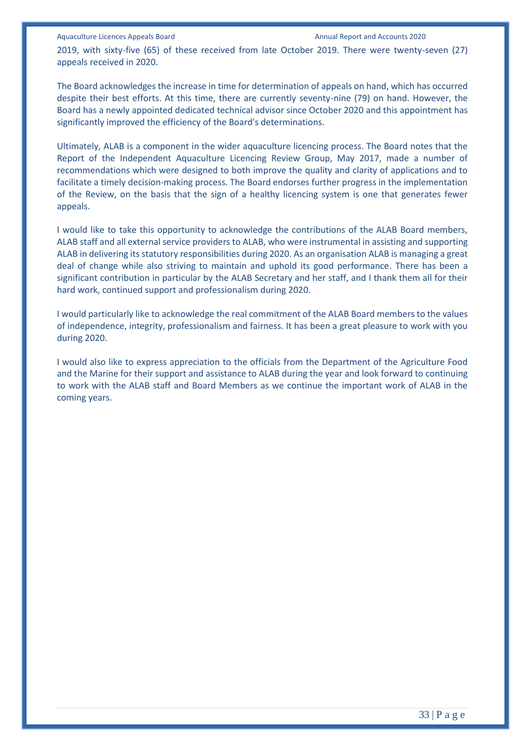2019, with sixty-five (65) of these received from late October 2019. There were twenty-seven (27) appeals received in 2020.

The Board acknowledges the increase in time for determination of appeals on hand, which has occurred despite their best efforts. At this time, there are currently seventy-nine (79) on hand. However, the Board has a newly appointed dedicated technical advisor since October 2020 and this appointment has significantly improved the efficiency of the Board's determinations.

Ultimately, ALAB is a component in the wider aquaculture licencing process. The Board notes that the Report of the Independent Aquaculture Licencing Review Group, May 2017, made a number of recommendations which were designed to both improve the quality and clarity of applications and to facilitate a timely decision-making process. The Board endorses further progress in the implementation of the Review, on the basis that the sign of a healthy licencing system is one that generates fewer appeals.

I would like to take this opportunity to acknowledge the contributions of the ALAB Board members, ALAB staff and all external service providers to ALAB, who were instrumental in assisting and supporting ALAB in delivering its statutory responsibilities during 2020. As an organisation ALAB is managing a great deal of change while also striving to maintain and uphold its good performance. There has been a significant contribution in particular by the ALAB Secretary and her staff, and I thank them all for their hard work, continued support and professionalism during 2020.

I would particularly like to acknowledge the real commitment of the ALAB Board members to the values of independence, integrity, professionalism and fairness. It has been a great pleasure to work with you during 2020.

I would also like to express appreciation to the officials from the Department of the Agriculture Food and the Marine for their support and assistance to ALAB during the year and look forward to continuing to work with the ALAB staff and Board Members as we continue the important work of ALAB in the coming years.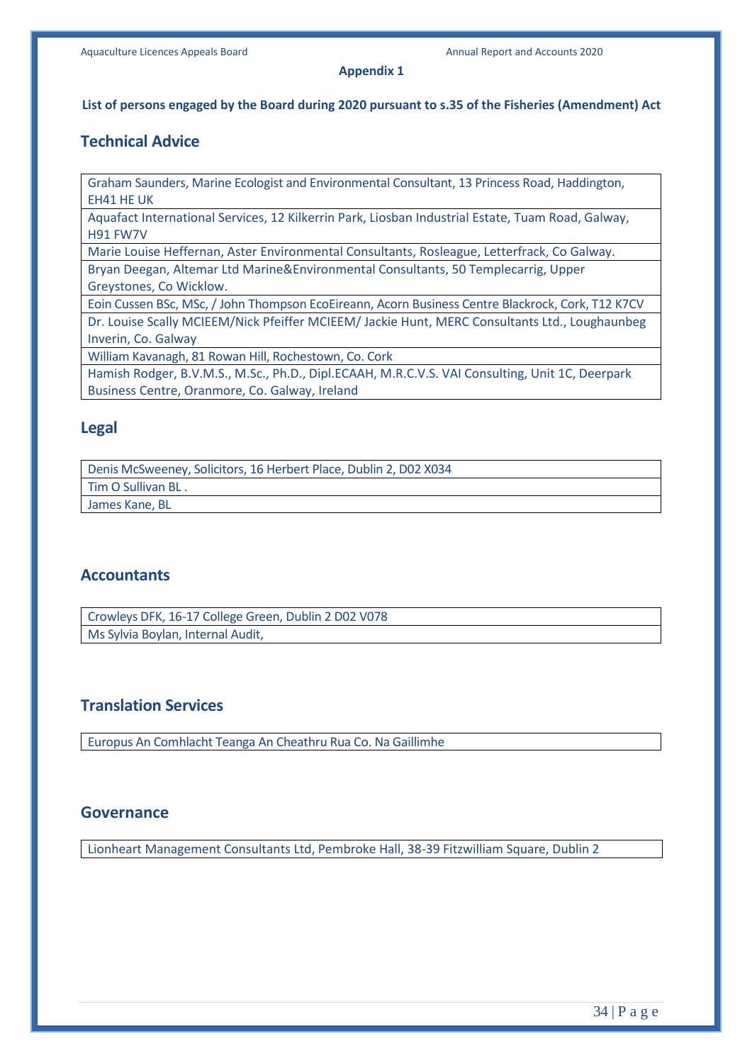**Appendix 1**

**List of persons engaged by the Board during 2020 pursuant to s.35 of the Fisheries (Amendment) Act**

## Technical Advice

| |
|---|
| Graham Saunders, Marine Ecologist and Environmental Consultant, 13 Princess Road, Haddington, EH41 HE UK |
| Aquafact International Services, 12 Kilkerrin Park, Liosban Industrial Estate, Tuam Road, Galway, H91 FW7V |
| Marie Louise Heffernan, Aster Environmental Consultants, Rosleague, Letterfrack, Co Galway. |
| Bryan Deegan, Altemar Ltd Marine&Environmental Consultants, 50 Templecarrig, Upper Greystones, Co Wicklow. |
| Eoin Cussen BSc, MSc, / John Thompson EcoEireann, Acorn Business Centre Blackrock, Cork, T12 K7CV |
| Dr. Louise Scally MCIEEM/Nick Pfeiffer MCIEEM/ Jackie Hunt, MERC Consultants Ltd., Loughaunbeg Inverin, Co. Galway |
| William Kavanagh, 81 Rowan Hill, Rochestown, Co. Cork |
| Hamish Rodger, B.V.M.S., M.Sc., Ph.D., Dipl.ECAAH, M.R.C.V.S. VAI Consulting, Unit 1C, Deerpark Business Centre, Oranmore, Co. Galway, Ireland |

## Legal

| |
|---|
| Denis McSweeney, Solicitors, 16 Herbert Place, Dublin 2, D02 X034 |
| Tim O Sullivan BL . |
| James Kane, BL |

## Accountants

| |
|---|
| Crowleys DFK, 16-17 College Green, Dublin 2 D02 V078 |
| Ms Sylvia Boylan, Internal Audit, |

## Translation Services

| |
|---|
| Europus An Comhlacht Teanga An Cheathru Rua Co. Na Gaillimhe |

## Governance

| |
|---|
| Lionheart Management Consultants Ltd, Pembroke Hall, 38-39 Fitzwilliam Square, Dublin 2 |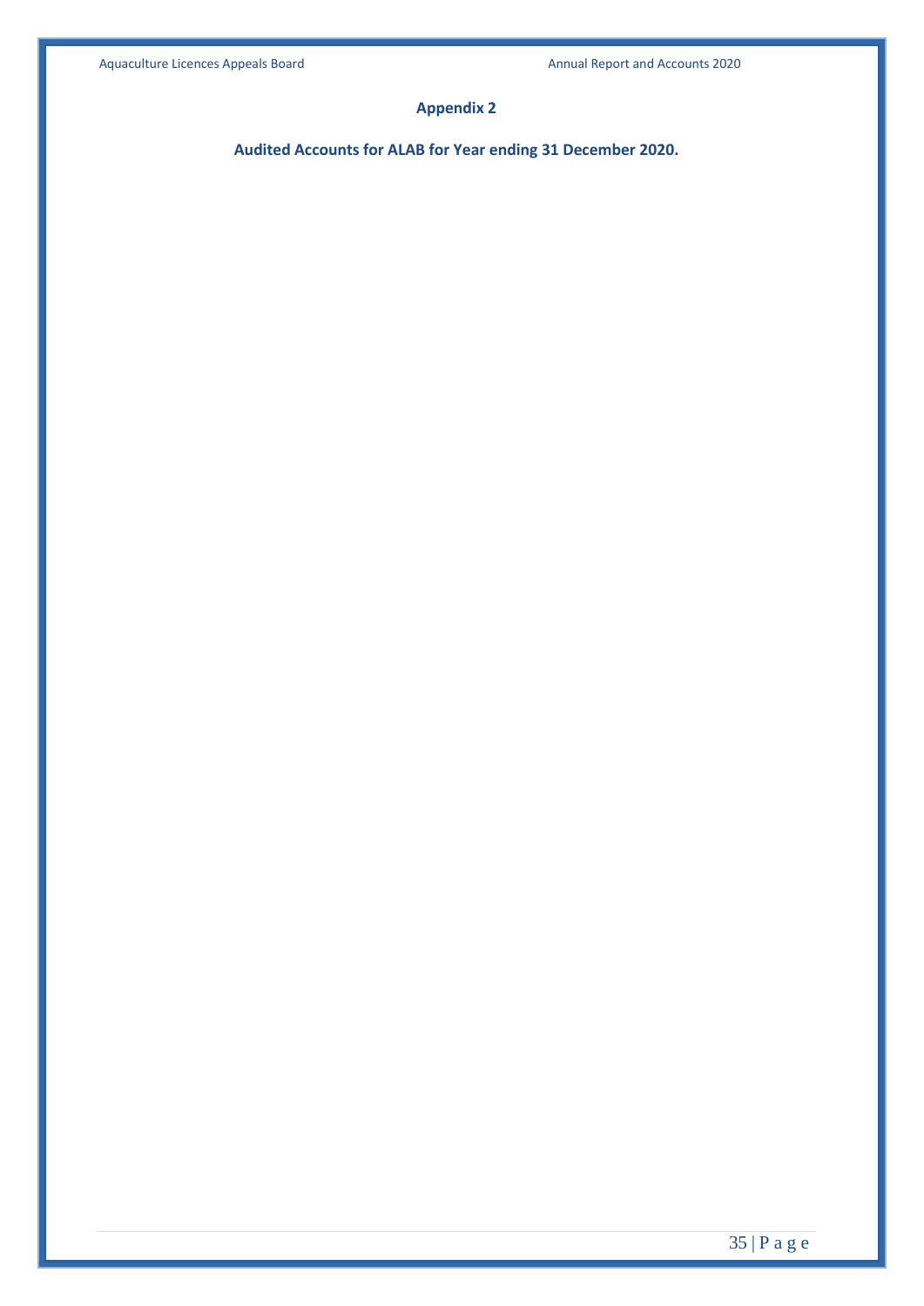## Appendix 2

**Audited Accounts for ALAB for Year ending 31 December 2020.**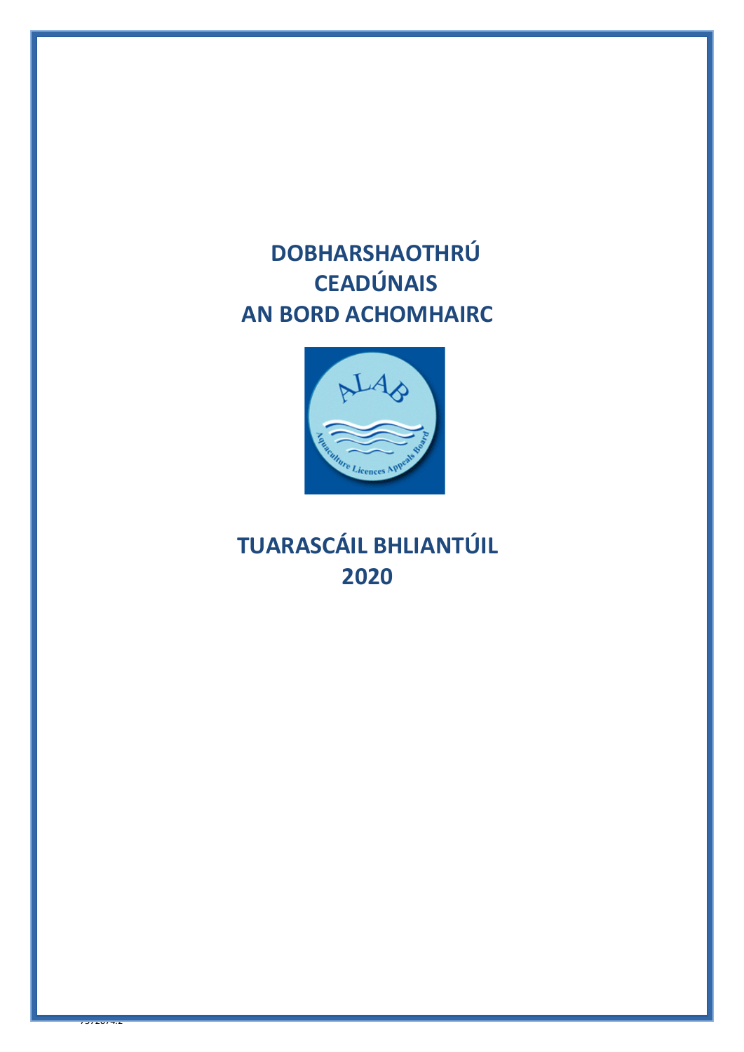# DOBHARSHAOTHRÚ CEADÚNAIS AN BORD ACHOMHAIRC

# TUARASCÁIL BHLIANTÚIL 2020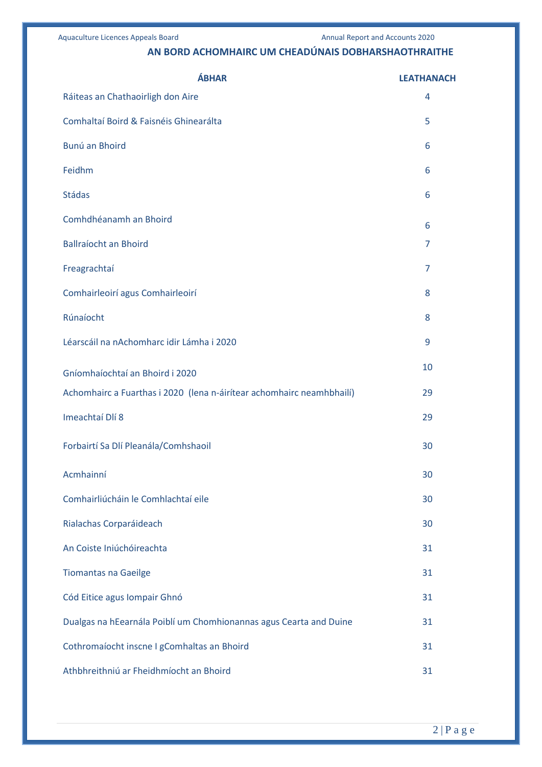## AN BORD ACHOMHAIRC UM CHEADÚNAIS DOBHARSHAOTHRAITHE

| ÁBHAR | LEATHANACH |
|---|---|
| Ráiteas an Chathaoirligh don Aire | 4 |
| Comhaltaí Boird & Faisnéis Ghinearálta | 5 |
| Bunú an Bhoird | 6 |
| Feidhm | 6 |
| Stádas | 6 |
| Comhdhéanamh an Bhoird | 6 |
| Ballraíocht an Bhoird | 7 |
| Freagrachtaí | 7 |
| Comhairleoirí agus Comhairleoirí | 8 |
| Rúnaíocht | 8 |
| Léarscáil na nAchomharc idir Lámha i 2020 | 9 |
| Gníomhaíochtaí an Bhoird i 2020 | 10 |
| Achomhairc a Fuarthas i 2020 (lena n-áirítear achomhairc neamhbhailí) | 29 |
| Imeachtaí Dlí 8 | 29 |
| Forbairtí Sa Dlí Pleanála/Comhshaoil | 30 |
| Acmhainní | 30 |
| Comhairliúcháin le Comhlachtaí eile | 30 |
| Rialachas Corparáideach | 30 |
| An Coiste Iniúchóireachta | 31 |
| Tiomantas na Gaeilge | 31 |
| Cód Eitice agus Iompair Ghnó | 31 |
| Dualgas na hEarnála Poiblí um Chomhionannas agus Cearta and Duine | 31 |
| Cothromaíocht inscne I gComhaltas an Bhoird | 31 |
| Athbhreithniú ar Fheidhmíocht an Bhoird | 31 |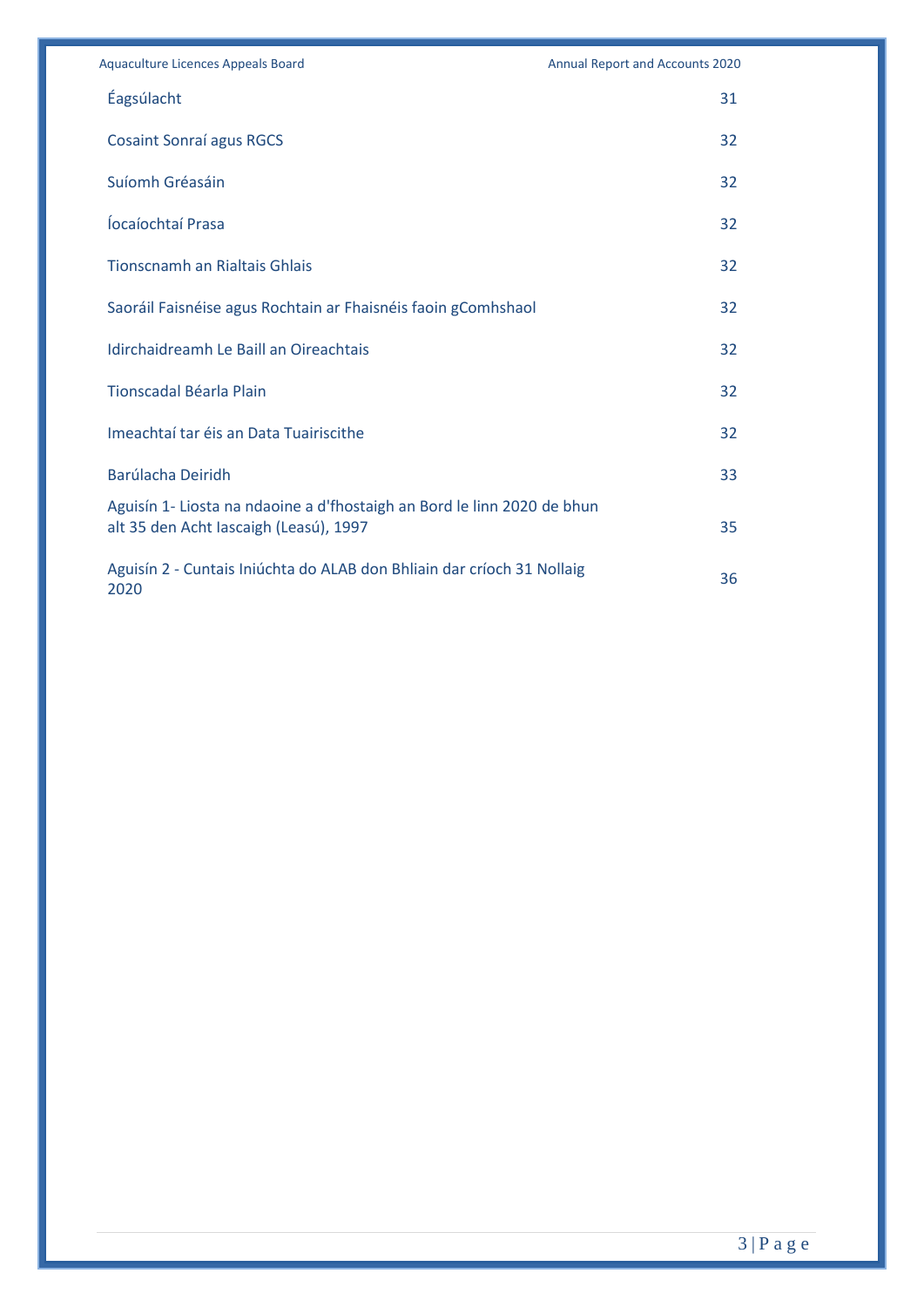| | |
|---|---|
| Éagsúlacht | 31 |
| Cosaint Sonraí agus RGCS | 32 |
| Suíomh Gréasáin | 32 |
| Íocaíochtaí Prasa | 32 |
| Tionscnamh an Rialtais Ghlais | 32 |
| Saoráil Faisnéise agus Rochtain ar Fhaisnéis faoin gComhshaol | 32 |
| Idirchaidreamh Le Baill an Oireachtais | 32 |
| Tionscadal Béarla Plain | 32 |
| Imeachtaí tar éis an Data Tuairiscithe | 32 |
| Barúlacha Deiridh | 33 |
| Aguisín 1- Liosta na ndaoine a d'fhostaigh an Bord le linn 2020 de bhun alt 35 den Acht Iascaigh (Leasú), 1997 | 35 |
| Aguisín 2 - Cuntais Iniúchta do ALAB don Bhliain dar críoch 31 Nollaig 2020 | 36 |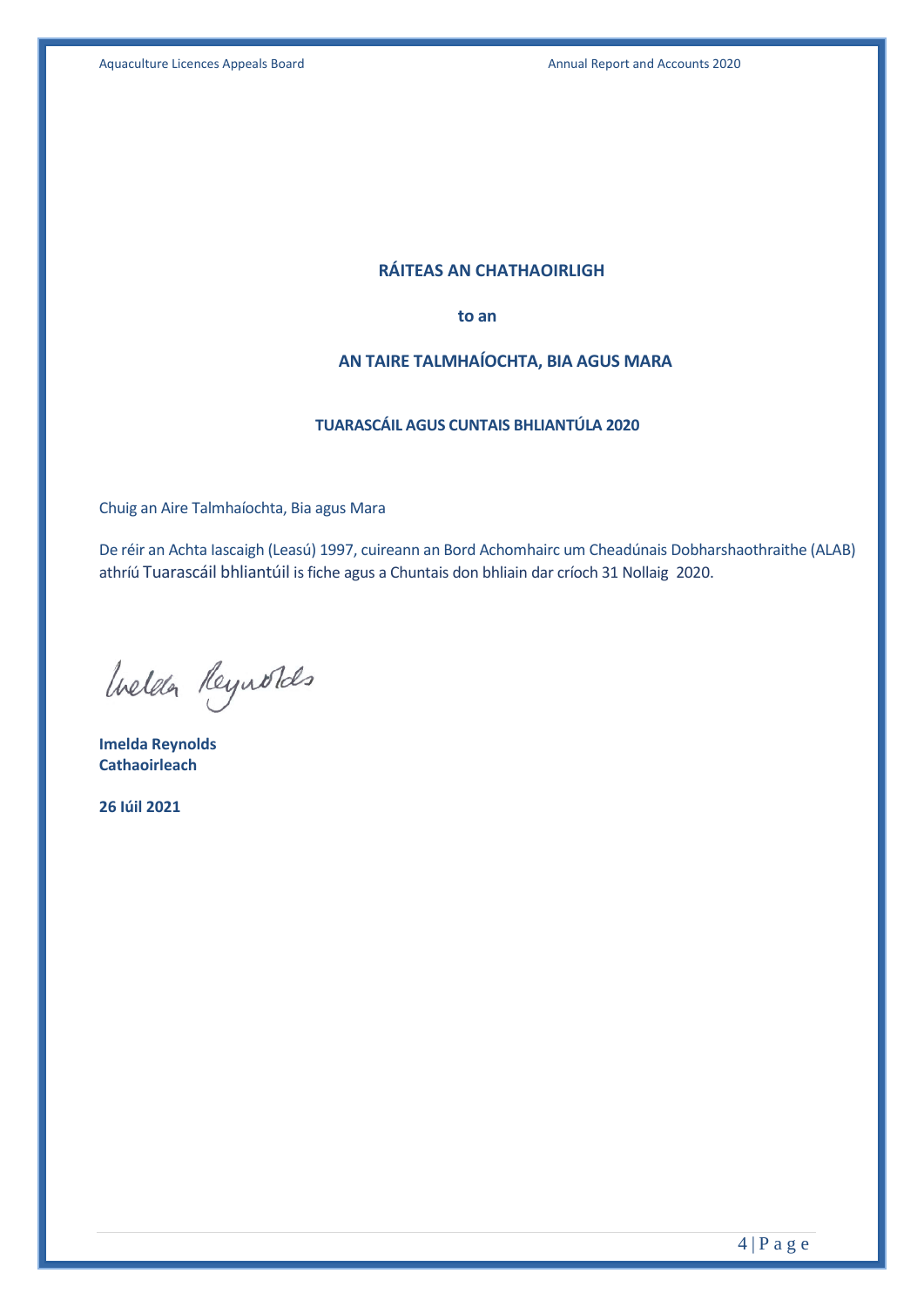**RÁITEAS AN CHATHAOIRLIGH**

**to an**

**AN TAIRE TALMHAÍOCHTA, BIA AGUS MARA**

**TUARASCÁIL AGUS CUNTAIS BHLIANTÚLA 2020**

Chuig an Aire Talmhaíochta, Bia agus Mara

De réir an Achta Iascaigh (Leasú) 1997, cuireann an Bord Achomhairc um Cheadúnais Dobharshaothraithe (ALAB) athríú Tuarascáil bhliantúil is fiche agus a Chuntais don bhliain dar críoch 31 Nollaig 2020.

Imelda Reynolds

**Imelda Reynolds**
**Cathaoirleach**

**26 Iúil 2021**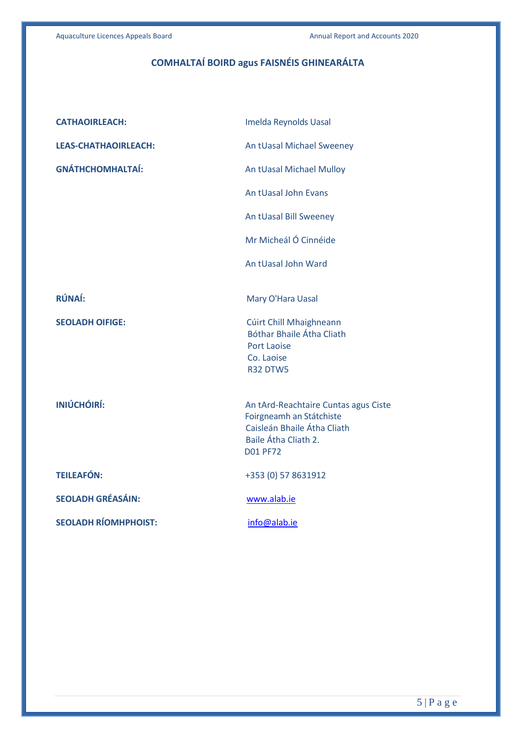## COMHALTAÍ BOIRD agus FAISNÉIS GHINEARÁLTA

**CATHAOIRLEACH:** Imelda Reynolds Uasal

**LEAS-CHATHAOIRLEACH:** An tUasal Michael Sweeney

**GNÁTHCHOMHALTAÍ:**
An tUasal Michael Mulloy
An tUasal John Evans
An tUasal Bill Sweeney
Mr Micheál Ó Cinnéide
An tUasal John Ward

**RÚNAÍ:** Mary O'Hara Uasal

**SEOLADH OIFIGE:**
Cúirt Chill Mhaighneann
Bóthar Bhaile Átha Cliath
Port Laoise
Co. Laoise
R32 DTW5

**INIÚCHÓIRÍ:**
An tArd-Reachtaire Cuntas agus Ciste
Foirgneamh an Státchiste
Caisleán Bhaile Átha Cliath
Baile Átha Cliath 2.
D01 PF72

**TEILEAFÓN:** +353 (0) 57 8631912

**SEOLADH GRÉASÁIN:** www.alab.ie

**SEOLADH RÍOMHPHOIST:** info@alab.ie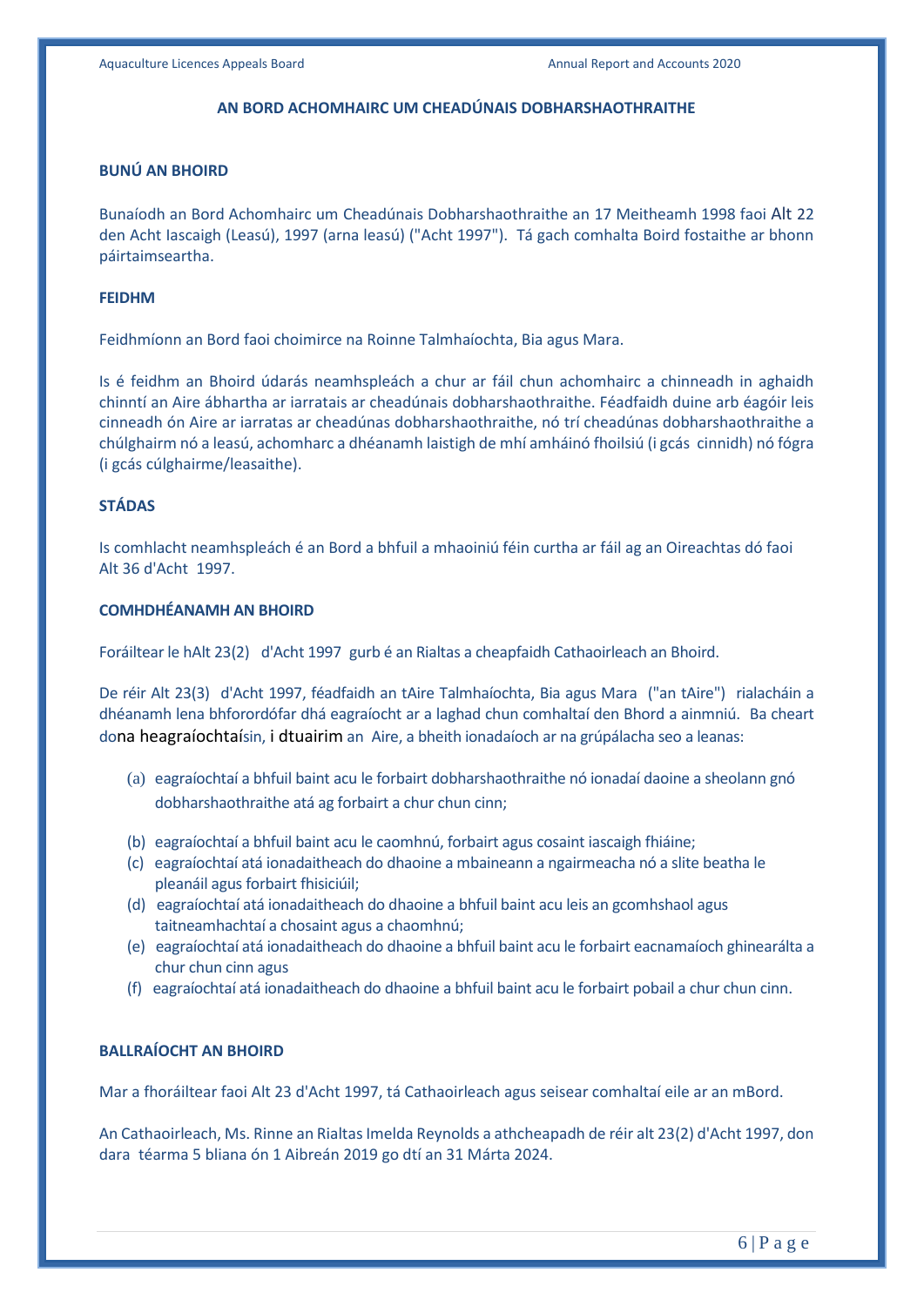## AN BORD ACHOMHAIRC UM CHEADÚNAIS DOBHARSHAOTHRAITHE

### BUNÚ AN BHOIRD

Bunaíodh an Bord Achomhairc um Cheadúnais Dobharshaothraithe an 17 Meitheamh 1998 faoi Alt 22 den Acht Iascaigh (Leasú), 1997 (arna leasú) ("Acht 1997"). Tá gach comhalta Boird fostaithe ar bhonn páirtaimseartha.

### FEIDHM

Feidhmíonn an Bord faoi choimirce na Roinne Talmhaíochta, Bia agus Mara.

Is é feidhm an Bhoird údarás neamhspleách a chur ar fáil chun achomhairc a chinneadh in aghaidh chinntí an Aire ábhartha ar iarratais ar cheadúnais dobharshaothraithe. Féadfaidh duine arb éagóir leis cinneadh ón Aire ar iarratas ar cheadúnas dobharshaothraithe, nó trí cheadúnas dobharshaothraithe a chúlghairm nó a leasú, achomharc a dhéanamh laistigh de mhí amháinó fhoilsiú (i gcás cinnidh) nó fógra (i gcás cúlghairme/leasaithe).

### STÁDAS

Is comhlacht neamhspleách é an Bord a bhfuil a mhaoiniú féin curtha ar fáil ag an Oireachtas dó faoi Alt 36 d'Acht 1997.

### COMHDHÉANAMH AN BHOIRD

Foráiltear le hAlt 23(2) d'Acht 1997 gurb é an Rialtas a cheapfaidh Cathaoirleach an Bhoird.

De réir Alt 23(3) d'Acht 1997, féadfaidh an tAire Talmhaíochta, Bia agus Mara ("an tAire") rialacháin a dhéanamh lena bhforordófar dhá eagraíocht ar a laghad chun comhaltaí den Bhord a ainmniú. Ba cheart dona heagraíochtaísin, i dtuairim an Aire, a bheith ionadaíoch ar na grúpálacha seo a leanas:

(a) eagraíochtaí a bhfuil baint acu le forbairt dobharshaothraithe nó ionadaí daoine a sheolann gnó dobharshaothraithe atá ag forbairt a chur chun cinn;

(b) eagraíochtaí a bhfuil baint acu le caomhnú, forbairt agus cosaint iascaigh fhiáine;

(c) eagraíochtaí atá ionadaitheach do dhaoine a mbaineann a ngairmeacha nó a slite beatha le pleanáil agus forbairt fhisiciúil;

(d) eagraíochtaí atá ionadaitheach do dhaoine a bhfuil baint acu leis an gcomhshaol agus taitneamhachtaí a chosaint agus a chaomhnú;

(e) eagraíochtaí atá ionadaitheach do dhaoine a bhfuil baint acu le forbairt eacnamaíoch ghinearálta a chur chun cinn agus

(f) eagraíochtaí atá ionadaitheach do dhaoine a bhfuil baint acu le forbairt pobail a chur chun cinn.

### BALLRAÍOCHT AN BHOIRD

Mar a fhoráiltear faoi Alt 23 d'Acht 1997, tá Cathaoirleach agus seisear comhaltaí eile ar an mBord.

An Cathaoirleach, Ms. Rinne an Rialtas Imelda Reynolds a athcheapadh de réir alt 23(2) d'Acht 1997, don dara téarma 5 bliana ón 1 Aibreán 2019 go dtí an 31 Márta 2024.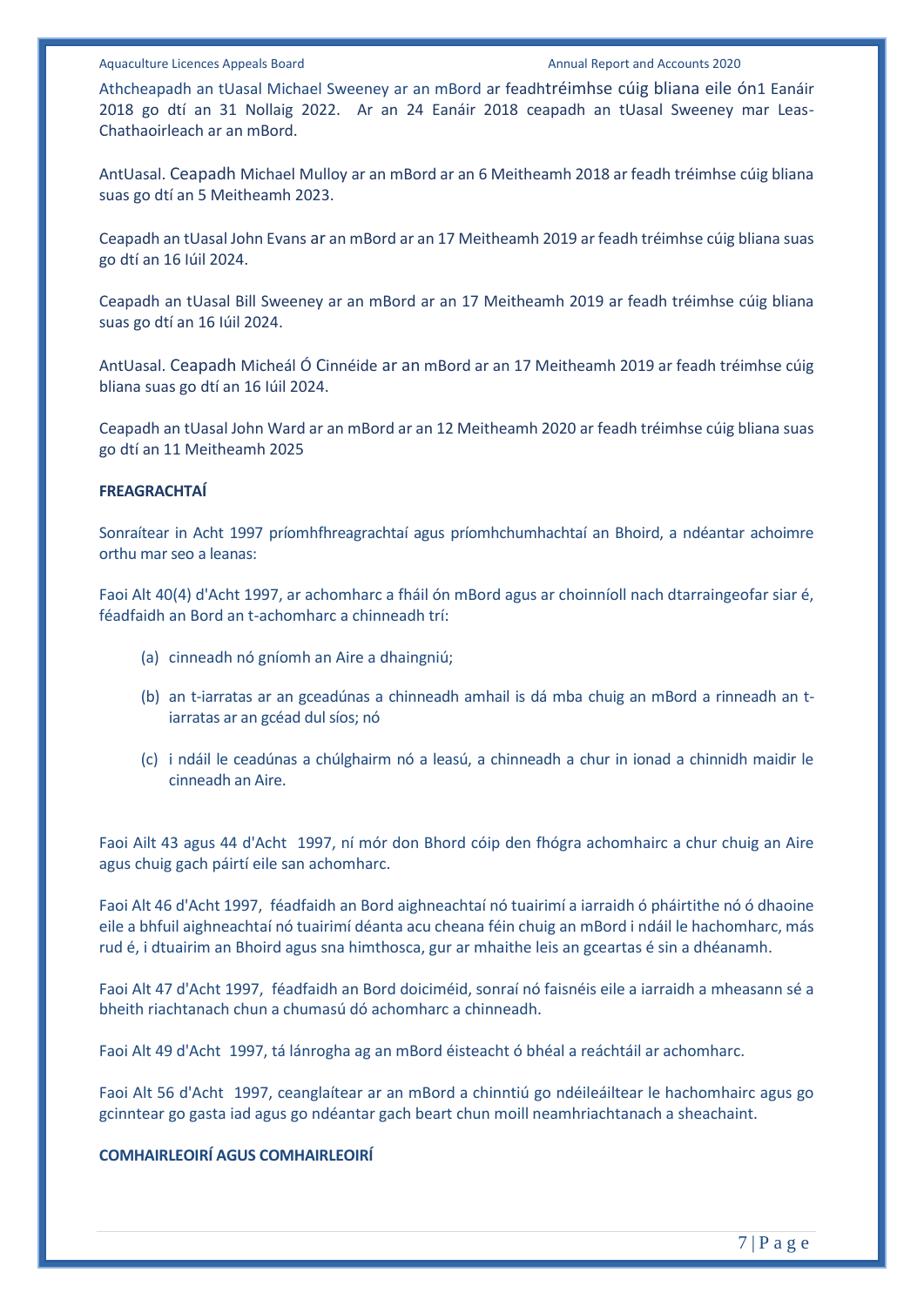Athcheapadh an tUasal Michael Sweeney ar an mBord ar feadhtréimhse cúig bliana eile ón1 Eanáir 2018 go dtí an 31 Nollaig 2022. Ar an 24 Eanáir 2018 ceapadh an tUasal Sweeney mar Leas-Chathaoirleach ar an mBord.

AntUasal. Ceapadh Michael Mulloy ar an mBord ar an 6 Meitheamh 2018 ar feadh tréimhse cúig bliana suas go dtí an 5 Meitheamh 2023.

Ceapadh an tUasal John Evans ar an mBord ar an 17 Meitheamh 2019 ar feadh tréimhse cúig bliana suas go dtí an 16 Iúil 2024.

Ceapadh an tUasal Bill Sweeney ar an mBord ar an 17 Meitheamh 2019 ar feadh tréimhse cúig bliana suas go dtí an 16 Iúil 2024.

AntUasal. Ceapadh Micheál Ó Cinnéide ar an mBord ar an 17 Meitheamh 2019 ar feadh tréimhse cúig bliana suas go dtí an 16 Iúil 2024.

Ceapadh an tUasal John Ward ar an mBord ar an 12 Meitheamh 2020 ar feadh tréimhse cúig bliana suas go dtí an 11 Meitheamh 2025

**FREAGRACHTAÍ**

Sonraítear in Acht 1997 príomhfhreagrachtaí agus príomhchumhachtaí an Bhoird, a ndéantar achoimre orthu mar seo a leanas:

Faoi Alt 40(4) d'Acht 1997, ar achomharc a fháil ón mBord agus ar choinníoll nach dtarraingeofar siar é, féadfaidh an Bord an t-achomharc a chinneadh trí:

(a) cinneadh nó gníomh an Aire a dhaingniú;

(b) an t-iarratas ar an gceadúnas a chinneadh amhail is dá mba chuig an mBord a rinneadh an t-iarratas ar an gcéad dul síos; nó

(c) i ndáil le ceadúnas a chúlghairm nó a leasú, a chinneadh a chur in ionad a chinnidh maidir le cinneadh an Aire.

Faoi Ailt 43 agus 44 d'Acht 1997, ní mór don Bhord cóip den fhógra achomhairc a chur chuig an Aire agus chuig gach páirtí eile san achomharc.

Faoi Alt 46 d'Acht 1997, féadfaidh an Bord aighneachtaí nó tuairimí a iarraidh ó pháirtithe nó ó dhaoine eile a bhfuil aighneachtaí nó tuairimí déanta acu cheana féin chuig an mBord i ndáil le hachomharc, más rud é, i dtuairim an Bhoird agus sna himthosca, gur ar mhaithe leis an gceartas é sin a dhéanamh.

Faoi Alt 47 d'Acht 1997, féadfaidh an Bord doiciméid, sonraí nó faisnéis eile a iarraidh a mheasann sé a bheith riachtanach chun a chumasú dó achomharc a chinneadh.

Faoi Alt 49 d'Acht 1997, tá lánrogha ag an mBord éisteacht ó bhéal a reáchtáil ar achomharc.

Faoi Alt 56 d'Acht 1997, ceanglaítear ar an mBord a chinntiú go ndéileáiltear le hachomhairc agus go gcinntear go gasta iad agus go ndéantar gach beart chun moill neamhriachtanach a sheachaint.

**COMHAIRLEOIRÍ AGUS COMHAIRLEOIRÍ**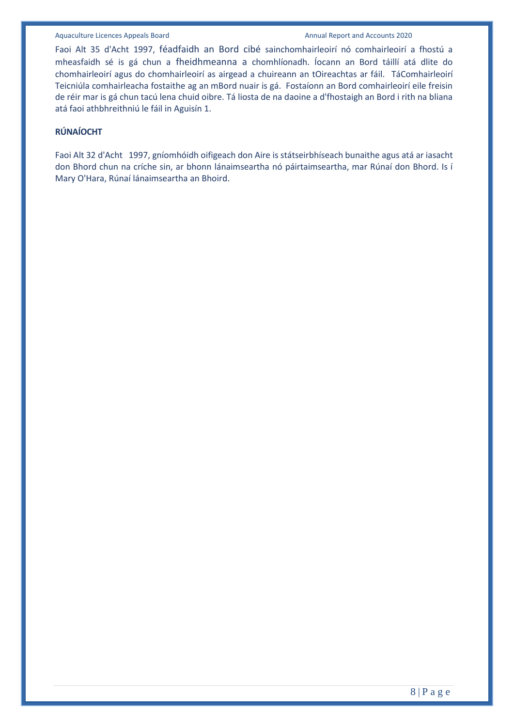Faoi Alt 35 d'Acht 1997, féadfaidh an Bord cibé sainchomhairleoirí nó comhairleoirí a fhostú a mheasfaidh sé is gá chun a fheidhmeanna a chomhlíonadh. Íocann an Bord táillí atá dlite do chomhairleoirí agus do chomhairleoirí as airgead a chuireann an tOireachtas ar fáil. TáComhairleoirí Teicniúla comhairleacha fostaithe ag an mBord nuair is gá. Fostaíonn an Bord comhairleoirí eile freisin de réir mar is gá chun tacú lena chuid oibre. Tá liosta de na daoine a d'fhostaigh an Bord i rith na bliana atá faoi athbhreithniú le fáil in Aguisín 1.

**RÚNAÍOCHT**

Faoi Alt 32 d'Acht 1997, gníomhóidh oifigeach don Aire is státseirbhíseach bunaithe agus atá ar iasacht don Bhord chun na críche sin, ar bhonn lánaimseartha nó páirtaimseartha, mar Rúnaí don Bhord. Is í Mary O'Hara, Rúnaí lánaimseartha an Bhoird.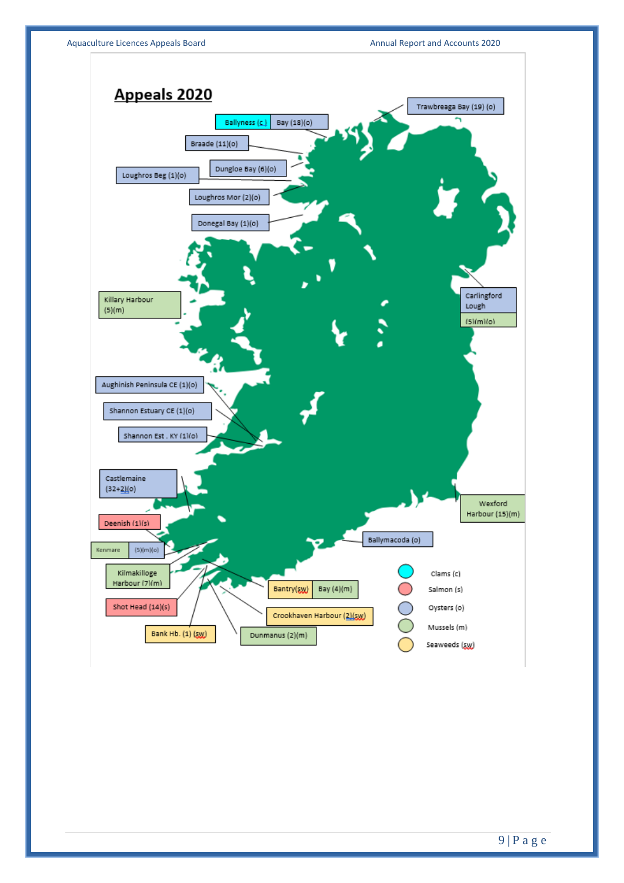# Appeals 2020

Trawbreaga Bay (19) (o)

Ballyness (c) Bay (18)(o)

Braade (11)(o)

Dungloe Bay (6)(o)

Loughros Beg (1)(o)

Loughros Mor (2)(o)

Donegal Bay (1)(o)

Killary Harbour (5)(m)

Carlingford Lough (5)(m)(o)

Aughinish Peninsula CE (1)(o)

Shannon Estuary CE (1)(o)

Shannon Est . KY (1)(o)

Castlemaine (32+2)(o)

Wexford Harbour (15)(m)

Deenish (1)(s)

Kenmare (5)(m)(o)

Ballymacoda (o)

Kilmakilloge Harbour (7)(m)

Bantry(sw) Bay (4)(m)

Shot Head (14)(s)

Crookhaven Harbour (2)(sw)

Bank Hb. (1) (sw)

Dunmanus (2)(m)

- Clams (c)
- Salmon (s)
- Oysters (o)
- Mussels (m)
- Seaweeds (sw)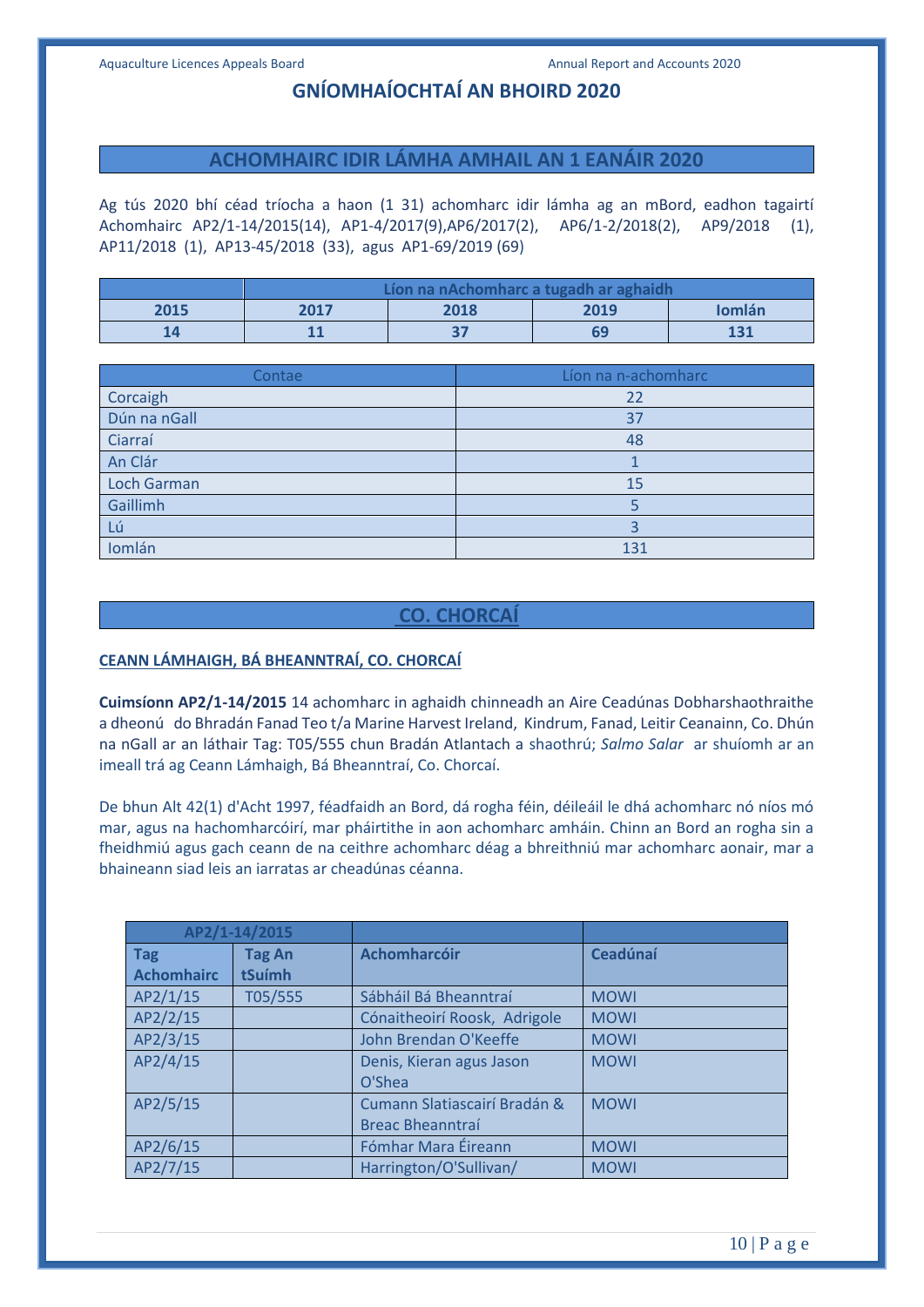# GNÍOMHAÍOCHTAÍ AN BHOIRD 2020

## ACHOMHAIRC IDIR LÁMHA AMHAIL AN 1 EANÁIR 2020

Ag tús 2020 bhí céad tríocha a haon (1 31) achomharc idir lámha ag an mBord, eadhon tagairtí Achomhairc AP2/1-14/2015(14), AP1-4/2017(9),AP6/2017(2), AP6/1-2/2018(2), AP9/2018 (1), AP11/2018 (1), AP13-45/2018 (33), agus AP1-69/2019 (69)

| | Líon na nAchomharc a tugadh ar aghaidh | | | |
|---|---|---|---|---|
| **2015** | **2017** | **2018** | **2019** | **Iomlán** |
| **14** | **11** | **37** | **69** | **131** |

| Contae | Líon na n-achomharc |
|---|---|
| Corcaigh | 22 |
| Dún na nGall | 37 |
| Ciarraí | 48 |
| An Clár | 1 |
| Loch Garman | 15 |
| Gaillimh | 5 |
| Lú | 3 |
| Iomlán | 131 |

## CO. CHORCAÍ

### CEANN LÁMHAIGH, BÁ BHEANNTRAÍ, CO. CHORCAÍ

**Cuimsíonn AP2/1-14/2015** 14 achomharc in aghaidh chinneadh an Aire Ceadúnas Dobharshaothraithe a dheonú do Bhradán Fanad Teo t/a Marine Harvest Ireland, Kindrum, Fanad, Leitir Ceanainn, Co. Dhún na nGall ar an láthair Tag: T05/555 chun Bradán Atlantach a shaothrú; *Salmo Salar* ar shuíomh ar an imeall trá ag Ceann Lámhaigh, Bá Bheanntraí, Co. Chorcaí.

De bhun Alt 42(1) d'Acht 1997, féadfaidh an Bord, dá rogha féin, déileáil le dhá achomharc nó níos mó mar, agus na hachomharcóirí, mar pháirtithe in aon achomharc amháin. Chinn an Bord an rogha sin a fheidhmiú agus gach ceann de na ceithre achomharc déag a bhreithniú mar achomharc aonair, mar a bhaineann siad leis an iarratas ar cheadúnas céanna.

| AP2/1-14/2015 | | | |
|---|---|---|---|
| **Tag Achomhairc** | **Tag An tSuímh** | **Achomharcóir** | **Ceadúnaí** |
| AP2/1/15 | T05/555 | Sábháil Bá Bheanntraí | MOWI |
| AP2/2/15 | | Cónaitheoirí Roosk, Adrigole | MOWI |
| AP2/3/15 | | John Brendan O'Keeffe | MOWI |
| AP2/4/15 | | Denis, Kieran agus Jason O'Shea | MOWI |
| AP2/5/15 | | Cumann Slatiascairí Bradán & Breac Bheanntraí | MOWI |
| AP2/6/15 | | Fómhar Mara Éireann | MOWI |
| AP2/7/15 | | Harrington/O'Sullivan/ | MOWI |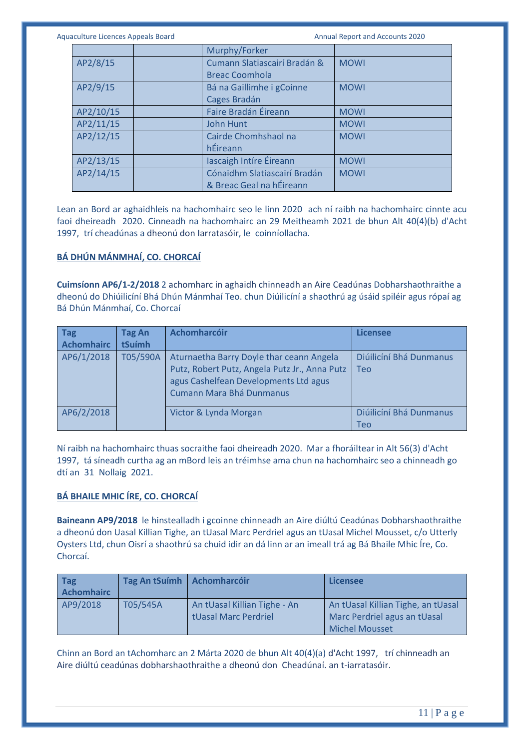| | | Murphy/Forker | |
|---|---|---|---|
| AP2/8/15 | | Cumann Slatiascairí Bradán & Breac Coomhola | MOWI |
| AP2/9/15 | | Bá na Gaillimhe i gCoinne Cages Bradán | MOWI |
| AP2/10/15 | | Faire Bradán Éireann | MOWI |
| AP2/11/15 | | John Hunt | MOWI |
| AP2/12/15 | | Cairde Chomhshaol na hÉireann | MOWI |
| AP2/13/15 | | Iascaigh Intíre Éireann | MOWI |
| AP2/14/15 | | Cónaidhm Slatiascairí Bradán & Breac Geal na hÉireann | MOWI |

Lean an Bord ar aghaidhleis na hachomhairc seo le linn 2020 ach ní raibh na hachomhairc cinnte acu faoi dheireadh 2020. Cinneadh na hachomhairc an 29 Meitheamh 2021 de bhun Alt 40(4)(b) d'Acht 1997, trí cheadúnas a dheonú don Iarratasóir, le coinníollacha.

**BÁ DHÚN MÁNMHAÍ, CO. CHORCAÍ**

**Cuimsíonn AP6/1-2/2018** 2 achomharc in aghaidh chinneadh an Aire Ceadúnas Dobharshaothraithe a dheonú do Dhiúilicíní Bhá Dhún Mánmhaí Teo. chun Diúilicíní a shaothrú ag úsáid spiléir agus rópaí ag Bá Dhún Mánmhaí, Co. Chorcaí

| Tag Achomhairc | Tag An tSuímh | Achomharcóir | Licensee |
|---|---|---|---|
| AP6/1/2018 | T05/590A | Aturnaetha Barry Doyle thar ceann Angela Putz, Robert Putz, Angela Putz Jr., Anna Putz agus Cashelfean Developments Ltd agus Cumann Mara Bhá Dunmanus | Diúilicíní Bhá Dunmanus Teo |
| AP6/2/2018 | | Victor & Lynda Morgan | Diúilicíní Bhá Dunmanus Teo |

Ní raibh na hachomhairc thuas socraithe faoi dheireadh 2020. Mar a fhoráiltear in Alt 56(3) d'Acht 1997, tá síneadh curtha ag an mBord leis an tréimhse ama chun na hachomhairc seo a chinneadh go dtí an 31 Nollaig 2021.

**BÁ BHAILE MHIC ÍRE, CO. CHORCAÍ**

**Baineann AP9/2018** le hinstealladh i gcoinne chinneadh an Aire diúltú Ceadúnas Dobharshaothraithe a dheonú don Uasal Killian Tighe, an tUasal Marc Perdriel agus an tUasal Michel Mousset, c/o Utterly Oysters Ltd, chun Oisrí a shaothrú sa chuid idir an dá linn ar an imeall trá ag Bá Bhaile Mhic Íre, Co. Chorcaí.

| Tag Achomhairc | Tag An tSuímh | Achomharcóir | Licensee |
|---|---|---|---|
| AP9/2018 | T05/545A | An tUasal Killian Tighe - An tUasal Marc Perdriel | An tUasal Killian Tighe, an tUasal Marc Perdriel agus an tUasal Michel Mousset |

Chinn an Bord an tAchomharc an 2 Márta 2020 de bhun Alt 40(4)(a) d'Acht 1997, trí chinneadh an Aire diúltú ceadúnas dobharshaothraithe a dheonú don Cheadúnaí. an t-iarratasóir.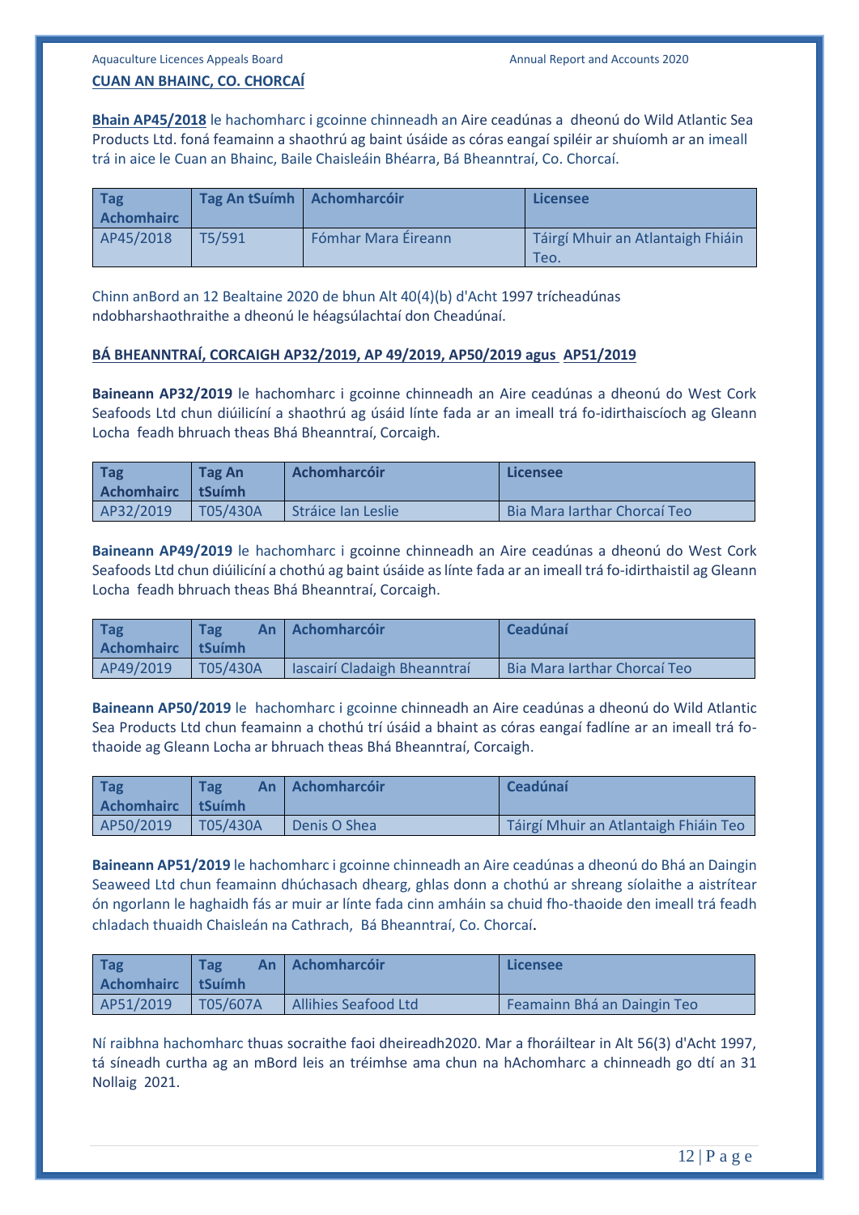**CUAN AN BHAINC, CO. CHORCAÍ**

**Bhain AP45/2018** le hachomharc i gcoinne chinneadh an Aire ceadúnas a dheonú do Wild Atlantic Sea Products Ltd. foná feamainn a shaothrú ag baint úsáide as córas eangaí spiléir ar shuíomh ar an imeall trá in aice le Cuan an Bhainc, Baile Chaisleáin Bhéarra, Bá Bheanntraí, Co. Chorcaí.

| Tag Achomhairc | Tag An tSuímh | Achomharcóir | Licensee |
|---|---|---|---|
| AP45/2018 | T5/591 | Fómhar Mara Éireann | Táirgí Mhuir an Atlantaigh Fhiáin Teo. |

Chinn anBord an 12 Bealtaine 2020 de bhun Alt 40(4)(b) d'Acht 1997 trícheadúnas ndobharshaothraithe a dheonú le héagsúlachtaí don Cheadúnaí.

**BÁ BHEANNTRAÍ, CORCAIGH AP32/2019, AP 49/2019, AP50/2019 agus AP51/2019**

**Baineann AP32/2019** le hachomharc i gcoinne chinneadh an Aire ceadúnas a dheonú do West Cork Seafoods Ltd chun diúilicíní a shaothrú ag úsáid línte fada ar an imeall trá fo-idirthaiscíoch ag Gleann Locha feadh bhruach theas Bhá Bheanntraí, Corcaigh.

| Tag Achomhairc | Tag An tSuímh | Achomharcóir | Licensee |
|---|---|---|---|
| AP32/2019 | T05/430A | Stráice Ian Leslie | Bia Mara Iarthar Chorcaí Teo |

**Baineann AP49/2019** le hachomharc i gcoinne chinneadh an Aire ceadúnas a dheonú do West Cork Seafoods Ltd chun diúilicíní a chothú ag baint úsáide as línte fada ar an imeall trá fo-idirthaistil ag Gleann Locha feadh bhruach theas Bhá Bheanntraí, Corcaigh.

| Tag Achomhairc | Tag An tSuímh | Achomharcóir | Ceadúnaí |
|---|---|---|---|
| AP49/2019 | T05/430A | Iascairí Cladaigh Bheanntraí | Bia Mara Iarthar Chorcaí Teo |

**Baineann AP50/2019** le hachomharc i gcoinne chinneadh an Aire ceadúnas a dheonú do Wild Atlantic Sea Products Ltd chun feamainn a chothú trí úsáid a bhaint as córas eangaí fadlíne ar an imeall trá fo-thaoide ag Gleann Locha ar bhruach theas Bhá Bheanntraí, Corcaigh.

| Tag Achomhairc | Tag An tSuímh | Achomharcóir | Ceadúnaí |
|---|---|---|---|
| AP50/2019 | T05/430A | Denis O Shea | Táirgí Mhuir an Atlantaigh Fhiáin Teo |

**Baineann AP51/2019** le hachomharc i gcoinne chinneadh an Aire ceadúnas a dheonú do Bhá an Daingin Seaweed Ltd chun feamainn dhúchasach dhearg, ghlas donn a chothú ar shreang síolaithe a aistrítear ón ngorlann le haghaidh fás ar muir ar línte fada cinn amháin sa chuid fho-thaoide den imeall trá feadh chladach thuaidh Chaisleán na Cathrach, Bá Bheanntraí, Co. Chorcaí.

| Tag Achomhairc | Tag An tSuímh | Achomharcóir | Licensee |
|---|---|---|---|
| AP51/2019 | T05/607A | Allihies Seafood Ltd | Feamainn Bhá an Daingin Teo |

Ní raibhna hachomharc thuas socraithe faoi dheireadh2020. Mar a fhoráiltear in Alt 56(3) d'Acht 1997, tá síneadh curtha ag an mBord leis an tréimhse ama chun na hAchomharc a chinneadh go dtí an 31 Nollaig 2021.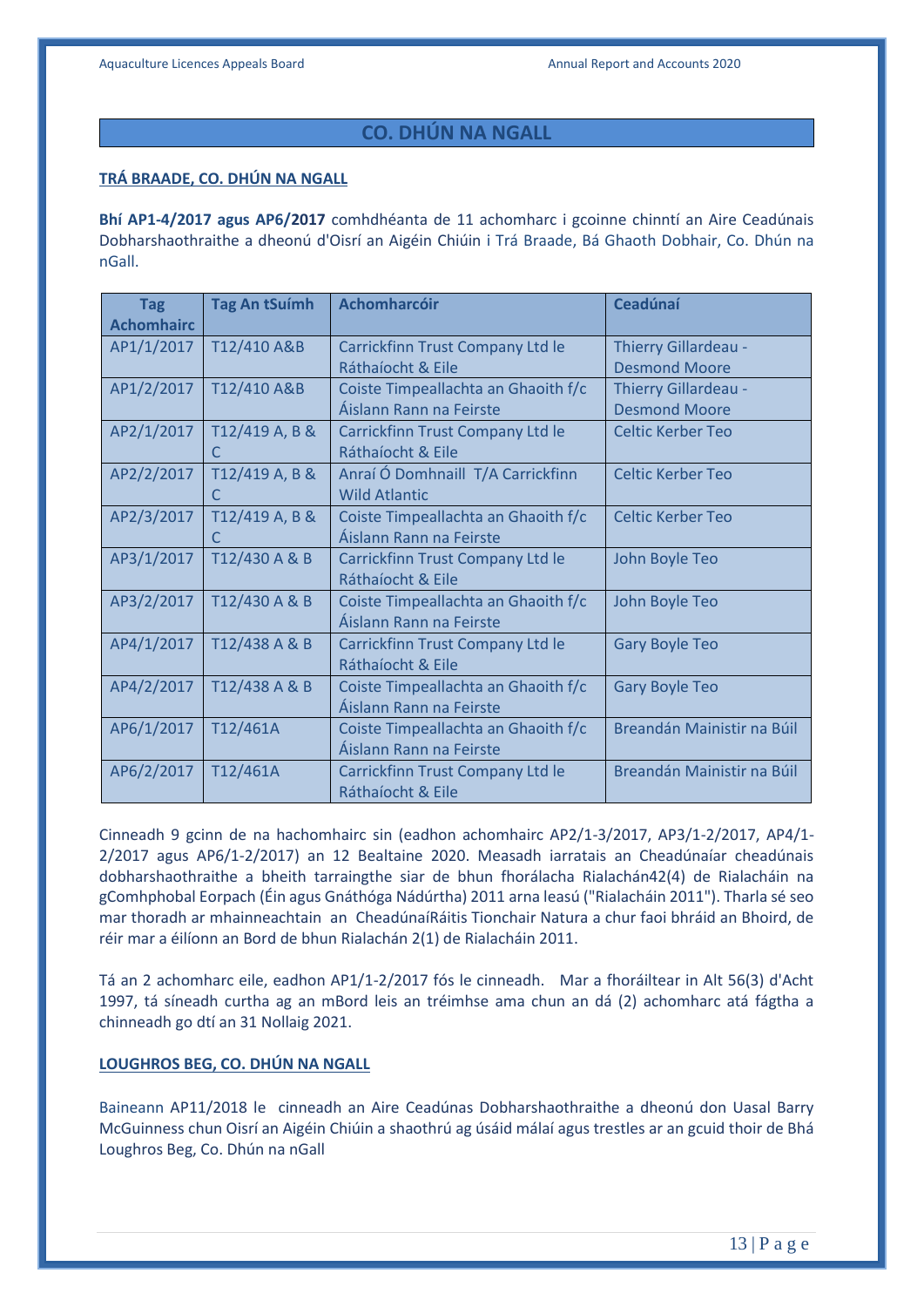## CO. DHÚN NA NGALL

**TRÁ BRAADE, CO. DHÚN NA NGALL**

**Bhí AP1-4/2017 agus AP6/2017** comhdhéanta de 11 achomharc i gcoinne chinntí an Aire Ceadúnais Dobharshaothraithe a dheonú d'Oisrí an Aigéin Chiúin i Trá Braade, Bá Ghaoth Dobhair, Co. Dhún na nGall.

| Tag Achomhairc | Tag An tSuímh | Achomharcóir | Ceadúnaí |
|---|---|---|---|
| AP1/1/2017 | T12/410 A&B | Carrickfinn Trust Company Ltd le Ráthaíocht & Eile | Thierry Gillardeau - Desmond Moore |
| AP1/2/2017 | T12/410 A&B | Coiste Timpeallachta an Ghaoith f/c Áislann Rann na Feirste | Thierry Gillardeau - Desmond Moore |
| AP2/1/2017 | T12/419 A, B & C | Carrickfinn Trust Company Ltd le Ráthaíocht & Eile | Celtic Kerber Teo |
| AP2/2/2017 | T12/419 A, B & C | Anraí Ó Domhnaill T/A Carrickfinn Wild Atlantic | Celtic Kerber Teo |
| AP2/3/2017 | T12/419 A, B & C | Coiste Timpeallachta an Ghaoith f/c Áislann Rann na Feirste | Celtic Kerber Teo |
| AP3/1/2017 | T12/430 A & B | Carrickfinn Trust Company Ltd le Ráthaíocht & Eile | John Boyle Teo |
| AP3/2/2017 | T12/430 A & B | Coiste Timpeallachta an Ghaoith f/c Áislann Rann na Feirste | John Boyle Teo |
| AP4/1/2017 | T12/438 A & B | Carrickfinn Trust Company Ltd le Ráthaíocht & Eile | Gary Boyle Teo |
| AP4/2/2017 | T12/438 A & B | Coiste Timpeallachta an Ghaoith f/c Áislann Rann na Feirste | Gary Boyle Teo |
| AP6/1/2017 | T12/461A | Coiste Timpeallachta an Ghaoith f/c Áislann Rann na Feirste | Breandán Mainistir na Búil |
| AP6/2/2017 | T12/461A | Carrickfinn Trust Company Ltd le Ráthaíocht & Eile | Breandán Mainistir na Búil |

Cinneadh 9 gcinn de na hachomhairc sin (eadhon achomhairc AP2/1-3/2017, AP3/1-2/2017, AP4/1-2/2017 agus AP6/1-2/2017) an 12 Bealtaine 2020. Measadh iarratais an Cheadúnaíar cheadúnais dobharshaothraithe a bheith tarraingthe siar de bhun fhorálacha Rialachán42(4) de Rialacháin na gComhphobal Eorpach (Éin agus Gnáthóga Nádúrtha) 2011 arna leasú ("Rialacháin 2011"). Tharla sé seo mar thoradh ar mhainneachtain an CheadúnaíRáitis Tionchair Natura a chur faoi bhráid an Bhoird, de réir mar a éilíonn an Bord de bhun Rialachán 2(1) de Rialacháin 2011.

Tá an 2 achomharc eile, eadhon AP1/1-2/2017 fós le cinneadh. Mar a fhoráiltear in Alt 56(3) d'Acht 1997, tá síneadh curtha ag an mBord leis an tréimhse ama chun an dá (2) achomharc atá fágtha a chinneadh go dtí an 31 Nollaig 2021.

**LOUGHROS BEG, CO. DHÚN NA NGALL**

Baineann AP11/2018 le cinneadh an Aire Ceadúnas Dobharshaothraithe a dheonú don Uasal Barry McGuinness chun Oisrí an Aigéin Chiúin a shaothrú ag úsáid málaí agus trestles ar an gcuid thoir de Bhá Loughros Beg, Co. Dhún na nGall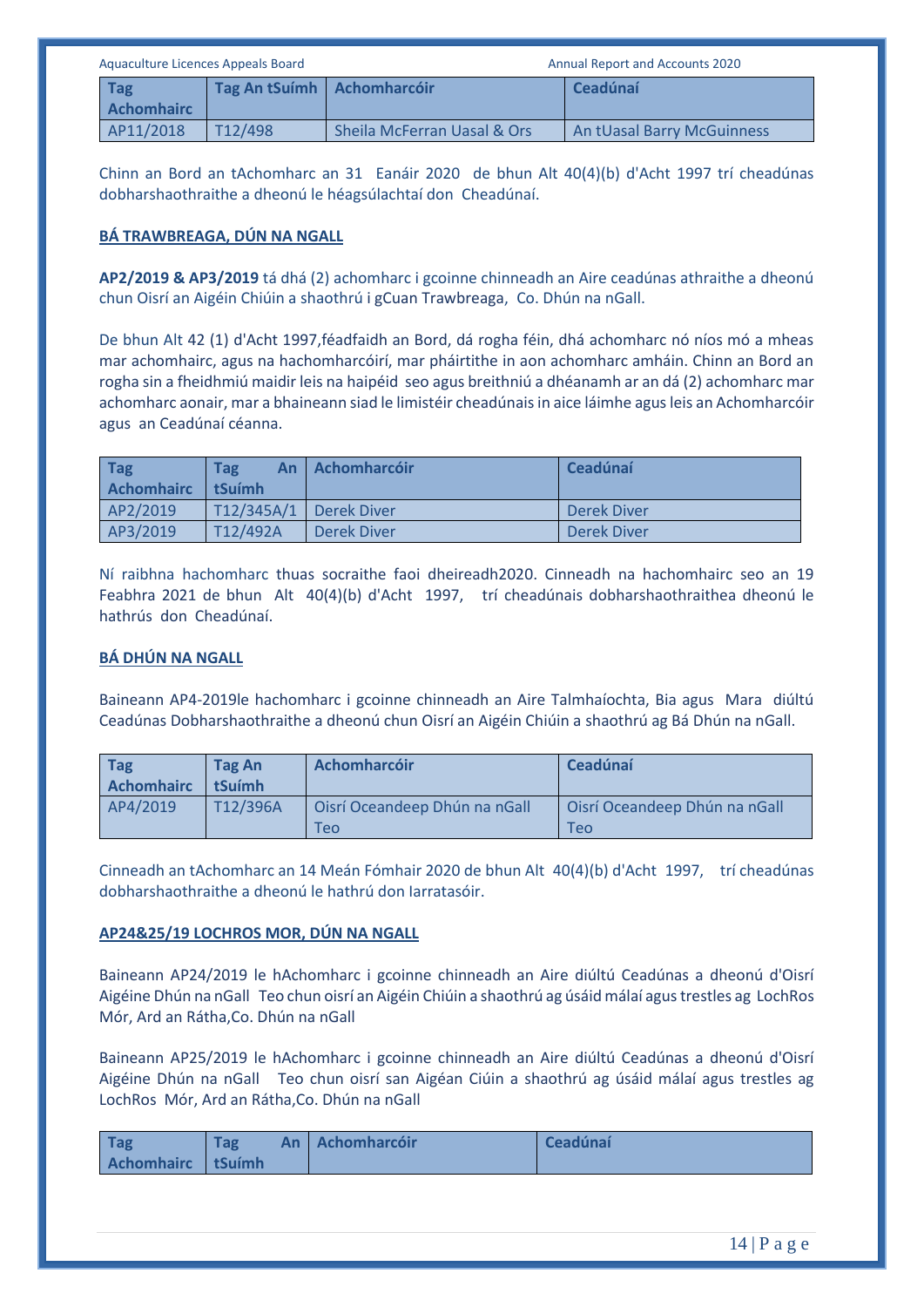| Tag Achomhairc | Tag An tSuímh | Achomharcóir | Ceadúnaí |
|---|---|---|---|
| AP11/2018 | T12/498 | Sheila McFerran Uasal & Ors | An tUasal Barry McGuinness |

Chinn an Bord an tAchomharc an 31 Eanáir 2020 de bhun Alt 40(4)(b) d'Acht 1997 trí cheadúnas dobharshaothraithe a dheonú le héagsúlachtaí don Cheadúnaí.

**BÁ TRAWBREAGA, DÚN NA NGALL**

**AP2/2019 & AP3/2019** tá dhá (2) achomharc i gcoinne chinneadh an Aire ceadúnas athraithe a dheonú chun Oisrí an Aigéin Chiúin a shaothrú i gCuan Trawbreaga, Co. Dhún na nGall.

De bhun Alt 42 (1) d'Acht 1997,féadfaidh an Bord, dá rogha féin, dhá achomharc nó níos mó a mheas mar achomhairc, agus na hachomharcóirí, mar pháirtithe in aon achomharc amháin. Chinn an Bord an rogha sin a fheidhmiú maidir leis na haipéid seo agus breithniú a dhéanamh ar an dá (2) achomharc mar achomharc aonair, mar a bhaineann siad le limistéir cheadúnais in aice láimhe agus leis an Achomharcóir agus an Ceadúnaí céanna.

| Tag Achomhairc | Tag An tSuímh | Achomharcóir | Ceadúnaí |
|---|---|---|---|
| AP2/2019 | T12/345A/1 | Derek Diver | Derek Diver |
| AP3/2019 | T12/492A | Derek Diver | Derek Diver |

Ní raibhna hachomharc thuas socraithe faoi dheireadh2020. Cinneadh na hachomhairc seo an 19 Feabhra 2021 de bhun Alt 40(4)(b) d'Acht 1997, trí cheadúnais dobharshaothraithea dheonú le hathrús don Cheadúnaí.

**BÁ DHÚN NA NGALL**

Baineann AP4-2019le hachomharc i gcoinne chinneadh an Aire Talmhaíochta, Bia agus Mara diúltú Ceadúnas Dobharshaothraithe a dheonú chun Oisrí an Aigéin Chiúin a shaothrú ag Bá Dhún na nGall.

| Tag Achomhairc | Tag An tSuímh | Achomharcóir | Ceadúnaí |
|---|---|---|---|
| AP4/2019 | T12/396A | Oisrí Oceandeep Dhún na nGall Teo | Oisrí Oceandeep Dhún na nGall Teo |

Cinneadh an tAchomharc an 14 Meán Fómhair 2020 de bhun Alt 40(4)(b) d'Acht 1997, trí cheadúnas dobharshaothraithe a dheonú le hathrú don Iarratasóir.

**AP24&25/19 LOCHROS MOR, DÚN NA NGALL**

Baineann AP24/2019 le hAchomharc i gcoinne chinneadh an Aire diúltú Ceadúnas a dheonú d'Oisrí Aigéine Dhún na nGall Teo chun oisrí an Aigéin Chiúin a shaothrú ag úsáid málaí agus trestles ag LochRos Mór, Ard an Rátha,Co. Dhún na nGall

Baineann AP25/2019 le hAchomharc i gcoinne chinneadh an Aire diúltú Ceadúnas a dheonú d'Oisrí Aigéine Dhún na nGall Teo chun oisrí san Aigéan Ciúin a shaothrú ag úsáid málaí agus trestles ag LochRos Mór, Ard an Rátha,Co. Dhún na nGall

| Tag Achomhairc | Tag An tSuímh | Achomharcóir | Ceadúnaí |
|---|---|---|---|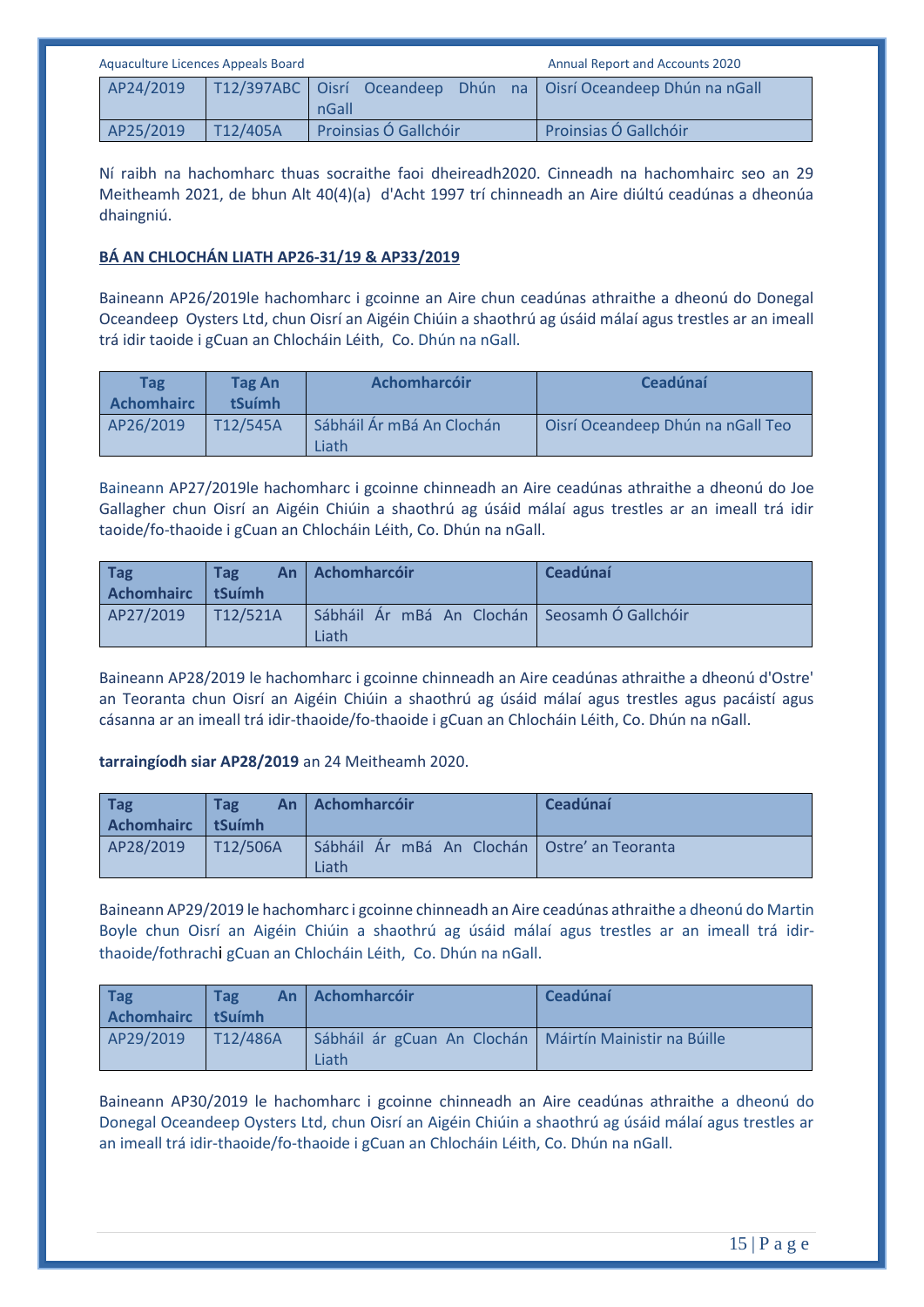| AP24/2019 | T12/397ABC | Oisrí Oceandeep Dhún na nGall | Oisrí Oceandeep Dhún na nGall |
|---|---|---|---|
| AP25/2019 | T12/405A | Proinsias Ó Gallchóir | Proinsias Ó Gallchóir |

Ní raibh na hachomharc thuas socraithe faoi dheireadh2020. Cinneadh na hachomhairc seo an 29 Meitheamh 2021, de bhun Alt 40(4)(a) d'Acht 1997 trí chinneadh an Aire diúltú ceadúnas a dheonúa dhaingniú.

**BÁ AN CHLOCHÁN LIATH AP26-31/19 & AP33/2019**

Baineann AP26/2019le hachomharc i gcoinne an Aire chun ceadúnas athraithe a dheonú do Donegal Oceandeep Oysters Ltd, chun Oisrí an Aigéin Chiúin a shaothrú ag úsáid málaí agus trestles ar an imeall trá idir taoide i gCuan an Chlocháin Léith, Co. Dhún na nGall.

| Tag Achomhairc | Tag An tSuímh | Achomharcóir | Ceadúnaí |
|---|---|---|---|
| AP26/2019 | T12/545A | Sábháil Ár mBá An Clochán Liath | Oisrí Oceandeep Dhún na nGall Teo |

Baineann AP27/2019le hachomharc i gcoinne chinneadh an Aire ceadúnas athraithe a dheonú do Joe Gallagher chun Oisrí an Aigéin Chiúin a shaothrú ag úsáid málaí agus trestles ar an imeall trá idir taoide/fo-thaoide i gCuan an Chlocháin Léith, Co. Dhún na nGall.

| Tag Achomhairc | Tag An tSuímh | Achomharcóir | Ceadúnaí |
|---|---|---|---|
| AP27/2019 | T12/521A | Sábháil Ár mBá An Clochán Liath | Seosamh Ó Gallchóir |

Baineann AP28/2019 le hachomharc i gcoinne chinneadh an Aire ceadúnas athraithe a dheonú d'Ostre' an Teoranta chun Oisrí an Aigéin Chiúin a shaothrú ag úsáid málaí agus trestles agus pacáistí agus cásanna ar an imeall trá idir-thaoide/fo-thaoide i gCuan an Chlocháin Léith, Co. Dhún na nGall.

**tarraingíodh siar AP28/2019** an 24 Meitheamh 2020.

| Tag Achomhairc | Tag An tSuímh | Achomharcóir | Ceadúnaí |
|---|---|---|---|
| AP28/2019 | T12/506A | Sábháil Ár mBá An Clochán Liath | Ostre' an Teoranta |

Baineann AP29/2019 le hachomharc i gcoinne chinneadh an Aire ceadúnas athraithe a dheonú do Martin Boyle chun Oisrí an Aigéin Chiúin a shaothrú ag úsáid málaí agus trestles ar an imeall trá idir-thaoide/fothrachi gCuan an Chlocháin Léith, Co. Dhún na nGall.

| Tag Achomhairc | Tag An tSuímh | Achomharcóir | Ceadúnaí |
|---|---|---|---|
| AP29/2019 | T12/486A | Sábháil ár gCuan An Clochán Liath | Máirtín Mainistir na Búille |

Baineann AP30/2019 le hachomharc i gcoinne chinneadh an Aire ceadúnas athraithe a dheonú do Donegal Oceandeep Oysters Ltd, chun Oisrí an Aigéin Chiúin a shaothrú ag úsáid málaí agus trestles ar an imeall trá idir-thaoide/fo-thaoide i gCuan an Chlocháin Léith, Co. Dhún na nGall.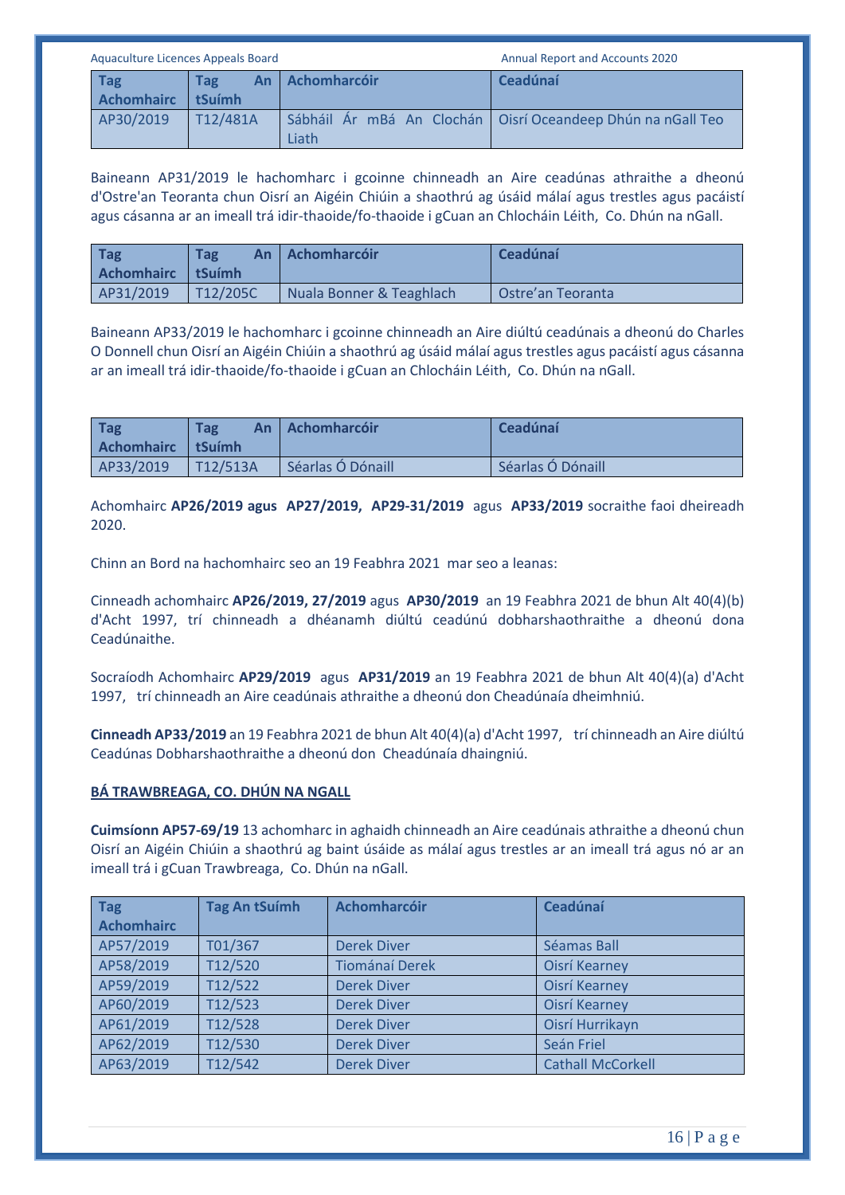| Tag Achomhairc | Tag An tSuímh | Achomharcóir | Ceadúnaí |
|---|---|---|---|
| AP30/2019 | T12/481A | Sábháil Ár mBá An Clochán Liath | Oisrí Oceandeep Dhún na nGall Teo |

Baineann AP31/2019 le hachomharc i gcoinne chinneadh an Aire ceadúnas athraithe a dheonú d'Ostre'an Teoranta chun Oisrí an Aigéin Chiúin a shaothrú ag úsáid málaí agus trestles agus pacáistí agus cásanna ar an imeall trá idir-thaoide/fo-thaoide i gCuan an Chlocháin Léith, Co. Dhún na nGall.

| Tag Achomhairc | Tag An tSuímh | Achomharcóir | Ceadúnaí |
|---|---|---|---|
| AP31/2019 | T12/205C | Nuala Bonner & Teaghlach | Ostre'an Teoranta |

Baineann AP33/2019 le hachomharc i gcoinne chinneadh an Aire diúltú ceadúnais a dheonú do Charles O Donnell chun Oisrí an Aigéin Chiúin a shaothrú ag úsáid málaí agus trestles agus pacáistí agus cásanna ar an imeall trá idir-thaoide/fo-thaoide i gCuan an Chlocháin Léith, Co. Dhún na nGall.

| Tag Achomhairc | Tag An tSuímh | Achomharcóir | Ceadúnaí |
|---|---|---|---|
| AP33/2019 | T12/513A | Séarlas Ó Dónaill | Séarlas Ó Dónaill |

Achomhairc **AP26/2019 agus AP27/2019, AP29-31/2019** agus **AP33/2019** socraithe faoi dheireadh 2020.

Chinn an Bord na hachomhairc seo an 19 Feabhra 2021 mar seo a leanas:

Cinneadh achomhairc **AP26/2019, 27/2019** agus **AP30/2019** an 19 Feabhra 2021 de bhun Alt 40(4)(b) d'Acht 1997, trí chinneadh a dhéanamh diúltú ceadúnú dobharshaothraithe a dheonú dona Ceadúnaithe.

Socraíodh Achomhairc **AP29/2019** agus **AP31/2019** an 19 Feabhra 2021 de bhun Alt 40(4)(a) d'Acht 1997, trí chinneadh an Aire ceadúnais athraithe a dheonú don Cheadúnaía dheimhniú.

**Cinneadh AP33/2019** an 19 Feabhra 2021 de bhun Alt 40(4)(a) d'Acht 1997, trí chinneadh an Aire diúltú Ceadúnas Dobharshaothraithe a dheonú don Cheadúnaía dhaingniú.

**BÁ TRAWBREAGA, CO. DHÚN NA NGALL**

**Cuimsíonn AP57-69/19** 13 achomharc in aghaidh chinneadh an Aire ceadúnais athraithe a dheonú chun Oisrí an Aigéin Chiúin a shaothrú ag baint úsáide as málaí agus trestles ar an imeall trá agus nó ar an imeall trá i gCuan Trawbreaga, Co. Dhún na nGall.

| Tag Achomhairc | Tag An tSuímh | Achomharcóir | Ceadúnaí |
|---|---|---|---|
| AP57/2019 | T01/367 | Derek Diver | Séamas Ball |
| AP58/2019 | T12/520 | Tiománaí Derek | Oisrí Kearney |
| AP59/2019 | T12/522 | Derek Diver | Oisrí Kearney |
| AP60/2019 | T12/523 | Derek Diver | Oisrí Kearney |
| AP61/2019 | T12/528 | Derek Diver | Oisrí Hurrikayn |
| AP62/2019 | T12/530 | Derek Diver | Seán Friel |
| AP63/2019 | T12/542 | Derek Diver | Cathall McCorkell |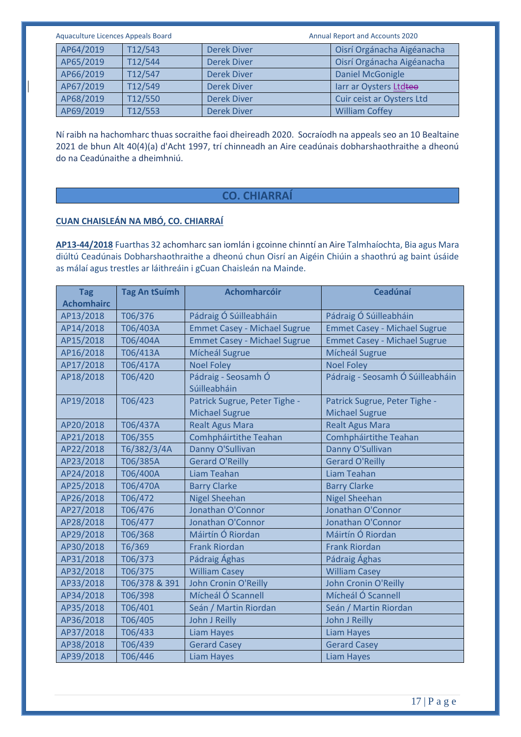| AP64/2019 | T12/543 | Derek Diver | Oisrí Orgánacha Aigéanacha |
|---|---|---|---|
| AP65/2019 | T12/544 | Derek Diver | Oisrí Orgánacha Aigéanacha |
| AP66/2019 | T12/547 | Derek Diver | Daniel McGonigle |
| AP67/2019 | T12/549 | Derek Diver | Iarr ar Oysters Ltdteo |
| AP68/2019 | T12/550 | Derek Diver | Cuir ceist ar Oysters Ltd |
| AP69/2019 | T12/553 | Derek Diver | William Coffey |

Ní raibh na hachomharc thuas socraithe faoi dheireadh 2020. Socraíodh na appeals seo an 10 Bealtaine 2021 de bhun Alt 40(4)(a) d'Acht 1997, trí chinneadh an Aire ceadúnais dobharshaothraithe a dheonú do na Ceadúnaithe a dheimhniú.

## CO. CHIARRAÍ

### CUAN CHAISLEÁN NA MBÓ, CO. CHIARRAÍ

**AP13-44/2018** Fuarthas 32 achomharc san iomlán i gcoinne chinntí an Aire Talmhaíochta, Bia agus Mara diúltú Ceadúnais Dobharshaothraithe a dheonú chun Oisrí an Aigéin Chiúin a shaothrú ag baint úsáide as málaí agus trestles ar láithreáin i gCuan Chaisleán na Mainde.

| Tag Achomhairc | Tag An tSuímh | Achomharcóir | Ceadúnaí |
|---|---|---|---|
| AP13/2018 | T06/376 | Pádraig Ó Súilleabháin | Pádraig Ó Súilleabháin |
| AP14/2018 | T06/403A | Emmet Casey - Michael Sugrue | Emmet Casey - Michael Sugrue |
| AP15/2018 | T06/404A | Emmet Casey - Michael Sugrue | Emmet Casey - Michael Sugrue |
| AP16/2018 | T06/413A | Mícheál Sugrue | Mícheál Sugrue |
| AP17/2018 | T06/417A | Noel Foley | Noel Foley |
| AP18/2018 | T06/420 | Pádraig - Seosamh Ó Súilleabháin | Pádraig - Seosamh Ó Súilleabháin |
| AP19/2018 | T06/423 | Patrick Sugrue, Peter Tighe - Michael Sugrue | Patrick Sugrue, Peter Tighe - Michael Sugrue |
| AP20/2018 | T06/437A | Realt Agus Mara | Realt Agus Mara |
| AP21/2018 | T06/355 | Comhpháirtithe Teahan | Comhpháirtithe Teahan |
| AP22/2018 | T6/382/3/4A | Danny O'Sullivan | Danny O'Sullivan |
| AP23/2018 | T06/385A | Gerard O'Reilly | Gerard O'Reilly |
| AP24/2018 | T06/400A | Liam Teahan | Liam Teahan |
| AP25/2018 | T06/470A | Barry Clarke | Barry Clarke |
| AP26/2018 | T06/472 | Nigel Sheehan | Nigel Sheehan |
| AP27/2018 | T06/476 | Jonathan O'Connor | Jonathan O'Connor |
| AP28/2018 | T06/477 | Jonathan O'Connor | Jonathan O'Connor |
| AP29/2018 | T06/368 | Máirtín Ó Riordan | Máirtín Ó Riordan |
| AP30/2018 | T6/369 | Frank Riordan | Frank Riordan |
| AP31/2018 | T06/373 | Pádraig Ághas | Pádraig Ághas |
| AP32/2018 | T06/375 | William Casey | William Casey |
| AP33/2018 | T06/378 & 391 | John Cronin O'Reilly | John Cronin O'Reilly |
| AP34/2018 | T06/398 | Mícheál Ó Scannell | Mícheál Ó Scannell |
| AP35/2018 | T06/401 | Seán / Martin Riordan | Seán / Martin Riordan |
| AP36/2018 | T06/405 | John J Reilly | John J Reilly |
| AP37/2018 | T06/433 | Liam Hayes | Liam Hayes |
| AP38/2018 | T06/439 | Gerard Casey | Gerard Casey |
| AP39/2018 | T06/446 | Liam Hayes | Liam Hayes |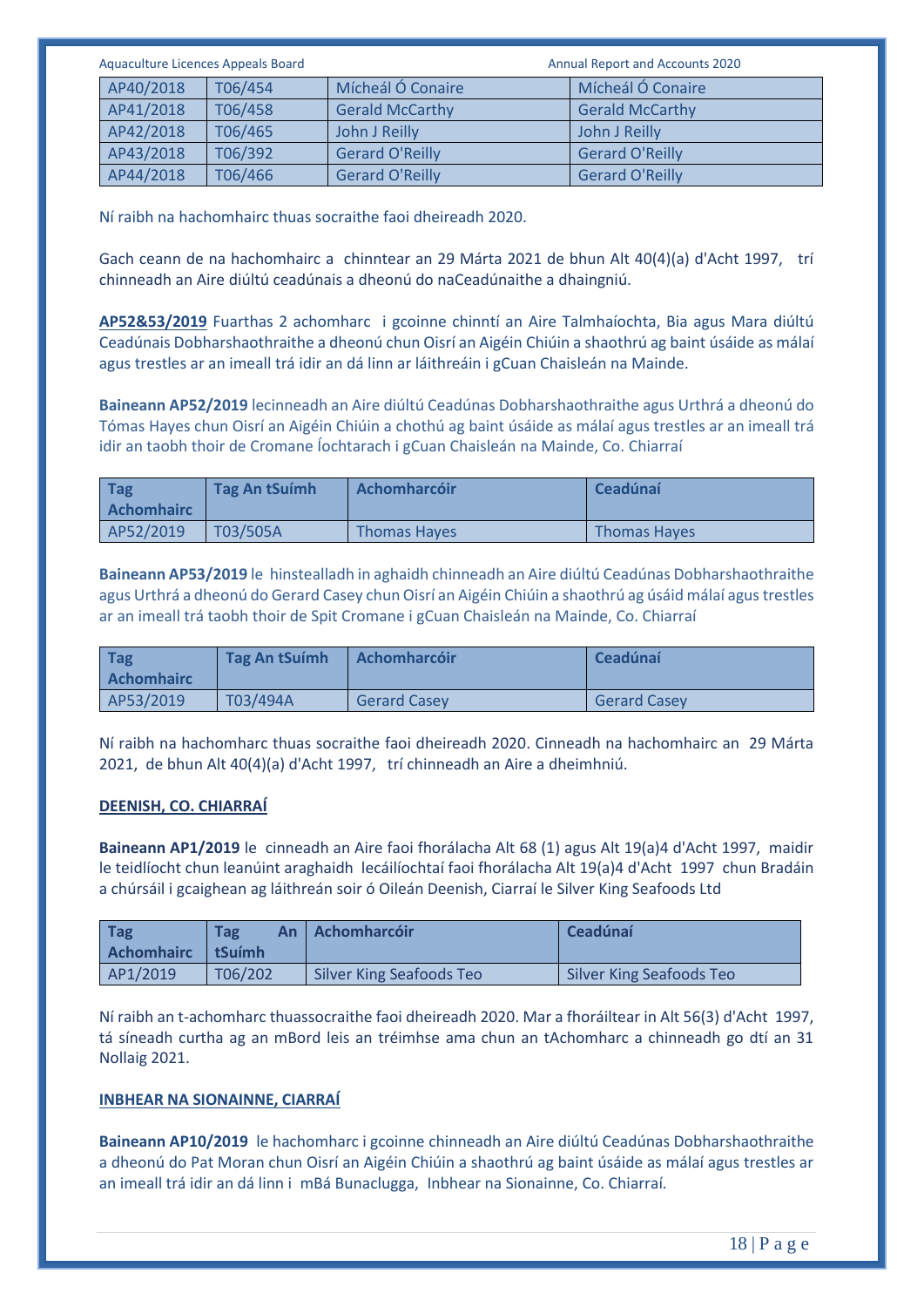| AP40/2018 | T06/454 | Mícheál Ó Conaire | Mícheál Ó Conaire |
|---|---|---|---|
| AP41/2018 | T06/458 | Gerald McCarthy | Gerald McCarthy |
| AP42/2018 | T06/465 | John J Reilly | John J Reilly |
| AP43/2018 | T06/392 | Gerard O'Reilly | Gerard O'Reilly |
| AP44/2018 | T06/466 | Gerard O'Reilly | Gerard O'Reilly |

Ní raibh na hachomhairc thuas socraithe faoi dheireadh 2020.

Gach ceann de na hachomhairc a chinntear an 29 Márta 2021 de bhun Alt 40(4)(a) d'Acht 1997, trí chinneadh an Aire diúltú ceadúnais a dheonú do naCeadúnaithe a dhaingniú.

**AP52&53/2019** Fuarthas 2 achomharc i gcoinne chinntí an Aire Talmhaíochta, Bia agus Mara diúltú Ceadúnais Dobharshaothraithe a dheonú chun Oisrí an Aigéin Chiúin a shaothrú ag baint úsáide as málaí agus trestles ar an imeall trá idir an dá linn ar láithreáin i gCuan Chaisleán na Mainde.

**Baineann AP52/2019** lecinneadh an Aire diúltú Ceadúnas Dobharshaothraithe agus Urthrá a dheonú do Tómas Hayes chun Oisrí an Aigéin Chiúin a chothú ag baint úsáide as málaí agus trestles ar an imeall trá idir an taobh thoir de Cromane Íochtarach i gCuan Chaisleán na Mainde, Co. Chiarraí

| Tag Achomhairc | Tag An tSuímh | Achomharcóir | Ceadúnaí |
|---|---|---|---|
| AP52/2019 | T03/505A | Thomas Hayes | Thomas Hayes |

**Baineann AP53/2019** le hinstealladh in aghaidh chinneadh an Aire diúltú Ceadúnas Dobharshaothraithe agus Urthrá a dheonú do Gerard Casey chun Oisrí an Aigéin Chiúin a shaothrú ag úsáid málaí agus trestles ar an imeall trá taobh thoir de Spit Cromane i gCuan Chaisleán na Mainde, Co. Chiarraí

| Tag Achomhairc | Tag An tSuímh | Achomharcóir | Ceadúnaí |
|---|---|---|---|
| AP53/2019 | T03/494A | Gerard Casey | Gerard Casey |

Ní raibh na hachomharc thuas socraithe faoi dheireadh 2020. Cinneadh na hachomhairc an 29 Márta 2021, de bhun Alt 40(4)(a) d'Acht 1997, trí chinneadh an Aire a dheimhniú.

**DEENISH, CO. CHIARRAÍ**

**Baineann AP1/2019** le cinneadh an Aire faoi fhorálacha Alt 68 (1) agus Alt 19(a)4 d'Acht 1997, maidir le teidlíocht chun leanúint araghaidh lecáilíochtaí faoi fhorálacha Alt 19(a)4 d'Acht 1997 chun Bradáin a chúrsáil i gcaighean ag láithreán soir ó Oileán Deenish, Ciarraí le Silver King Seafoods Ltd

| Tag Achomhairc | Tag An tSuímh | Achomharcóir | Ceadúnaí |
|---|---|---|---|
| AP1/2019 | T06/202 | Silver King Seafoods Teo | Silver King Seafoods Teo |

Ní raibh an t-achomharc thuassocraithe faoi dheireadh 2020. Mar a fhoráiltear in Alt 56(3) d'Acht 1997, tá síneadh curtha ag an mBord leis an tréimhse ama chun an tAchomharc a chinneadh go dtí an 31 Nollaig 2021.

**INBHEAR NA SIONAINNE, CIARRAÍ**

**Baineann AP10/2019** le hachomharc i gcoinne chinneadh an Aire diúltú Ceadúnas Dobharshaothraithe a dheonú do Pat Moran chun Oisrí an Aigéin Chiúin a shaothrú ag baint úsáide as málaí agus trestles ar an imeall trá idir an dá linn i mBá Bunaclugga, Inbhear na Sionainne, Co. Chiarraí.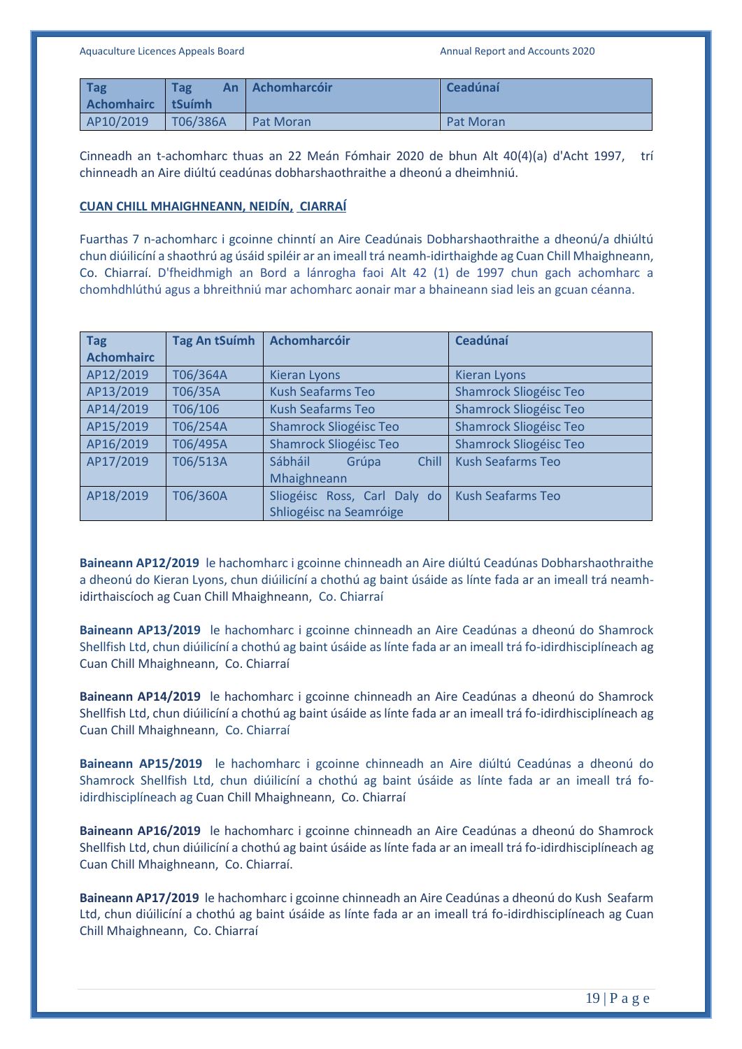| Tag Achomhairc | Tag An tSuímh | Achomharcóir | Ceadúnaí |
|---|---|---|---|
| AP10/2019 | T06/386A | Pat Moran | Pat Moran |

Cinneadh an t-achomharc thuas an 22 Meán Fómhair 2020 de bhun Alt 40(4)(a) d'Acht 1997, trí chinneadh an Aire diúltú ceadúnas dobharshaothraithe a dheonú a dheimhniú.

**CUAN CHILL MHAIGHNEANN, NEIDÍN, CIARRAÍ**

Fuarthas 7 n-achomharc i gcoinne chinntí an Aire Ceadúnais Dobharshaothraithe a dheonú/a dhiúltú chun diúilicíní a shaothrú ag úsáid spiléir ar an imeall trá neamh-idirthaighde ag Cuan Chill Mhaighneann, Co. Chiarraí. D'fheidhmigh an Bord a lánrogha faoi Alt 42 (1) de 1997 chun gach achomharc a chomhdhlúthú agus a bhreithniú mar achomharc aonair mar a bhaineann siad leis an gcuan céanna.

| Tag Achomhairc | Tag An tSuímh | Achomharcóir | Ceadúnaí |
|---|---|---|---|
| AP12/2019 | T06/364A | Kieran Lyons | Kieran Lyons |
| AP13/2019 | T06/35A | Kush Seafarms Teo | Shamrock Sliogéisc Teo |
| AP14/2019 | T06/106 | Kush Seafarms Teo | Shamrock Sliogéisc Teo |
| AP15/2019 | T06/254A | Shamrock Sliogéisc Teo | Shamrock Sliogéisc Teo |
| AP16/2019 | T06/495A | Shamrock Sliogéisc Teo | Shamrock Sliogéisc Teo |
| AP17/2019 | T06/513A | Sábháil Grúpa Chill Mhaighneann | Kush Seafarms Teo |
| AP18/2019 | T06/360A | Sliogéisc Ross, Carl Daly do Shliogéisc na Seamróige | Kush Seafarms Teo |

**Baineann AP12/2019** le hachomharc i gcoinne chinneadh an Aire diúltú Ceadúnas Dobharshaothraithe a dheonú do Kieran Lyons, chun diúilicíní a chothú ag baint úsáide as línte fada ar an imeall trá neamh-idirthaiscíoch ag Cuan Chill Mhaighneann, Co. Chiarraí

**Baineann AP13/2019** le hachomharc i gcoinne chinneadh an Aire Ceadúnas a dheonú do Shamrock Shellfish Ltd, chun diúilicíní a chothú ag baint úsáide as línte fada ar an imeall trá fo-idirdhisciplíneach ag Cuan Chill Mhaighneann, Co. Chiarraí

**Baineann AP14/2019** le hachomharc i gcoinne chinneadh an Aire Ceadúnas a dheonú do Shamrock Shellfish Ltd, chun diúilicíní a chothú ag baint úsáide as línte fada ar an imeall trá fo-idirdhisciplíneach ag Cuan Chill Mhaighneann, Co. Chiarraí

**Baineann AP15/2019** le hachomharc i gcoinne chinneadh an Aire diúltú Ceadúnas a dheonú do Shamrock Shellfish Ltd, chun diúilicíní a chothú ag baint úsáide as línte fada ar an imeall trá fo-idirdhisciplíneach ag Cuan Chill Mhaighneann, Co. Chiarraí

**Baineann AP16/2019** le hachomharc i gcoinne chinneadh an Aire Ceadúnas a dheonú do Shamrock Shellfish Ltd, chun diúilicíní a chothú ag baint úsáide as línte fada ar an imeall trá fo-idirdhisciplíneach ag Cuan Chill Mhaighneann, Co. Chiarraí.

**Baineann AP17/2019** le hachomharc i gcoinne chinneadh an Aire Ceadúnas a dheonú do Kush Seafarm Ltd, chun diúilicíní a chothú ag baint úsáide as línte fada ar an imeall trá fo-idirdhisciplíneach ag Cuan Chill Mhaighneann, Co. Chiarraí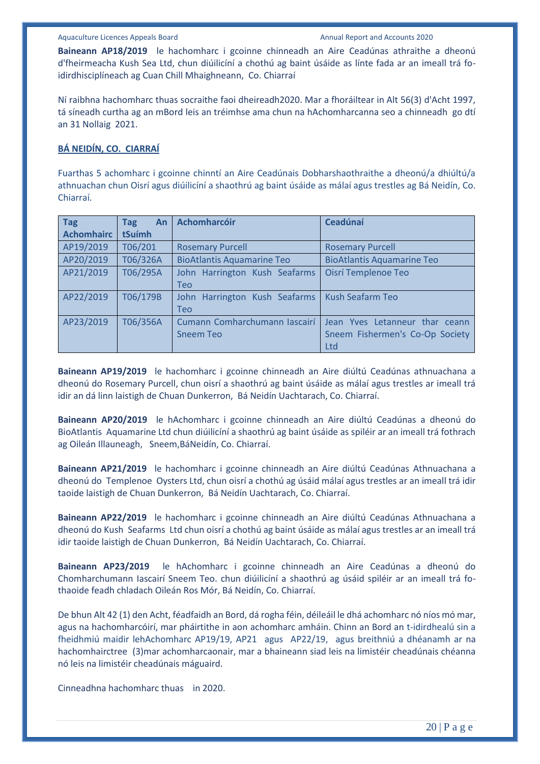**Baineann AP18/2019** le hachomharc i gcoinne chinneadh an Aire Ceadúnas athraithe a dheonú d'fheirmeacha Kush Sea Ltd, chun diúilicíní a chothú ag baint úsáide as línte fada ar an imeall trá fo-idirdhisciplíneach ag Cuan Chill Mhaighneann, Co. Chiarraí

Ní raibhna hachomharc thuas socraithe faoi dheireadh2020. Mar a fhoráiltear in Alt 56(3) d'Acht 1997, tá síneadh curtha ag an mBord leis an tréimhse ama chun na hAchomharcanna seo a chinneadh go dtí an 31 Nollaig 2021.

**BÁ NEIDÍN, CO. CIARRAÍ**

Fuarthas 5 achomharc i gcoinne chinntí an Aire Ceadúnais Dobharshaothraithe a dheonú/a dhiúltú/a athnuachan chun Oisrí agus diúilicíní a shaothrú ag baint úsáide as málaí agus trestles ag Bá Neidín, Co. Chiarraí.

| Tag Achomhairc | Tag An tSuímh | Achomharcóir | Ceadúnaí |
|---|---|---|---|
| AP19/2019 | T06/201 | Rosemary Purcell | Rosemary Purcell |
| AP20/2019 | T06/326A | BioAtlantis Aquamarine Teo | BioAtlantis Aquamarine Teo |
| AP21/2019 | T06/295A | John Harrington Kush Seafarms Teo | Oisrí Templenoe Teo |
| AP22/2019 | T06/179B | John Harrington Kush Seafarms Teo | Kush Seafarm Teo |
| AP23/2019 | T06/356A | Cumann Comharchumann Iascairí Sneem Teo | Jean Yves Letanneur thar ceann Sneem Fishermen's Co-Op Society Ltd |

**Baineann AP19/2019** le hachomharc i gcoinne chinneadh an Aire diúltú Ceadúnas athnuachana a dheonú do Rosemary Purcell, chun oisrí a shaothrú ag baint úsáide as málaí agus trestles ar imeall trá idir an dá linn laistigh de Chuan Dunkerron, Bá Neidín Uachtarach, Co. Chiarraí.

**Baineann AP20/2019** le hAchomharc i gcoinne chinneadh an Aire diúltú Ceadúnas a dheonú do BioAtlantis Aquamarine Ltd chun diúilicíní a shaothrú ag baint úsáide as spiléir ar an imeall trá fothrach ag Oileán Illauneagh, Sneem,BáNeidín, Co. Chiarraí.

**Baineann AP21/2019** le hachomharc i gcoinne chinneadh an Aire diúltú Ceadúnas Athnuachana a dheonú do Templenoe Oysters Ltd, chun oisrí a chothú ag úsáid málaí agus trestles ar an imeall trá idir taoide laistigh de Chuan Dunkerron, Bá Neidín Uachtarach, Co. Chiarraí.

**Baineann AP22/2019** le hachomharc i gcoinne chinneadh an Aire diúltú Ceadúnas Athnuachana a dheonú do Kush Seafarms Ltd chun oisrí a chothú ag baint úsáide as málaí agus trestles ar an imeall trá idir taoide laistigh de Chuan Dunkerron, Bá Neidín Uachtarach, Co. Chiarraí.

**Baineann AP23/2019** le hAchomharc i gcoinne chinneadh an Aire Ceadúnas a dheonú do Chomharchumann Iascairí Sneem Teo. chun diúilicíní a shaothrú ag úsáid spiléir ar an imeall trá fo-thaoide feadh chladach Oileán Ros Mór, Bá Neidín, Co. Chiarraí.

De bhun Alt 42 (1) den Acht, féadfaidh an Bord, dá rogha féin, déileáil le dhá achomharc nó níos mó mar, agus na hachomharcóirí, mar pháirtithe in aon achomharc amháin. Chinn an Bord an t-idirdhealú sin a fheidhmiú maidir lehAchomharc AP19/19, AP21 agus AP22/19, agus breithniú a dhéanamh ar na hachomhairctree (3)mar achomharcaonair, mar a bhaineann siad leis na limistéir cheadúnais chéanna nó leis na limistéir cheadúnais máguaird.

Cinneadhna hachomharc thuas in 2020.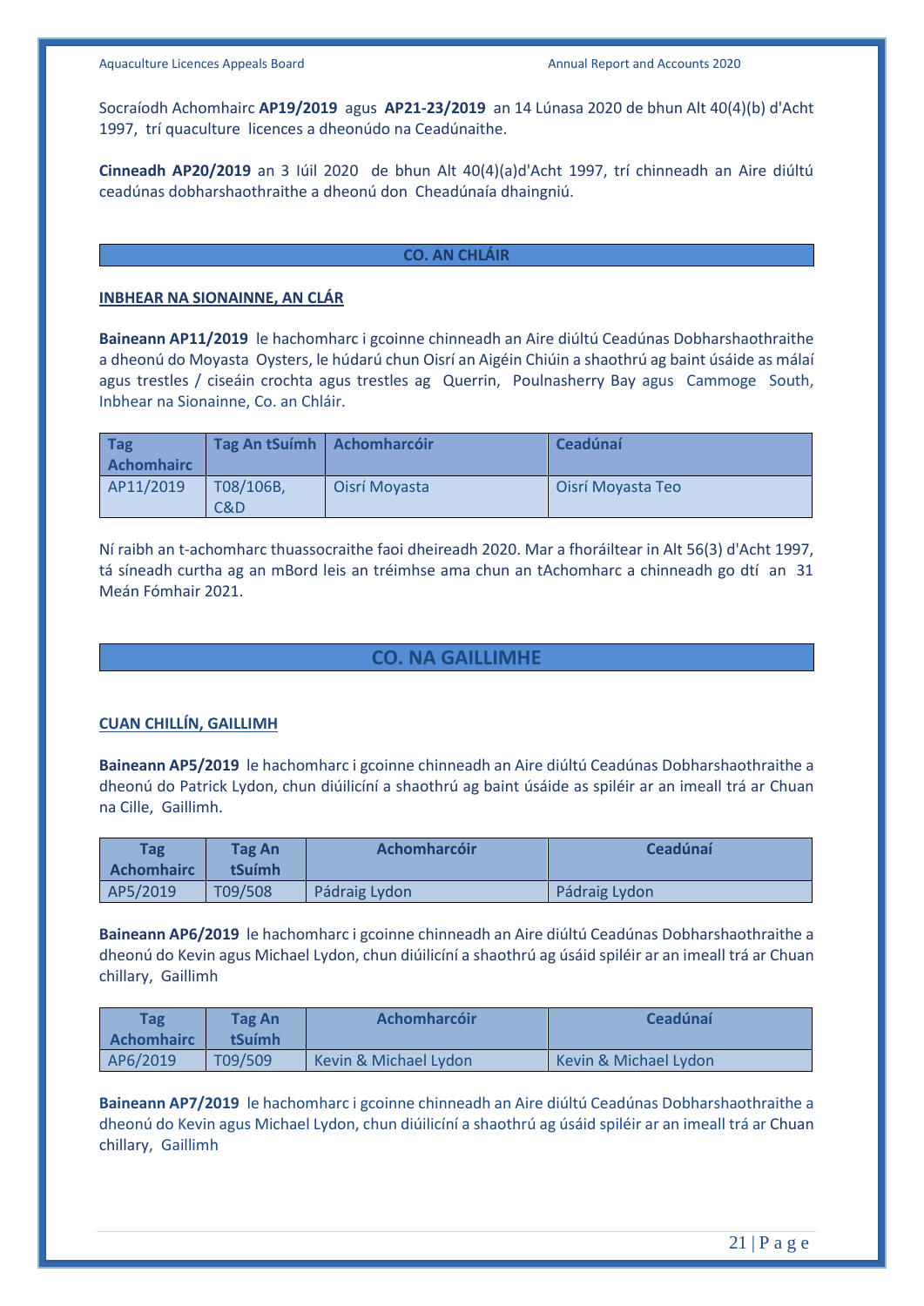Socraíodh Achomhairc **AP19/2019** agus **AP21-23/2019** an 14 Lúnasa 2020 de bhun Alt 40(4)(b) d'Acht 1997, trí quaculture licences a dheonúdo na Ceadúnaithe.

**Cinneadh AP20/2019** an 3 Iúil 2020 de bhun Alt 40(4)(a)d'Acht 1997, trí chinneadh an Aire diúltú ceadúnas dobharshaothraithe a dheonú don Cheadúnaía dhaingniú.

## CO. AN CHLÁIR

### INBHEAR NA SIONAINNE, AN CLÁR

**Baineann AP11/2019** le hachomharc i gcoinne chinneadh an Aire diúltú Ceadúnas Dobharshaothraithe a dheonú do Moyasta Oysters, le húdarú chun Oisrí an Aigéin Chiúin a shaothrú ag baint úsáide as málaí agus trestles / ciseáin crochta agus trestles ag Querrin, Poulnasherry Bay agus Cammoge South, Inbhear na Sionainne, Co. an Chláir.

| Tag Achomhairc | Tag An tSuímh | Achomharcóir | Ceadúnaí |
|---|---|---|---|
| AP11/2019 | T08/106B, C&D | Oisrí Moyasta | Oisrí Moyasta Teo |

Ní raibh an t-achomharc thuassocraithe faoi dheireadh 2020. Mar a fhoráiltear in Alt 56(3) d'Acht 1997, tá síneadh curtha ag an mBord leis an tréimhse ama chun an tAchomharc a chinneadh go dtí an 31 Meán Fómhair 2021.

## CO. NA GAILLIMHE

### CUAN CHILLÍN, GAILLIMH

**Baineann AP5/2019** le hachomharc i gcoinne chinneadh an Aire diúltú Ceadúnas Dobharshaothraithe a dheonú do Patrick Lydon, chun diúilicíní a shaothrú ag baint úsáide as spiléir ar an imeall trá ar Chuan na Cille, Gaillimh.

| Tag Achomhairc | Tag An tSuímh | Achomharcóir | Ceadúnaí |
|---|---|---|---|
| AP5/2019 | T09/508 | Pádraig Lydon | Pádraig Lydon |

**Baineann AP6/2019** le hachomharc i gcoinne chinneadh an Aire diúltú Ceadúnas Dobharshaothraithe a dheonú do Kevin agus Michael Lydon, chun diúilicíní a shaothrú ag úsáid spiléir ar an imeall trá ar Chuan chillary, Gaillimh

| Tag Achomhairc | Tag An tSuímh | Achomharcóir | Ceadúnaí |
|---|---|---|---|
| AP6/2019 | T09/509 | Kevin & Michael Lydon | Kevin & Michael Lydon |

**Baineann AP7/2019** le hachomharc i gcoinne chinneadh an Aire diúltú Ceadúnas Dobharshaothraithe a dheonú do Kevin agus Michael Lydon, chun diúilicíní a shaothrú ag úsáid spiléir ar an imeall trá ar Chuan chillary, Gaillimh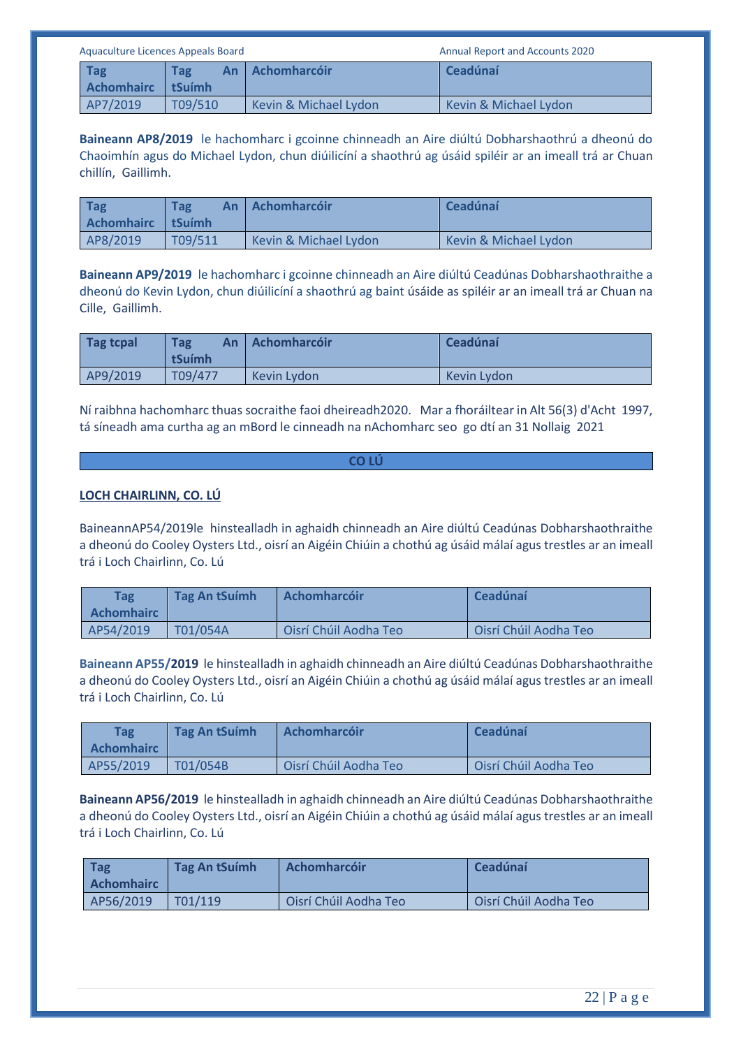| Tag Achomhairc | Tag An tSuímh | Achomharcóir | Ceadúnaí |
|---|---|---|---|
| AP7/2019 | T09/510 | Kevin & Michael Lydon | Kevin & Michael Lydon |

**Baineann AP8/2019** le hachomharc i gcoinne chinneadh an Aire diúltú Dobharshaothrú a dheonú do Chaoimhín agus do Michael Lydon, chun diúilicíní a shaothrú ag úsáid spiléir ar an imeall trá ar Chuan chillín, Gaillimh.

| Tag Achomhairc | Tag An tSuímh | Achomharcóir | Ceadúnaí |
|---|---|---|---|
| AP8/2019 | T09/511 | Kevin & Michael Lydon | Kevin & Michael Lydon |

**Baineann AP9/2019** le hachomharc i gcoinne chinneadh an Aire diúltú Ceadúnas Dobharshaothraithe a dheonú do Kevin Lydon, chun diúilicíní a shaothrú ag baint úsáide as spiléir ar an imeall trá ar Chuan na Cille, Gaillimh.

| Tag tcpal | Tag An tSuímh | Achomharcóir | Ceadúnaí |
|---|---|---|---|
| AP9/2019 | T09/477 | Kevin Lydon | Kevin Lydon |

Ní raibhna hachomharc thuas socraithe faoi dheireadh2020. Mar a fhoráiltear in Alt 56(3) d'Acht 1997, tá síneadh ama curtha ag an mBord le cinneadh na nAchomharc seo go dtí an 31 Nollaig 2021

## CO LÚ

### LOCH CHAIRLINN, CO. LÚ

BaineannAP54/2019le hinstealladh in aghaidh chinneadh an Aire diúltú Ceadúnas Dobharshaothraithe a dheonú do Cooley Oysters Ltd., oisrí an Aigéin Chiúin a chothú ag úsáid málaí agus trestles ar an imeall trá i Loch Chairlinn, Co. Lú

| Tag Achomhairc | Tag An tSuímh | Achomharcóir | Ceadúnaí |
|---|---|---|---|
| AP54/2019 | T01/054A | Oisrí Chúil Aodha Teo | Oisrí Chúil Aodha Teo |

**Baineann AP55/2019** le hinstealladh in aghaidh chinneadh an Aire diúltú Ceadúnas Dobharshaothraithe a dheonú do Cooley Oysters Ltd., oisrí an Aigéin Chiúin a chothú ag úsáid málaí agus trestles ar an imeall trá i Loch Chairlinn, Co. Lú

| Tag Achomhairc | Tag An tSuímh | Achomharcóir | Ceadúnaí |
|---|---|---|---|
| AP55/2019 | T01/054B | Oisrí Chúil Aodha Teo | Oisrí Chúil Aodha Teo |

**Baineann AP56/2019** le hinstealladh in aghaidh chinneadh an Aire diúltú Ceadúnas Dobharshaothraithe a dheonú do Cooley Oysters Ltd., oisrí an Aigéin Chiúin a chothú ag úsáid málaí agus trestles ar an imeall trá i Loch Chairlinn, Co. Lú

| Tag Achomhairc | Tag An tSuímh | Achomharcóir | Ceadúnaí |
|---|---|---|---|
| AP56/2019 | T01/119 | Oisrí Chúil Aodha Teo | Oisrí Chúil Aodha Teo |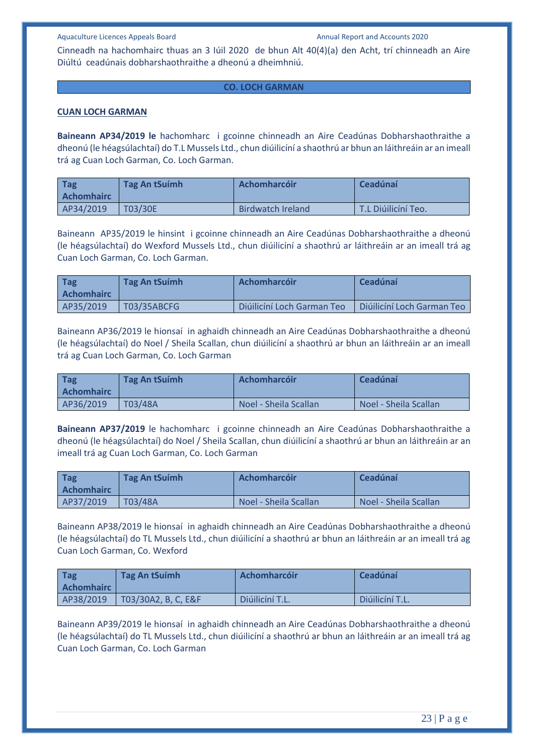Cinneadh na hachomhairc thuas an 3 Iúil 2020 de bhun Alt 40(4)(a) den Acht, trí chinneadh an Aire Diúltú ceadúnais dobharshaothraithe a dheonú a dheimhniú.

## CO. LOCH GARMAN

### CUAN LOCH GARMAN

**Baineann AP34/2019 le** hachomharc i gcoinne chinneadh an Aire Ceadúnas Dobharshaothraithe a dheonú (le héagsúlachtaí) do T.L Mussels Ltd., chun diúilicíní a shaothrú ar bhun an láithreáin ar an imeall trá ag Cuan Loch Garman, Co. Loch Garman.

| Tag Achomhairc | Tag An tSuímh | Achomharcóir | Ceadúnaí |
|---|---|---|---|
| AP34/2019 | T03/30E | Birdwatch Ireland | T.L Diúilicíní Teo. |

Baineann AP35/2019 le hinsint i gcoinne chinneadh an Aire Ceadúnas Dobharshaothraithe a dheonú (le héagsúlachtaí) do Wexford Mussels Ltd., chun diúilicíní a shaothrú ar láithreáin ar an imeall trá ag Cuan Loch Garman, Co. Loch Garman.

| Tag Achomhairc | Tag An tSuímh | Achomharcóir | Ceadúnaí |
|---|---|---|---|
| AP35/2019 | T03/35ABCFG | Diúilicíní Loch Garman Teo | Diúilicíní Loch Garman Teo |

Baineann AP36/2019 le hionsaí in aghaidh chinneadh an Aire Ceadúnas Dobharshaothraithe a dheonú (le héagsúlachtaí) do Noel / Sheila Scallan, chun diúilicíní a shaothrú ar bhun an láithreáin ar an imeall trá ag Cuan Loch Garman, Co. Loch Garman

| Tag Achomhairc | Tag An tSuímh | Achomharcóir | Ceadúnaí |
|---|---|---|---|
| AP36/2019 | T03/48A | Noel - Sheila Scallan | Noel - Sheila Scallan |

**Baineann AP37/2019** le hachomharc i gcoinne chinneadh an Aire Ceadúnas Dobharshaothraithe a dheonú (le héagsúlachtaí) do Noel / Sheila Scallan, chun diúilicíní a shaothrú ar bhun an láithreáin ar an imeall trá ag Cuan Loch Garman, Co. Loch Garman

| Tag Achomhairc | Tag An tSuímh | Achomharcóir | Ceadúnaí |
|---|---|---|---|
| AP37/2019 | T03/48A | Noel - Sheila Scallan | Noel - Sheila Scallan |

Baineann AP38/2019 le hionsaí in aghaidh chinneadh an Aire Ceadúnas Dobharshaothraithe a dheonú (le héagsúlachtaí) do TL Mussels Ltd., chun diúilicíní a shaothrú ar bhun an láithreáin ar an imeall trá ag Cuan Loch Garman, Co. Wexford

| Tag Achomhairc | Tag An tSuímh | Achomharcóir | Ceadúnaí |
|---|---|---|---|
| AP38/2019 | T03/30A2, B, C, E&F | Diúilicíní T.L. | Diúilicíní T.L. |

Baineann AP39/2019 le hionsaí in aghaidh chinneadh an Aire Ceadúnas Dobharshaothraithe a dheonú (le héagsúlachtaí) do TL Mussels Ltd., chun diúilicíní a shaothrú ar bhun an láithreáin ar an imeall trá ag Cuan Loch Garman, Co. Loch Garman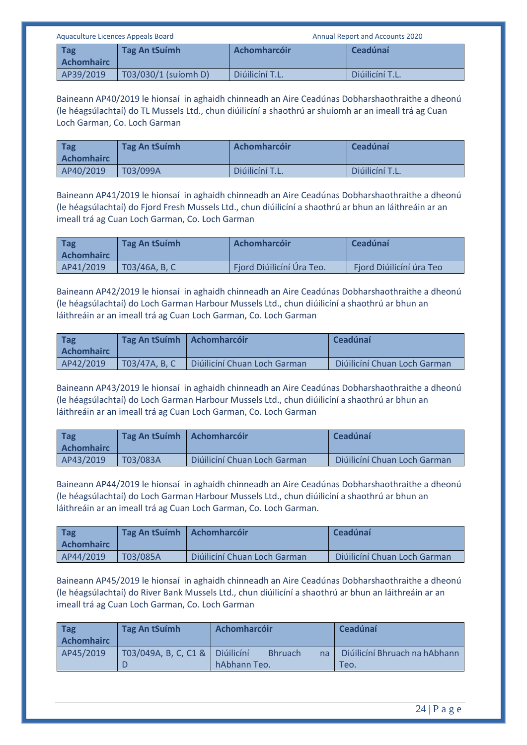| Tag Achomhairc | Tag An tSuímh | Achomharcóir | Ceadúnaí |
|---|---|---|---|
| AP39/2019 | T03/030/1 (suíomh D) | Diúilicíní T.L. | Diúilicíní T.L. |

Baineann AP40/2019 le hionsaí in aghaidh chinneadh an Aire Ceadúnas Dobharshaothraithe a dheonú (le héagsúlachtaí) do TL Mussels Ltd., chun diúilicíní a shaothrú ar shuíomh ar an imeall trá ag Cuan Loch Garman, Co. Loch Garman

| Tag Achomhairc | Tag An tSuímh | Achomharcóir | Ceadúnaí |
|---|---|---|---|
| AP40/2019 | T03/099A | Diúilicíní T.L. | Diúilicíní T.L. |

Baineann AP41/2019 le hionsaí in aghaidh chinneadh an Aire Ceadúnas Dobharshaothraithe a dheonú (le héagsúlachtaí) do Fjord Fresh Mussels Ltd., chun diúilicíní a shaothrú ar bhun an láithreáin ar an imeall trá ag Cuan Loch Garman, Co. Loch Garman

| Tag Achomhairc | Tag An tSuímh | Achomharcóir | Ceadúnaí |
|---|---|---|---|
| AP41/2019 | T03/46A, B, C | Fjord Diúilicíní Úra Teo. | Fjord Diúilicíní úra Teo |

Baineann AP42/2019 le hionsaí in aghaidh chinneadh an Aire Ceadúnas Dobharshaothraithe a dheonú (le héagsúlachtaí) do Loch Garman Harbour Mussels Ltd., chun diúilicíní a shaothrú ar bhun an láithreáin ar an imeall trá ag Cuan Loch Garman, Co. Loch Garman

| Tag Achomhairc | Tag An tSuímh | Achomharcóir | Ceadúnaí |
|---|---|---|---|
| AP42/2019 | T03/47A, B, C | Diúilicíní Chuan Loch Garman | Diúilicíní Chuan Loch Garman |

Baineann AP43/2019 le hionsaí in aghaidh chinneadh an Aire Ceadúnas Dobharshaothraithe a dheonú (le héagsúlachtaí) do Loch Garman Harbour Mussels Ltd., chun diúilicíní a shaothrú ar bhun an láithreáin ar an imeall trá ag Cuan Loch Garman, Co. Loch Garman

| Tag Achomhairc | Tag An tSuímh | Achomharcóir | Ceadúnaí |
|---|---|---|---|
| AP43/2019 | T03/083A | Diúilicíní Chuan Loch Garman | Diúilicíní Chuan Loch Garman |

Baineann AP44/2019 le hionsaí in aghaidh chinneadh an Aire Ceadúnas Dobharshaothraithe a dheonú (le héagsúlachtaí) do Loch Garman Harbour Mussels Ltd., chun diúilicíní a shaothrú ar bhun an láithreáin ar an imeall trá ag Cuan Loch Garman, Co. Loch Garman.

| Tag Achomhairc | Tag An tSuímh | Achomharcóir | Ceadúnaí |
|---|---|---|---|
| AP44/2019 | T03/085A | Diúilicíní Chuan Loch Garman | Diúilicíní Chuan Loch Garman |

Baineann AP45/2019 le hionsaí in aghaidh chinneadh an Aire Ceadúnas Dobharshaothraithe a dheonú (le héagsúlachtaí) do River Bank Mussels Ltd., chun diúilicíní a shaothrú ar bhun an láithreáin ar an imeall trá ag Cuan Loch Garman, Co. Loch Garman

| Tag Achomhairc | Tag An tSuímh | Achomharcóir | Ceadúnaí |
|---|---|---|---|
| AP45/2019 | T03/049A, B, C, C1 & D | Diúilicíní Bhruach na hAbhann Teo. | Diúilicíní Bhruach na hAbhann Teo. |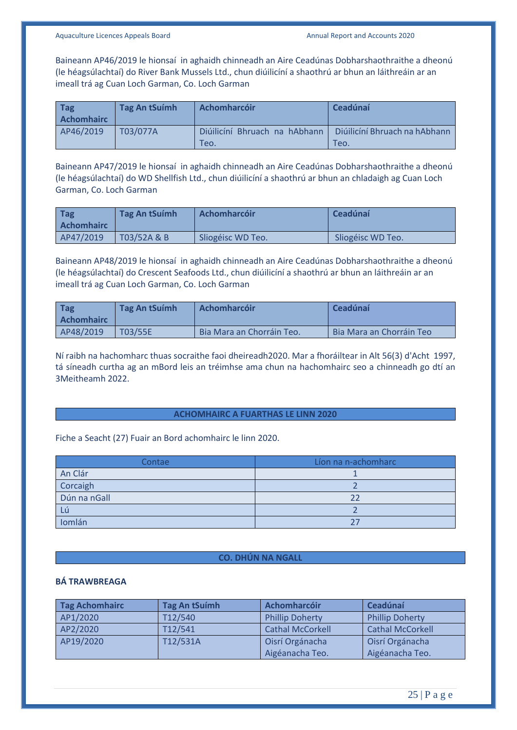Baineann AP46/2019 le hionsaí in aghaidh chinneadh an Aire Ceadúnas Dobharshaothraithe a dheonú (le héagsúlachtaí) do River Bank Mussels Ltd., chun diúilicíní a shaothrú ar bhun an láithreáin ar an imeall trá ag Cuan Loch Garman, Co. Loch Garman

| Tag Achomhairc | Tag An tSuímh | Achomharcóir | Ceadúnaí |
|---|---|---|---|
| AP46/2019 | T03/077A | Diúilicíní Bhruach na hAbhann Teo. | Diúilicíní Bhruach na hAbhann Teo. |

Baineann AP47/2019 le hionsaí in aghaidh chinneadh an Aire Ceadúnas Dobharshaothraithe a dheonú (le héagsúlachtaí) do WD Shellfish Ltd., chun diúilicíní a shaothrú ar bhun an chladaigh ag Cuan Loch Garman, Co. Loch Garman

| Tag Achomhairc | Tag An tSuímh | Achomharcóir | Ceadúnaí |
|---|---|---|---|
| AP47/2019 | T03/52A & B | Sliogéisc WD Teo. | Sliogéisc WD Teo. |

Baineann AP48/2019 le hionsaí in aghaidh chinneadh an Aire Ceadúnas Dobharshaothraithe a dheonú (le héagsúlachtaí) do Crescent Seafoods Ltd., chun diúilicíní a shaothrú ar bhun an láithreáin ar an imeall trá ag Cuan Loch Garman, Co. Loch Garman

| Tag Achomhairc | Tag An tSuímh | Achomharcóir | Ceadúnaí |
|---|---|---|---|
| AP48/2019 | T03/55E | Bia Mara an Chorráin Teo. | Bia Mara an Chorráin Teo |

Ní raibh na hachomharc thuas socraithe faoi dheireadh2020. Mar a fhoráiltear in Alt 56(3) d'Acht 1997, tá síneadh curtha ag an mBord leis an tréimhse ama chun na hachomhairc seo a chinneadh go dtí an 3Meitheamh 2022.

## ACHOMHAIRC A FUARTHAS LE LINN 2020

Fiche a Seacht (27) Fuair an Bord achomhairc le linn 2020.

| Contae | Líon na n-achomharc |
|---|---|
| An Clár | 1 |
| Corcaigh | 2 |
| Dún na nGall | 22 |
| Lú | 2 |
| Iomlán | 27 |

## CO. DHÚN NA NGALL

### BÁ TRAWBREAGA

| Tag Achomhairc | Tag An tSuímh | Achomharcóir | Ceadúnaí |
|---|---|---|---|
| AP1/2020 | T12/540 | Phillip Doherty | Phillip Doherty |
| AP2/2020 | T12/541 | Cathal McCorkell | Cathal McCorkell |
| AP19/2020 | T12/531A | Oisrí Orgánacha Aigéanacha Teo. | Oisrí Orgánacha Aigéanacha Teo. |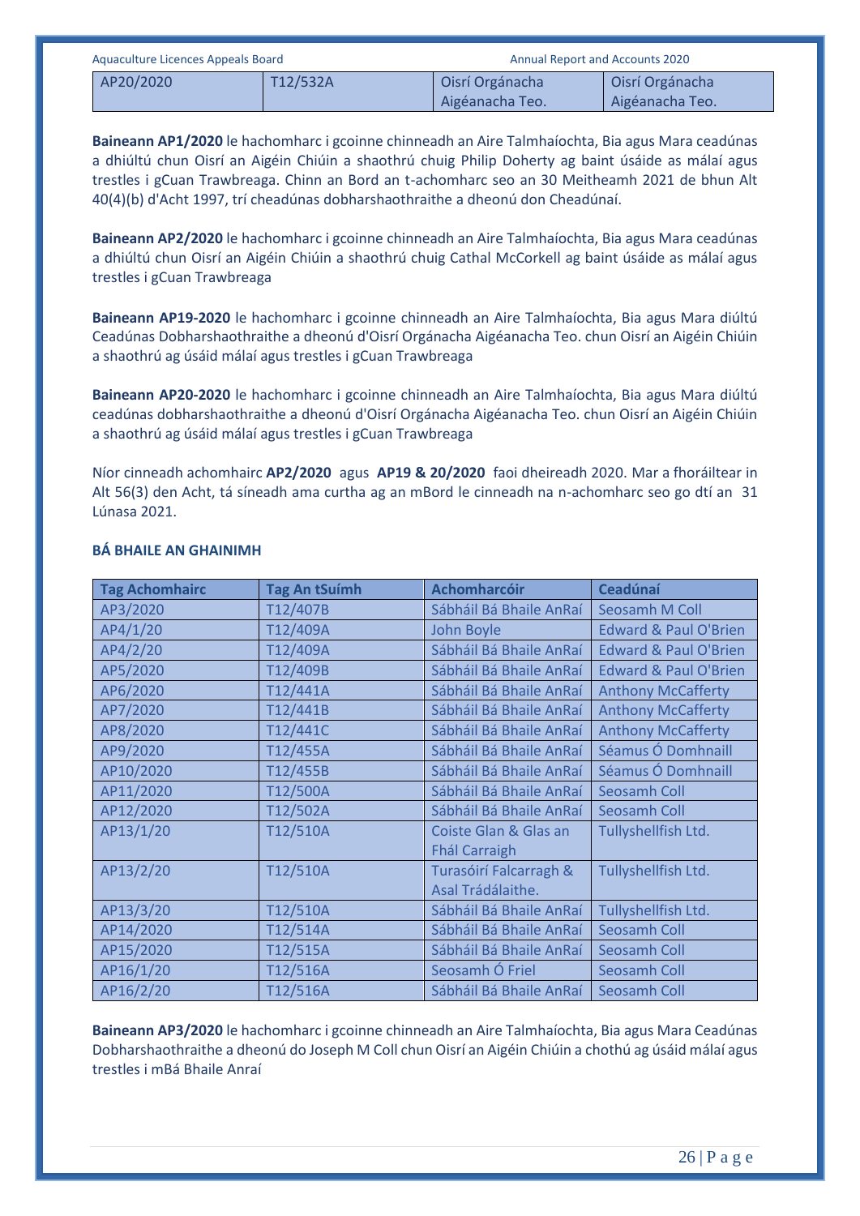| AP20/2020 | T12/532A | Oisrí Orgánacha Aigéanacha Teo. | Oisrí Orgánacha Aigéanacha Teo. |
|---|---|---|---|

**Baineann AP1/2020** le hachomharc i gcoinne chinneadh an Aire Talmhaíochta, Bia agus Mara ceadúnas a dhiúltú chun Oisrí an Aigéin Chiúin a shaothrú chuig Philip Doherty ag baint úsáide as málaí agus trestles i gCuan Trawbreaga. Chinn an Bord an t-achomharc seo an 30 Meitheamh 2021 de bhun Alt 40(4)(b) d'Acht 1997, trí cheadúnas dobharshaothraithe a dheonú don Cheadúnaí.

**Baineann AP2/2020** le hachomharc i gcoinne chinneadh an Aire Talmhaíochta, Bia agus Mara ceadúnas a dhiúltú chun Oisrí an Aigéin Chiúin a shaothrú chuig Cathal McCorkell ag baint úsáide as málaí agus trestles i gCuan Trawbreaga

**Baineann AP19-2020** le hachomharc i gcoinne chinneadh an Aire Talmhaíochta, Bia agus Mara diúltú Ceadúnas Dobharshaothraithe a dheonú d'Oisrí Orgánacha Aigéanacha Teo. chun Oisrí an Aigéin Chiúin a shaothrú ag úsáid málaí agus trestles i gCuan Trawbreaga

**Baineann AP20-2020** le hachomharc i gcoinne chinneadh an Aire Talmhaíochta, Bia agus Mara diúltú ceadúnas dobharshaothraithe a dheonú d'Oisrí Orgánacha Aigéanacha Teo. chun Oisrí an Aigéin Chiúin a shaothrú ag úsáid málaí agus trestles i gCuan Trawbreaga

Níor cinneadh achomhairc **AP2/2020** agus **AP19 & 20/2020** faoi dheireadh 2020. Mar a fhoráiltear in Alt 56(3) den Acht, tá síneadh ama curtha ag an mBord le cinneadh na n-achomharc seo go dtí an 31 Lúnasa 2021.

### BÁ BHAILE AN GHAINIMH

| Tag Achomhairc | Tag An tSuímh | Achomharcóir | Ceadúnaí |
|---|---|---|---|
| AP3/2020 | T12/407B | Sábháil Bá Bhaile AnRaí | Seosamh M Coll |
| AP4/1/20 | T12/409A | John Boyle | Edward & Paul O'Brien |
| AP4/2/20 | T12/409A | Sábháil Bá Bhaile AnRaí | Edward & Paul O'Brien |
| AP5/2020 | T12/409B | Sábháil Bá Bhaile AnRaí | Edward & Paul O'Brien |
| AP6/2020 | T12/441A | Sábháil Bá Bhaile AnRaí | Anthony McCafferty |
| AP7/2020 | T12/441B | Sábháil Bá Bhaile AnRaí | Anthony McCafferty |
| AP8/2020 | T12/441C | Sábháil Bá Bhaile AnRaí | Anthony McCafferty |
| AP9/2020 | T12/455A | Sábháil Bá Bhaile AnRaí | Séamus Ó Domhnaill |
| AP10/2020 | T12/455B | Sábháil Bá Bhaile AnRaí | Séamus Ó Domhnaill |
| AP11/2020 | T12/500A | Sábháil Bá Bhaile AnRaí | Seosamh Coll |
| AP12/2020 | T12/502A | Sábháil Bá Bhaile AnRaí | Seosamh Coll |
| AP13/1/20 | T12/510A | Coiste Glan & Glas an Fhál Carraigh | Tullyshellfish Ltd. |
| AP13/2/20 | T12/510A | Turasóirí Falcarragh & Asal Trádálaithe. | Tullyshellfish Ltd. |
| AP13/3/20 | T12/510A | Sábháil Bá Bhaile AnRaí | Tullyshellfish Ltd. |
| AP14/2020 | T12/514A | Sábháil Bá Bhaile AnRaí | Seosamh Coll |
| AP15/2020 | T12/515A | Sábháil Bá Bhaile AnRaí | Seosamh Coll |
| AP16/1/20 | T12/516A | Seosamh Ó Friel | Seosamh Coll |
| AP16/2/20 | T12/516A | Sábháil Bá Bhaile AnRaí | Seosamh Coll |

**Baineann AP3/2020** le hachomharc i gcoinne chinneadh an Aire Talmhaíochta, Bia agus Mara Ceadúnas Dobharshaothraithe a dheonú do Joseph M Coll chun Oisrí an Aigéin Chiúin a chothú ag úsáid málaí agus trestles i mBá Bhaile Anraí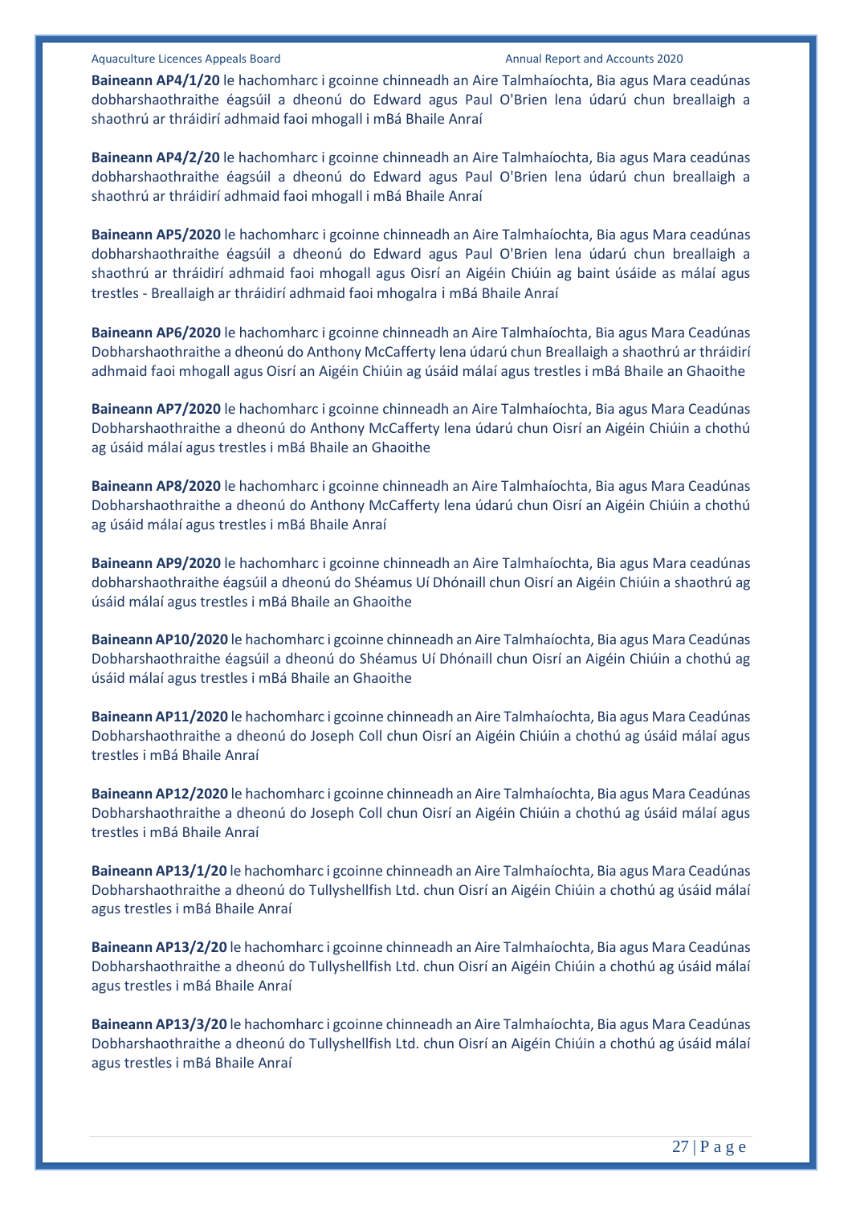**Baineann AP4/1/20** le hachomharc i gcoinne chinneadh an Aire Talmhaíochta, Bia agus Mara ceadúnas dobharshaothraithe éagsúil a dheonú do Edward agus Paul O'Brien lena údarú chun breallaigh a shaothrú ar thráidirí adhmaid faoi mhogall i mBá Bhaile Anraí

**Baineann AP4/2/20** le hachomharc i gcoinne chinneadh an Aire Talmhaíochta, Bia agus Mara ceadúnas dobharshaothraithe éagsúil a dheonú do Edward agus Paul O'Brien lena údarú chun breallaigh a shaothrú ar thráidirí adhmaid faoi mhogall i mBá Bhaile Anraí

**Baineann AP5/2020** le hachomharc i gcoinne chinneadh an Aire Talmhaíochta, Bia agus Mara ceadúnas dobharshaothraithe éagsúil a dheonú do Edward agus Paul O'Brien lena údarú chun breallaigh a shaothrú ar thráidirí adhmaid faoi mhogall agus Oisrí an Aigéin Chiúin ag baint úsáide as málaí agus trestles - Breallaigh ar thráidirí adhmaid faoi mhogalra i mBá Bhaile Anraí

**Baineann AP6/2020** le hachomharc i gcoinne chinneadh an Aire Talmhaíochta, Bia agus Mara Ceadúnas Dobharshaothraithe a dheonú do Anthony McCafferty lena údarú chun Breallaigh a shaothrú ar thráidirí adhmaid faoi mhogall agus Oisrí an Aigéin Chiúin ag úsáid málaí agus trestles i mBá Bhaile an Ghaoithe

**Baineann AP7/2020** le hachomharc i gcoinne chinneadh an Aire Talmhaíochta, Bia agus Mara Ceadúnas Dobharshaothraithe a dheonú do Anthony McCafferty lena údarú chun Oisrí an Aigéin Chiúin a chothú ag úsáid málaí agus trestles i mBá Bhaile an Ghaoithe

**Baineann AP8/2020** le hachomharc i gcoinne chinneadh an Aire Talmhaíochta, Bia agus Mara Ceadúnas Dobharshaothraithe a dheonú do Anthony McCafferty lena údarú chun Oisrí an Aigéin Chiúin a chothú ag úsáid málaí agus trestles i mBá Bhaile Anraí

**Baineann AP9/2020** le hachomharc i gcoinne chinneadh an Aire Talmhaíochta, Bia agus Mara ceadúnas dobharshaothraithe éagsúil a dheonú do Shéamus Uí Dhónaill chun Oisrí an Aigéin Chiúin a shaothrú ag úsáid málaí agus trestles i mBá Bhaile an Ghaoithe

**Baineann AP10/2020** le hachomharc i gcoinne chinneadh an Aire Talmhaíochta, Bia agus Mara Ceadúnas Dobharshaothraithe éagsúil a dheonú do Shéamus Uí Dhónaill chun Oisrí an Aigéin Chiúin a chothú ag úsáid málaí agus trestles i mBá Bhaile an Ghaoithe

**Baineann AP11/2020** le hachomharc i gcoinne chinneadh an Aire Talmhaíochta, Bia agus Mara Ceadúnas Dobharshaothraithe a dheonú do Joseph Coll chun Oisrí an Aigéin Chiúin a chothú ag úsáid málaí agus trestles i mBá Bhaile Anraí

**Baineann AP12/2020** le hachomharc i gcoinne chinneadh an Aire Talmhaíochta, Bia agus Mara Ceadúnas Dobharshaothraithe a dheonú do Joseph Coll chun Oisrí an Aigéin Chiúin a chothú ag úsáid málaí agus trestles i mBá Bhaile Anraí

**Baineann AP13/1/20** le hachomharc i gcoinne chinneadh an Aire Talmhaíochta, Bia agus Mara Ceadúnas Dobharshaothraithe a dheonú do Tullyshellfish Ltd. chun Oisrí an Aigéin Chiúin a chothú ag úsáid málaí agus trestles i mBá Bhaile Anraí

**Baineann AP13/2/20** le hachomharc i gcoinne chinneadh an Aire Talmhaíochta, Bia agus Mara Ceadúnas Dobharshaothraithe a dheonú do Tullyshellfish Ltd. chun Oisrí an Aigéin Chiúin a chothú ag úsáid málaí agus trestles i mBá Bhaile Anraí

**Baineann AP13/3/20** le hachomharc i gcoinne chinneadh an Aire Talmhaíochta, Bia agus Mara Ceadúnas Dobharshaothraithe a dheonú do Tullyshellfish Ltd. chun Oisrí an Aigéin Chiúin a chothú ag úsáid málaí agus trestles i mBá Bhaile Anraí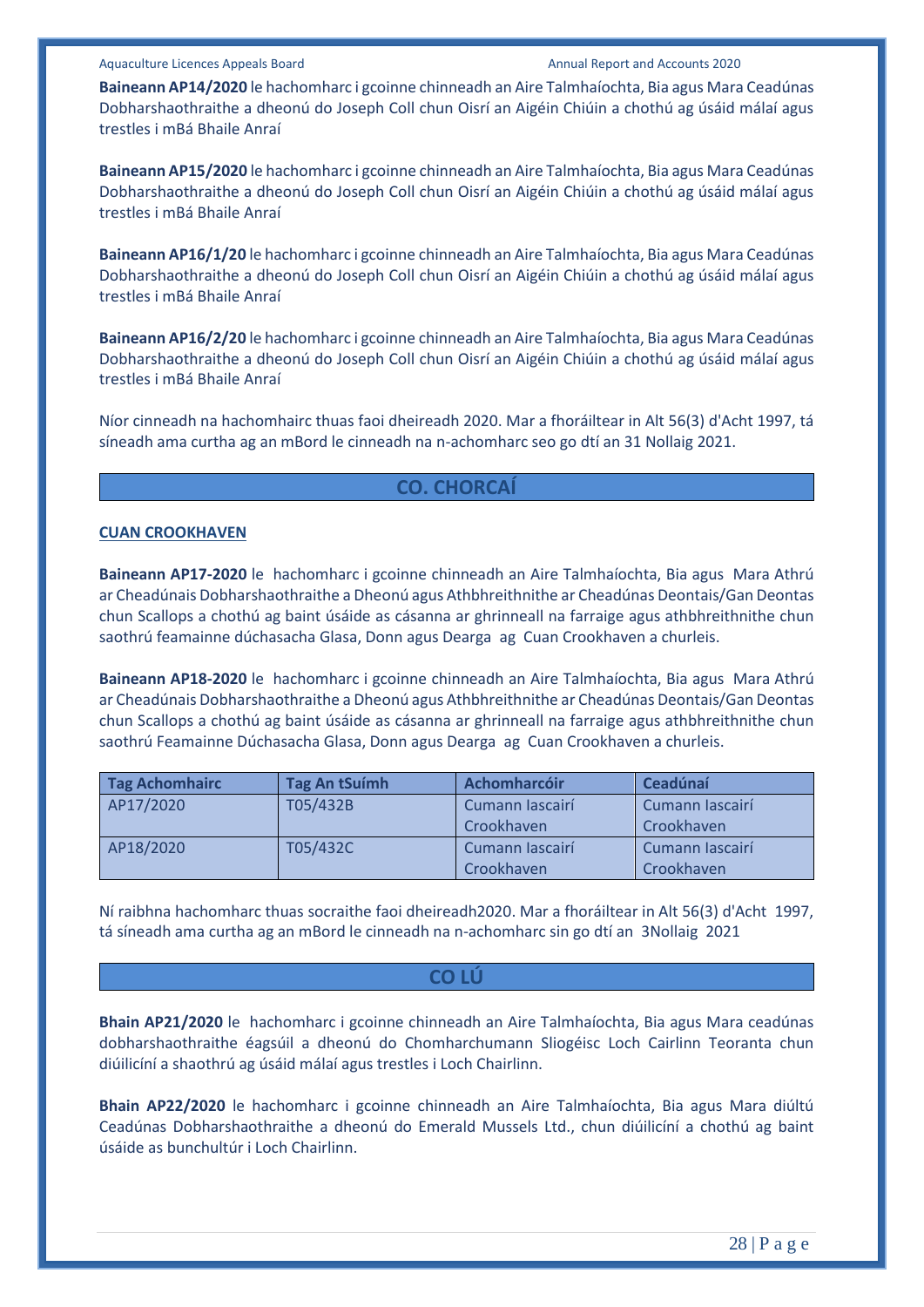**Baineann AP14/2020** le hachomharc i gcoinne chinneadh an Aire Talmhaíochta, Bia agus Mara Ceadúnas Dobharshaothraithe a dheonú do Joseph Coll chun Oisrí an Aigéin Chiúin a chothú ag úsáid málaí agus trestles i mBá Bhaile Anraí

**Baineann AP15/2020** le hachomharc i gcoinne chinneadh an Aire Talmhaíochta, Bia agus Mara Ceadúnas Dobharshaothraithe a dheonú do Joseph Coll chun Oisrí an Aigéin Chiúin a chothú ag úsáid málaí agus trestles i mBá Bhaile Anraí

**Baineann AP16/1/20** le hachomharc i gcoinne chinneadh an Aire Talmhaíochta, Bia agus Mara Ceadúnas Dobharshaothraithe a dheonú do Joseph Coll chun Oisrí an Aigéin Chiúin a chothú ag úsáid málaí agus trestles i mBá Bhaile Anraí

**Baineann AP16/2/20** le hachomharc i gcoinne chinneadh an Aire Talmhaíochta, Bia agus Mara Ceadúnas Dobharshaothraithe a dheonú do Joseph Coll chun Oisrí an Aigéin Chiúin a chothú ag úsáid málaí agus trestles i mBá Bhaile Anraí

Níor cinneadh na hachomhairc thuas faoi dheireadh 2020. Mar a fhoráiltear in Alt 56(3) d'Acht 1997, tá síneadh ama curtha ag an mBord le cinneadh na n-achomharc seo go dtí an 31 Nollaig 2021.

## CO. CHORCAÍ

**CUAN CROOKHAVEN**

**Baineann AP17-2020** le hachomharc i gcoinne chinneadh an Aire Talmhaíochta, Bia agus Mara Athrú ar Cheadúnais Dobharshaothraithe a Dheonú agus Athbhreithnithe ar Cheadúnas Deontais/Gan Deontas chun Scallops a chothú ag baint úsáide as cásanna ar ghrinneall na farraige agus athbhreithnithe chun saothrú feamainne dúchasacha Glasa, Donn agus Dearga ag Cuan Crookhaven a churleis.

**Baineann AP18-2020** le hachomharc i gcoinne chinneadh an Aire Talmhaíochta, Bia agus Mara Athrú ar Cheadúnais Dobharshaothraithe a Dheonú agus Athbhreithnithe ar Cheadúnas Deontais/Gan Deontas chun Scallops a chothú ag baint úsáide as cásanna ar ghrinneall na farraige agus athbhreithnithe chun saothrú Feamainne Dúchasacha Glasa, Donn agus Dearga ag Cuan Crookhaven a churleis.

| Tag Achomhairc | Tag An tSuímh | Achomharcóir | Ceadúnaí |
|---|---|---|---|
| AP17/2020 | T05/432B | Cumann Iascairí Crookhaven | Cumann Iascairí Crookhaven |
| AP18/2020 | T05/432C | Cumann Iascairí Crookhaven | Cumann Iascairí Crookhaven |

Ní raibhna hachomharc thuas socraithe faoi dheireadh2020. Mar a fhoráiltear in Alt 56(3) d'Acht 1997, tá síneadh ama curtha ag an mBord le cinneadh na n-achomharc sin go dtí an 3Nollaig 2021

## CO LÚ

**Bhain AP21/2020** le hachomharc i gcoinne chinneadh an Aire Talmhaíochta, Bia agus Mara ceadúnas dobharshaothraithe éagsúil a dheonú do Chomharchumann Sliogéisc Loch Cairlinn Teoranta chun diúilicíní a shaothrú ag úsáid málaí agus trestles i Loch Chairlinn.

**Bhain AP22/2020** le hachomharc i gcoinne chinneadh an Aire Talmhaíochta, Bia agus Mara diúltú Ceadúnas Dobharshaothraithe a dheonú do Emerald Mussels Ltd., chun diúilicíní a chothú ag baint úsáide as bunchultúr i Loch Chairlinn.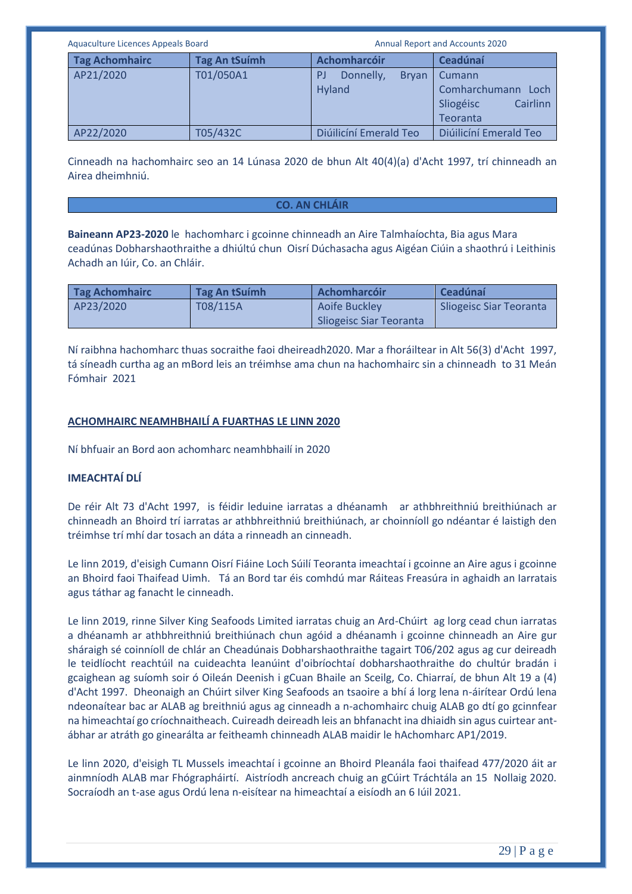| Tag Achomhairc | Tag An tSuímh | Achomharcóir | Ceadúnaí |
|---|---|---|---|
| AP21/2020 | T01/050A1 | PJ Donnelly, Bryan Hyland | Cumann Comharchumann Loch Sliogéisc Cairlinn Teoranta |
| AP22/2020 | T05/432C | Diúilicíní Emerald Teo | Diúilicíní Emerald Teo |

Cinneadh na hachomhairc seo an 14 Lúnasa 2020 de bhun Alt 40(4)(a) d'Acht 1997, trí chinneadh an Airea dheimhniú.

## CO. AN CHLÁIR

**Baineann AP23-2020** le hachomharc i gcoinne chinneadh an Aire Talmhaíochta, Bia agus Mara ceadúnas Dobharshaothraithe a dhiúltú chun Oisrí Dúchasacha agus Aigéan Ciúin a shaothrú i Leithinis Achadh an Iúir, Co. an Chláir.

| Tag Achomhairc | Tag An tSuímh | Achomharcóir | Ceadúnaí |
|---|---|---|---|
| AP23/2020 | T08/115A | Aoife Buckley Sliogeisc Siar Teoranta | Sliogeisc Siar Teoranta |

Ní raibhna hachomharc thuas socraithe faoi dheireadh2020. Mar a fhoráiltear in Alt 56(3) d'Acht 1997, tá síneadh curtha ag an mBord leis an tréimhse ama chun na hachomhairc sin a chinneadh to 31 Meán Fómhair 2021

## ACHOMHAIRC NEAMHBHAILÍ A FUARTHAS LE LINN 2020

Ní bhfuair an Bord aon achomharc neamhbhailí in 2020

## IMEACHTAÍ DLÍ

De réir Alt 73 d'Acht 1997, is féidir leduine iarratas a dhéanamh ar athbhreithniú breithiúnach ar chinneadh an Bhoird trí iarratas ar athbhreithniú breithiúnach, ar choinníoll go ndéantar é laistigh den tréimhse trí mhí dar tosach an dáta a rinneadh an cinneadh.

Le linn 2019, d'eisigh Cumann Oisrí Fiáine Loch Súilí Teoranta imeachtaí i gcoinne an Aire agus i gcoinne an Bhoird faoi Thaifead Uimh. Tá an Bord tar éis comhdú mar Ráiteas Freasúra in aghaidh an Iarratais agus táthar ag fanacht le cinneadh.

Le linn 2019, rinne Silver King Seafoods Limited iarratas chuig an Ard-Chúirt ag lorg cead chun iarratas a dhéanamh ar athbhreithniú breithiúnach chun agóid a dhéanamh i gcoinne chinneadh an Aire gur sháraigh sé coinníoll de chlár an Cheadúnais Dobharshaothraithe tagairt T06/202 agus ag cur deireadh le teidlíocht reachtúil na cuideachta leanúint d'oibríochtaí dobharshaothraithe do chultúr bradán i gcaighean ag suíomh soir ó Oileán Deenish i gCuan Bhaile an Sceilg, Co. Chiarraí, de bhun Alt 19 a (4) d'Acht 1997. Dheonaigh an Chúirt silver King Seafoods an tsaoire a bhí á lorg lena n-áirítear Ordú lena ndeonaítear bac ar ALAB ag breithniú agus ag cinneadh a n-achomhairc chuig ALAB go dtí go gcinnfear na himeachtaí go críochnaitheach. Cuireadh deireadh leis an bhfanacht ina dhiaidh sin agus cuirtear ant-ábhar ar atráth go ginearálta ar feitheamh chinneadh ALAB maidir le hAchomharc AP1/2019.

Le linn 2020, d'eisigh TL Mussels imeachtaí i gcoinne an Bhoird Pleanála faoi thaifead 477/2020 áit ar ainmníodh ALAB mar Fhógrapháirtí. Aistríodh ancreach chuig an gCúirt Tráchtála an 15 Nollaig 2020. Socraíodh an t-ase agus Ordú lena n-eisítear na himeachtaí a eisíodh an 6 Iúil 2021.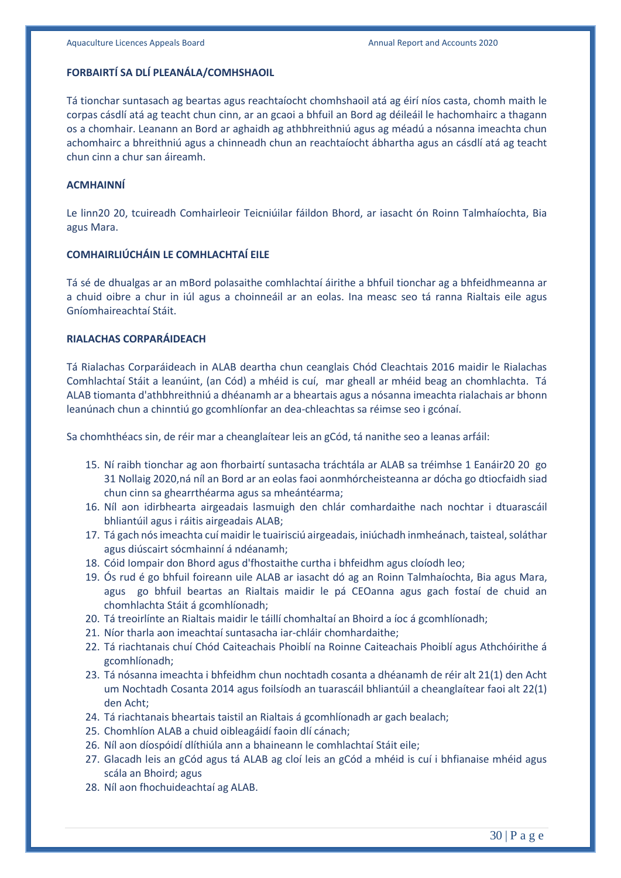## FORBAIRTÍ SA DLÍ PLEANÁLA/COMHSHAOIL

Tá tionchar suntasach ag beartas agus reachtaíocht chomhshaoil atá ag éirí níos casta, chomh maith le corpas cásdlí atá ag teacht chun cinn, ar an gcaoi a bhfuil an Bord ag déileáil le hachomhairc a thagann os a chomhair. Leanann an Bord ar aghaidh ag athbhreithniú agus ag méadú a nósanna imeachta chun achomhairc a bhreithniú agus a chinneadh chun an reachtaíocht ábhartha agus an cásdlí atá ag teacht chun cinn a chur san áireamh.

## ACMHAINNÍ

Le linn20 20, tcuireadh Comhairleoir Teicniúilar fáildon Bhord, ar iasacht ón Roinn Talmhaíochta, Bia agus Mara.

## COMHAIRLIÚCHÁIN LE COMHLACHTAÍ EILE

Tá sé de dhualgas ar an mBord polasaithe comhlachtaí áirithe a bhfuil tionchar ag a bhfeidhmeanna ar a chuid oibre a chur in iúl agus a choinneáil ar an eolas. Ina measc seo tá ranna Rialtais eile agus Gníomhaireachtaí Stáit.

## RIALACHAS CORPARÁIDEACH

Tá Rialachas Corparáideach in ALAB deartha chun ceanglais Chód Cleachtais 2016 maidir le Rialachas Comhlachtaí Stáit a leanúint, (an Cód) a mhéid is cuí, mar gheall ar mhéid beag an chomhlachta. Tá ALAB tiomanta d'athbhreithniú a dhéanamh ar a bheartais agus a nósanna imeachta rialachais ar bhonn leanúnach chun a chinntiú go gcomhlíonfar an dea-chleachtas sa réimse seo i gcónaí.

Sa chomhthéacs sin, de réir mar a cheanglaítear leis an gCód, tá nanithe seo a leanas arfáil:

15. Ní raibh tionchar ag aon fhorbairtí suntasacha tráchtála ar ALAB sa tréimhse 1 Eanáir20 20 go 31 Nollaig 2020,ná níl an Bord ar an eolas faoi aonmhórcheisteanna ar dócha go dtiocfaidh siad chun cinn sa ghearrthéarma agus sa mheántéarma;
16. Níl aon idirbhearta airgeadais lasmuigh den chlár comhardaithe nach nochtar i dtuarascáil bhliantúil agus i ráitis airgeadais ALAB;
17. Tá gach nós imeachta cuí maidir le tuairisciú airgeadais, iniúchadh inmheánach, taisteal, soláthar agus diúscairt sócmhainní á ndéanamh;
18. Cóid Iompair don Bhord agus d'fhostaithe curtha i bhfeidhm agus cloíodh leo;
19. Ós rud é go bhfuil foireann uile ALAB ar iasacht dó ag an Roinn Talmhaíochta, Bia agus Mara, agus go bhfuil beartas an Rialtais maidir le pá CEOanna agus gach fostaí de chuid an chomhlachta Stáit á gcomhlíonadh;
20. Tá treoirlínte an Rialtais maidir le táillí chomhaltaí an Bhoird a íoc á gcomhlíonadh;
21. Níor tharla aon imeachtaí suntasacha iar-chláir chomhardaithe;
22. Tá riachtanais chuí Chód Caiteachais Phoiblí na Roinne Caiteachais Phoiblí agus Athchóirithe á gcomhlíonadh;
23. Tá nósanna imeachta i bhfeidhm chun nochtadh cosanta a dhéanamh de réir alt 21(1) den Acht um Nochtadh Cosanta 2014 agus foilsíodh an tuarascáil bhliantúil a cheanglaítear faoi alt 22(1) den Acht;
24. Tá riachtanais bheartais taistil an Rialtais á gcomhlíonadh ar gach bealach;
25. Chomhlíon ALAB a chuid oibleagáidí faoin dlí cánach;
26. Níl aon díospóidí dlíthiúla ann a bhaineann le comhlachtaí Stáit eile;
27. Glacadh leis an gCód agus tá ALAB ag cloí leis an gCód a mhéid is cuí i bhfianaise mhéid agus scála an Bhoird; agus
28. Níl aon fhochuideachtaí ag ALAB.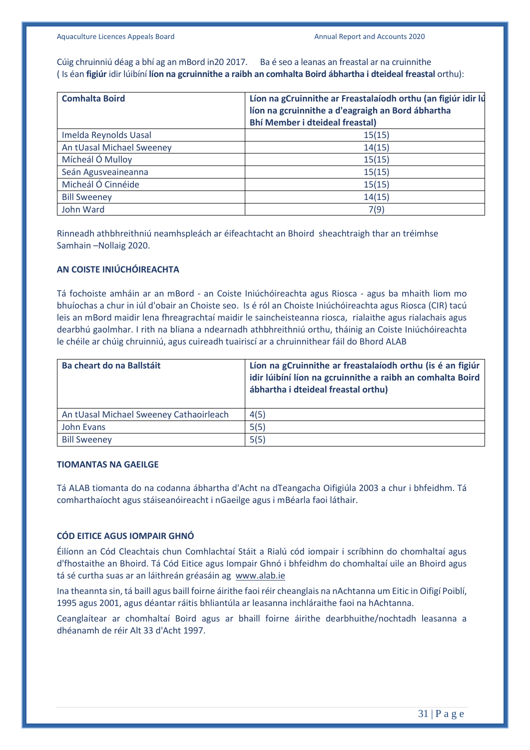Cúig chruinniú déag a bhí ag an mBord in20 2017.     Ba é seo a leanas an freastal ar na cruinnithe ( Is éan **figiúr** idir lúibíní **líon na gcruinnithe a raibh an comhalta Boird ábhartha i dteideal freastal** orthu):

| Comhalta Boird | Líon na gCruinnithe ar Freastalaíodh orthu (an figiúr idir lú líon na gcruinnithe a d'eagraigh an Bord ábhartha Bhí Member i dteideal freastal) |
|---|---|
| Imelda Reynolds Uasal | 15(15) |
| An tUasal Michael Sweeney | 14(15) |
| Mícheál Ó Mulloy | 15(15) |
| Seán Agusveaineanna | 15(15) |
| Micheál Ó Cinnéide | 15(15) |
| Bill Sweeney | 14(15) |
| John Ward | 7(9) |

Rinneadh athbhreithniú neamhspleách ar éifeachtacht an Bhoird sheachtraigh thar an tréimhse Samhain –Nollaig 2020.

## AN COISTE INIÚCHÓIREACHTA

Tá fochoiste amháin ar an mBord - an Coiste Iniúchóireachta agus Riosca - agus ba mhaith liom mo bhuíochas a chur in iúl d'obair an Choiste seo. Is é ról an Choiste Iniúchóireachta agus Riosca (CIR) tacú leis an mBord maidir lena fhreagrachtaí maidir le saincheisteanna riosca, rialaithe agus rialachais agus dearbhú gaolmhar. I rith na bliana a ndearnadh athbhreithniú orthu, tháinig an Coiste Iniúchóireachta le chéile ar chúig chruinniú, agus cuireadh tuairiscí ar a chruinnithear fáil do Bhord ALAB

| Ba cheart do na Ballstáit | Líon na gCruinnithe ar freastalaíodh orthu (is é an figiúr idir lúibíní líon na gcruinnithe a raibh an comhalta Boird ábhartha i dteideal freastal orthu) |
|---|---|
| An tUasal Michael Sweeney Cathaoirleach | 4(5) |
| John Evans | 5(5) |
| Bill Sweeney | 5(5) |

## TIOMANTAS NA GAEILGE

Tá ALAB tiomanta do na codanna ábhartha d'Acht na dTeangacha Oifigiúla 2003 a chur i bhfeidhm. Tá comharthaíocht agus stáiseanóireacht i nGaeilge agus i mBéarla faoi láthair.

## CÓD EITICE AGUS IOMPAIR GHNÓ

Éilíonn an Cód Cleachtais chun Comhlachtaí Stáit a Rialú cód iompair i scríbhinn do chomhaltaí agus d'fhostaithe an Bhoird. Tá Cód Eitice agus Iompair Ghnó i bhfeidhm do chomhaltaí uile an Bhoird agus tá sé curtha suas ar an láithreán gréasáin ag www.alab.ie

Ina theannta sin, tá baill agus baill foirne áirithe faoi réir cheanglais na nAchtanna um Eitic in Oifigí Poiblí, 1995 agus 2001, agus déantar ráitis bhliantúla ar leasanna inchláraithe faoi na hAchtanna.

Ceanglaítear ar chomhaltaí Boird agus ar bhaill foirne áirithe dearbhuithe/nochtadh leasanna a dhéanamh de réir Alt 33 d'Acht 1997.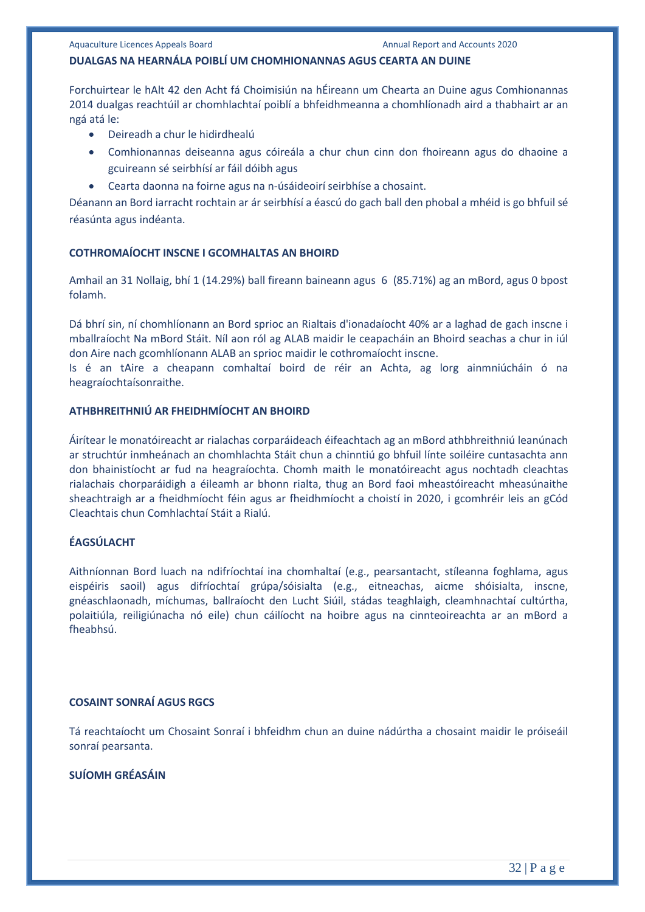## DUALGAS NA HEARNÁLA POIBLÍ UM CHOMHIONANNAS AGUS CEARTA AN DUINE

Forchuirtear le hAlt 42 den Acht fá Choimisiún na hÉireann um Chearta an Duine agus Comhionannas 2014 dualgas reachtúil ar chomhlachtaí poiblí a bhfeidhmeanna a chomhlíonadh aird a thabhairt ar an ngá atá le:

- Deireadh a chur le hidirdhealú
- Comhionannas deiseanna agus cóireála a chur chun cinn don fhoireann agus do dhaoine a gcuireann sé seirbhísí ar fáil dóibh agus
- Cearta daonna na foirne agus na n-úsáideoirí seirbhíse a chosaint.

Déanann an Bord iarracht rochtain ar ár seirbhísí a éascú do gach ball den phobal a mhéid is go bhfuil sé réasúnta agus indéanta.

## COTHROMAÍOCHT INSCNE I GCOMHALTAS AN BHOIRD

Amhail an 31 Nollaig, bhí 1 (14.29%) ball fireann baineann agus 6 (85.71%) ag an mBord, agus 0 bpost folamh.

Dá bhrí sin, ní chomhlíonann an Bord sprioc an Rialtais d'ionadaíocht 40% ar a laghad de gach inscne i mballraíocht Na mBord Stáit. Níl aon ról ag ALAB maidir le ceapacháin an Bhoird seachas a chur in iúl don Aire nach gcomhlíonann ALAB an sprioc maidir le cothromaíocht inscne.

Is é an tAire a cheapann comhaltaí boird de réir an Achta, ag lorg ainmniúcháin ó na heagraíochtaísonraithe.

## ATHBHREITHNIÚ AR FHEIDHMÍOCHT AN BHOIRD

Áirítear le monatóireacht ar rialachas corparáideach éifeachtach ag an mBord athbhreithniú leanúnach ar struchtúr inmheánach an chomhlachta Stáit chun a chinntiú go bhfuil línte soiléire cuntasachta ann don bhainistíocht ar fud na heagraíochta. Chomh maith le monatóireacht agus nochtadh cleachtas rialachais chorparáidigh a éileamh ar bhonn rialta, thug an Bord faoi mheastóireacht mheasúnaithe sheachtraigh ar a fheidhmíocht féin agus ar fheidhmíocht a choistí in 2020, i gcomhréir leis an gCód Cleachtais chun Comhlachtaí Stáit a Rialú.

## ÉAGSÚLACHT

Aithníonnan Bord luach na ndifríochtaí ina chomhaltaí (e.g., pearsantacht, stíleanna foghlama, agus eispéiris saoil) agus difríochtaí grúpa/sóisialta (e.g., eitneachas, aicme shóisialta, inscne, gnéaschlaonadh, míchumas, ballraíocht den Lucht Siúil, stádas teaghlaigh, cleamhnachtaí cultúrtha, polaitiúla, reiligiúnacha nó eile) chun cáilíocht na hoibre agus na cinnteoireachta ar an mBord a fheabhsú.

## COSAINT SONRAÍ AGUS RGCS

Tá reachtaíocht um Chosaint Sonraí i bhfeidhm chun an duine nádúrtha a chosaint maidir le próiseáil sonraí pearsanta.

## SUÍOMH GRÉASÁIN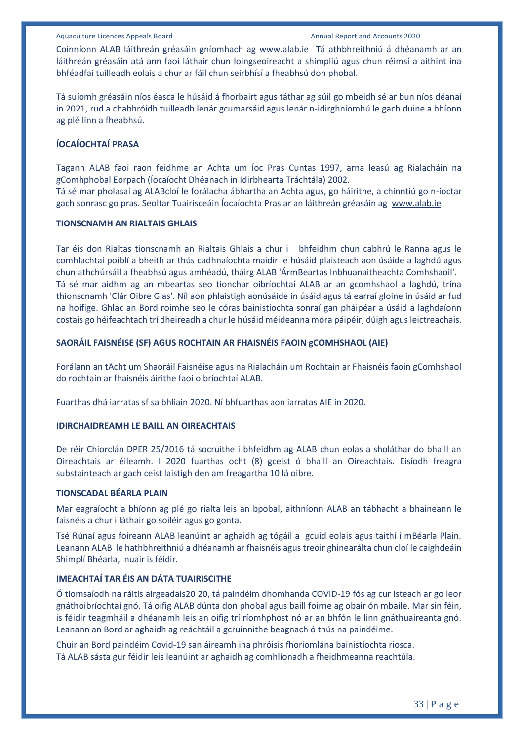Coinníonn ALAB láithreán gréasáin gníomhach ag www.alab.ie  Tá athbhreithniú á dhéanamh ar an láithreán gréasáin atá ann faoi láthair chun loingseoireacht a shimpliú agus chun réimsí a aithint ina bhféadfaí tuilleadh eolais a chur ar fáil chun seirbhísí a fheabhsú don phobal.

Tá suíomh gréasáin níos éasca le húsáid á fhorbairt agus táthar ag súil go mbeidh sé ar bun níos déanaí in 2021, rud a chabhróidh tuilleadh lenár gcumarsáid agus lenár n-idirghníomhú le gach duine a bhíonn ag plé linn a fheabhsú.

## ÍOCAÍOCHTAÍ PRASA

Tagann ALAB faoi raon feidhme an Achta um Íoc Pras Cuntas 1997, arna leasú ag Rialacháin na gComhphobal Eorpach (Íocaíocht Dhéanach in Idirbhearta Tráchtála) 2002.
Tá sé mar pholasaí ag ALABcloí le forálacha ábhartha an Achta agus, go háirithe, a chinntiú go n-íoctar gach sonrasc go pras. Seoltar Tuairisceáin Íocaíochta Pras ar an láithreán gréasáin ag  www.alab.ie

## TIONSCNAMH AN RIALTAIS GHLAIS

Tar éis don Rialtas tionscnamh an Rialtais Ghlais a chur i   bhfeidhm chun cabhrú le Ranna agus le comhlachtaí poiblí a bheith ar thús cadhnaíochta maidir le húsáid plaisteach aon úsáide a laghdú agus chun athchúrsáil a fheabhsú agus amhéadú, tháirg ALAB 'ÁrmBeartas Inbhuanaitheachta Comhshaoil'.
Tá sé mar aidhm ag an mbeartas seo tionchar oibríochtaí ALAB ar an gcomhshaol a laghdú, trína thionscnamh 'Clár Oibre Glas'. Níl aon phlaistigh aonúsáide in úsáid agus tá earraí gloine in úsáid ar fud na hoifige. Ghlac an Bord roimhe seo le córas bainistíochta sonraí gan pháipéar a úsáid a laghdaíonn costais go héifeachtach trí dheireadh a chur le húsáid méideanna móra páipéir, dúigh agus leictreachais.

## SAORÁIL FAISNÉISE (SF) AGUS ROCHTAIN AR FHAISNÉIS FAOIN gCOMHSHAOL (AIE)

Forálann an tAcht um Shaoráil Faisnéise agus na Rialacháin um Rochtain ar Fhaisnéis faoin gComhshaol do rochtain ar fhaisnéis áirithe faoi oibríochtaí ALAB.

Fuarthas dhá iarratas sf sa bhliain 2020. Ní bhfuarthas aon iarratas AIE in 2020.

## IDIRCHAIDREAMH LE BAILL AN OIREACHTAIS

De réir Chiorclán DPER 25/2016 tá socruithe i bhfeidhm ag ALAB chun eolas a sholáthar do bhaill an Oireachtais ar éileamh. I 2020 fuarthas ocht (8) gceist ó bhaill an Oireachtais. Eisíodh freagra substainteach ar gach ceist laistigh den am freagartha 10 lá oibre.

## TIONSCADAL BÉARLA PLAIN

Mar eagraíocht a bhíonn ag plé go rialta leis an bpobal, aithníonn ALAB an tábhacht a bhaineann le faisnéis a chur i láthair go soiléir agus go gonta.

Tsé Rúnaí agus foireann ALAB leanúint ar aghaidh ag tógáil a  gcuid eolais agus taithí i mBéarla Plain. Leanann ALAB  le hathbhreithniú a dhéanamh ar fhaisnéis agus treoir ghinearálta chun cloí le caighdeáin Shimplí Bhéarla,  nuair is féidir.

## IMEACHTAÍ TAR ÉIS AN DÁTA TUAIRISCITHE

Ó tiomsaíodh na ráitis airgeadais20 20, tá paindéim dhomhanda COVID-19 fós ag cur isteach ar go leor gnáthoibríochtaí gnó. Tá oifig ALAB dúnta don phobal agus baill foirne ag obair ón mbaile. Mar sin féin, is féidir teagmháil a dhéanamh leis an oifig trí ríomhphost nó ar an bhfón le linn gnáthuaireanta gnó. Leanann an Bord ar aghaidh ag reáchtáil a gcruinnithe beagnach ó thús na paindéime.

Chuir an Bord paindéim Covid-19 san áireamh ina phróisis fhoriomlána bainistíochta riosca.
Tá ALAB sásta gur féidir leis leanúint ar aghaidh ag comhlíonadh a fheidhmeanna reachtúla.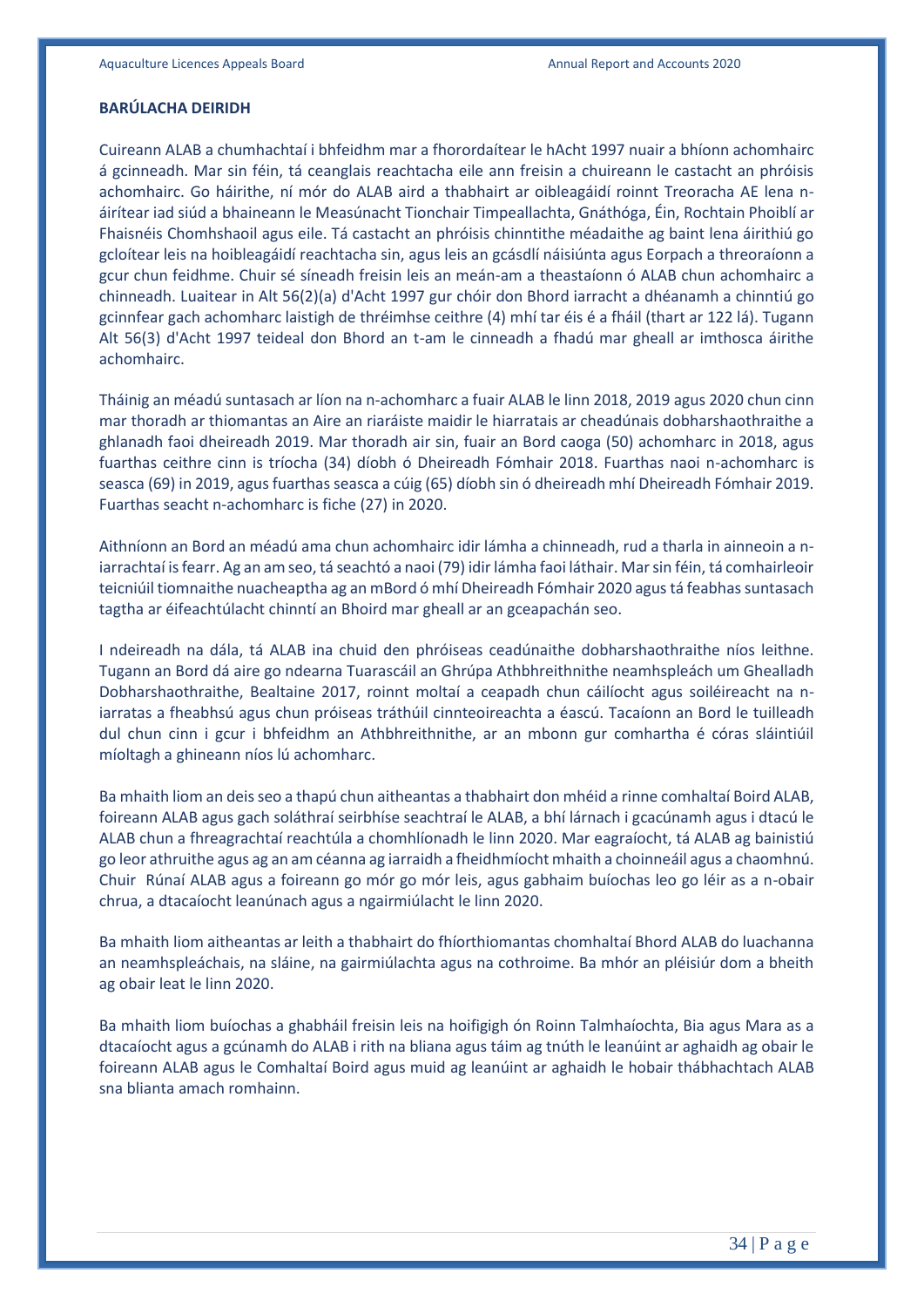**BARÚLACHA DEIRIDH**

Cuireann ALAB a chumhachtaí i bhfeidhm mar a fhorordaítear le hAcht 1997 nuair a bhíonn achomhairc á gcinneadh. Mar sin féin, tá ceanglais reachtacha eile ann freisin a chuireann le castacht an phróisis achomhairc. Go háirithe, ní mór do ALAB aird a thabhairt ar oibleagáidí roinnt Treoracha AE lena n-áirítear iad siúd a bhaineann le Measúnacht Tionchair Timpeallachta, Gnáthóga, Éin, Rochtain Phoiblí ar Fhaisnéis Chomhshaoil agus eile. Tá castacht an phróisis chinntithe méadaithe ag baint lena áirithiú go gcloítear leis na hoibleagáidí reachtacha sin, agus leis an gcásdlí náisiúnta agus Eorpach a threoraíonn a gcur chun feidhme. Chuir sé síneadh freisin leis an meán-am a theastaíonn ó ALAB chun achomhairc a chinneadh. Luaitear in Alt 56(2)(a) d'Acht 1997 gur chóir don Bhord iarracht a dhéanamh a chinntiú go gcinnfear gach achomharc laistigh de thréimhse ceithre (4) mhí tar éis é a fháil (thart ar 122 lá). Tugann Alt 56(3) d'Acht 1997 teideal don Bhord an t-am le cinneadh a fhadú mar gheall ar imthosca áirithe achomhairc.

Tháinig an méadú suntasach ar líon na n-achomharc a fuair ALAB le linn 2018, 2019 agus 2020 chun cinn mar thoradh ar thiomantas an Aire an riaráiste maidir le hiarratais ar cheadúnais dobharshaothraithe a ghlanadh faoi dheireadh 2019. Mar thoradh air sin, fuair an Bord caoga (50) achomharc in 2018, agus fuarthas ceithre cinn is tríocha (34) díobh ó Dheireadh Fómhair 2018. Fuarthas naoi n-achomharc is seasca (69) in 2019, agus fuarthas seasca a cúig (65) díobh sin ó dheireadh mhí Dheireadh Fómhair 2019. Fuarthas seacht n-achomharc is fiche (27) in 2020.

Aithníonn an Bord an méadú ama chun achomhairc idir lámha a chinneadh, rud a tharla in ainneoin a n-iarrachtaí is fearr. Ag an am seo, tá seachtó a naoi (79) idir lámha faoi láthair. Mar sin féin, tá comhairleoir teicniúil tiomnaithe nuacheaptha ag an mBord ó mhí Dheireadh Fómhair 2020 agus tá feabhas suntasach tagtha ar éifeachtúlacht chinntí an Bhoird mar gheall ar an gceapachán seo.

I ndeireadh na dála, tá ALAB ina chuid den phróiseas ceadúnaithe dobharshaothraithe níos leithne. Tugann an Bord dá aire go ndearna Tuarascáil an Ghrúpa Athbhreithnithe neamhspleách um Ghealladh Dobharshaothraithe, Bealtaine 2017, roinnt moltaí a ceapadh chun cáilíocht agus soiléireacht na n-iarratas a fheabhsú agus chun próiseas tráthúil cinnteoireachta a éascú. Tacaíonn an Bord le tuilleadh dul chun cinn i gcur i bhfeidhm an Athbhreithnithe, ar an mbonn gur comhartha é córas sláintiúil míoltagh a ghineann níos lú achomharc.

Ba mhaith liom an deis seo a thapú chun aitheantas a thabhairt don mhéid a rinne comhaltaí Boird ALAB, foireann ALAB agus gach soláthraí seirbhíse seachtraí le ALAB, a bhí lárnach i gcacúnamh agus i dtacú le ALAB chun a fhreagrachtaí reachtúla a chomhlíonadh le linn 2020. Mar eagraíocht, tá ALAB ag bainistiú go leor athruithe agus ag an am céanna ag iarraidh a fheidhmíocht mhaith a choinneáil agus a chaomhnú. Chuir Rúnaí ALAB agus a foireann go mór go mór leis, agus gabhaim buíochas leo go léir as a n-obair chrua, a dtacaíocht leanúnach agus a ngairmiúlacht le linn 2020.

Ba mhaith liom aitheantas ar leith a thabhairt do fhíorthiomantas chomhaltaí Bhord ALAB do luachanna an neamhspleáchais, na sláine, na gairmiúlachta agus na cothroime. Ba mhór an pléisiúr dom a bheith ag obair leat le linn 2020.

Ba mhaith liom buíochas a ghabháil freisin leis na hoifigigh ón Roinn Talmhaíochta, Bia agus Mara as a dtacaíocht agus a gcúnamh do ALAB i rith na bliana agus táim ag tnúth le leanúint ar aghaidh ag obair le foireann ALAB agus le Comhaltaí Boird agus muid ag leanúint ar aghaidh le hobair thábhachtach ALAB sna blianta amach romhainn.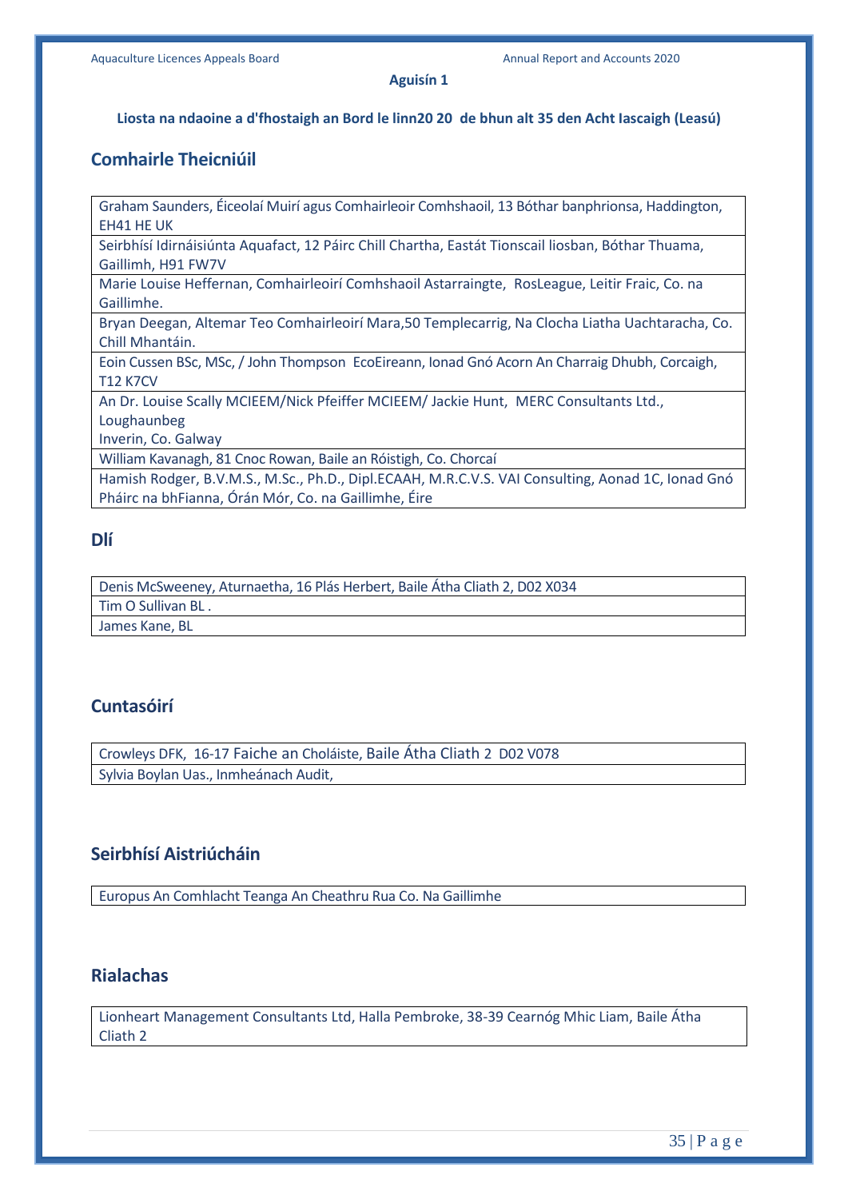**Aguisín 1**

**Liosta na ndaoine a d'fhostaigh an Bord le linn20 20 de bhun alt 35 den Acht Iascaigh (Leasú)**

## Comhairle Theicniúil

| |
|---|
| Graham Saunders, Éiceolaí Muirí agus Comhairleoir Comhshaoil, 13 Bóthar banphrionsa, Haddington, EH41 HE UK |
| Seirbhísí Idirnáisiúnta Aquafact, 12 Páirc Chill Chartha, Eastát Tionscail liosban, Bóthar Thuama, Gaillimh, H91 FW7V |
| Marie Louise Heffernan, Comhairleoirí Comhshaoil Astarraingte, RosLeague, Leitir Fraic, Co. na Gaillimhe. |
| Bryan Deegan, Altemar Teo Comhairleoirí Mara,50 Templecarrig, Na Clocha Liatha Uachtaracha, Co. Chill Mhantáin. |
| Eoin Cussen BSc, MSc, / John Thompson EcoEireann, Ionad Gnó Acorn An Charraig Dhubh, Corcaigh, T12 K7CV |
| An Dr. Louise Scally MCIEEM/Nick Pfeiffer MCIEEM/ Jackie Hunt, MERC Consultants Ltd., Loughaunbeg Inverin, Co. Galway |
| William Kavanagh, 81 Cnoc Rowan, Baile an Róistigh, Co. Chorcaí |
| Hamish Rodger, B.V.M.S., M.Sc., Ph.D., Dipl.ECAAH, M.R.C.V.S. VAI Consulting, Aonad 1C, Ionad Gnó Pháirc na bhFianna, Órán Mór, Co. na Gaillimhe, Éire |

## Dlí

| |
|---|
| Denis McSweeney, Aturnaetha, 16 Plás Herbert, Baile Átha Cliath 2, D02 X034 |
| Tim O Sullivan BL . |
| James Kane, BL |

## Cuntasóirí

| |
|---|
| Crowleys DFK, 16-17 Faiche an Choláiste, Baile Átha Cliath 2 D02 V078 |
| Sylvia Boylan Uas., Inmheánach Audit, |

## Seirbhísí Aistriúcháin

| |
|---|
| Europus An Comhlacht Teanga An Cheathru Rua Co. Na Gaillimhe |

## Rialachas

| |
|---|
| Lionheart Management Consultants Ltd, Halla Pembroke, 38-39 Cearnóg Mhic Liam, Baile Átha Cliath 2 |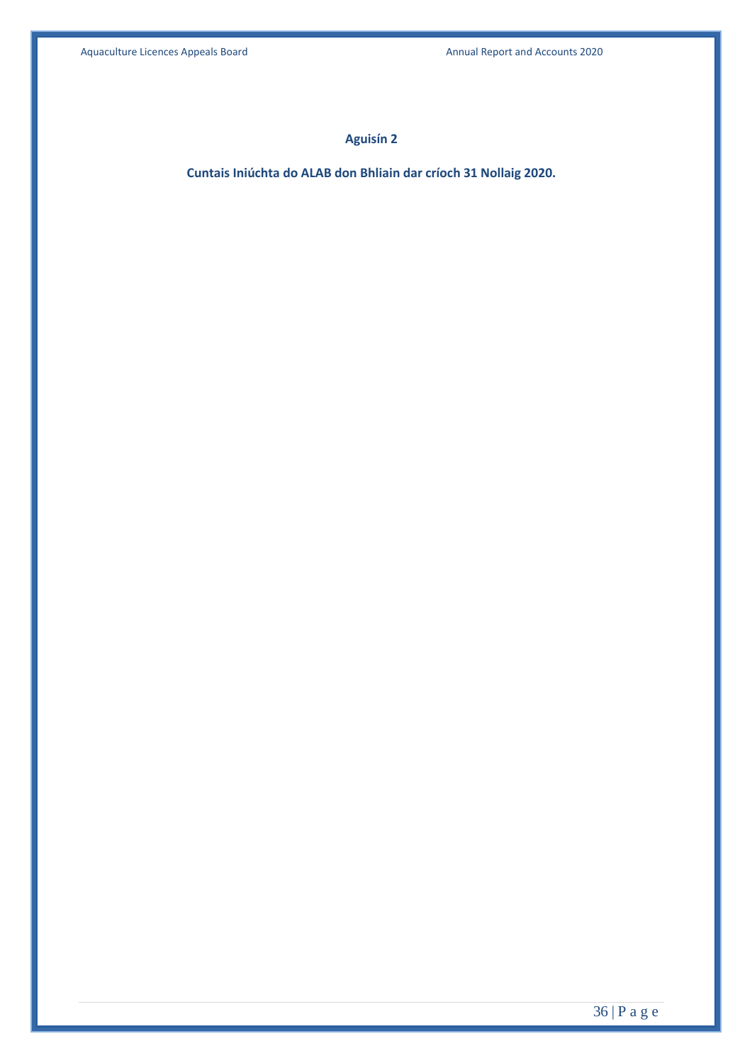## Aguisín 2

**Cuntais Iniúchta do ALAB don Bhliain dar críoch 31 Nollaig 2020.**